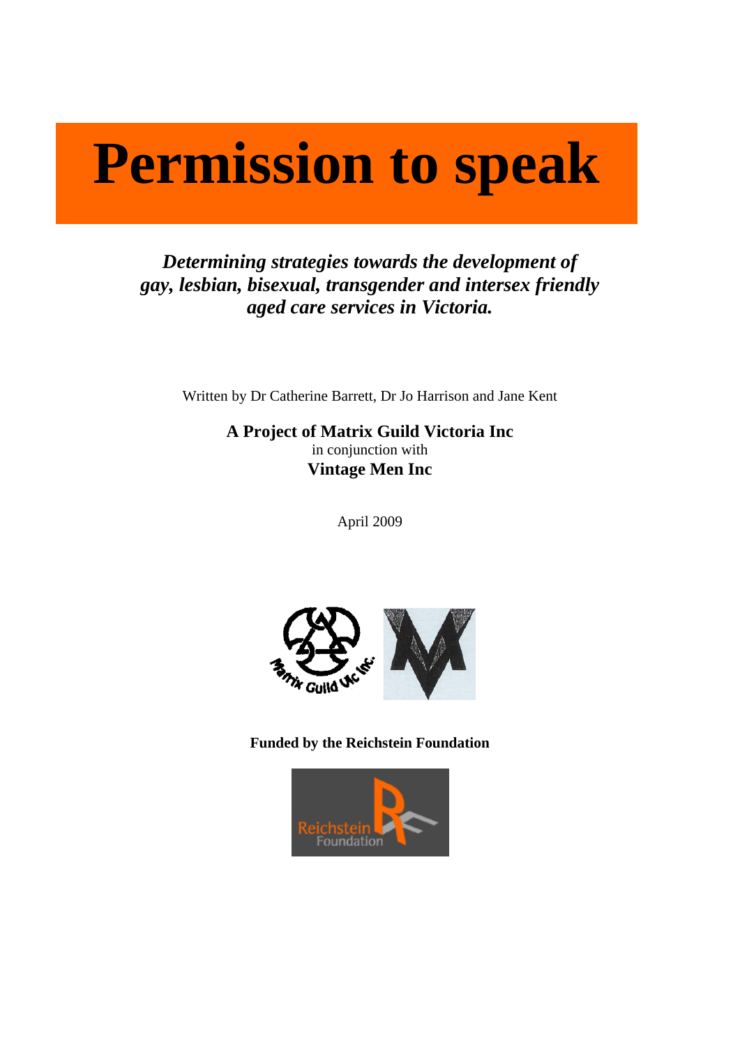# Permission to speak

***Determining strategies towards the development of gay, lesbian, bisexual, transgender and intersex friendly aged care services in Victoria.***

Written by Dr Catherine Barrett, Dr Jo Harrison and Jane Kent

**A Project of Matrix Guild Victoria Inc**
in conjunction with
**Vintage Men Inc**

April 2009

**Funded by the Reichstein Foundation**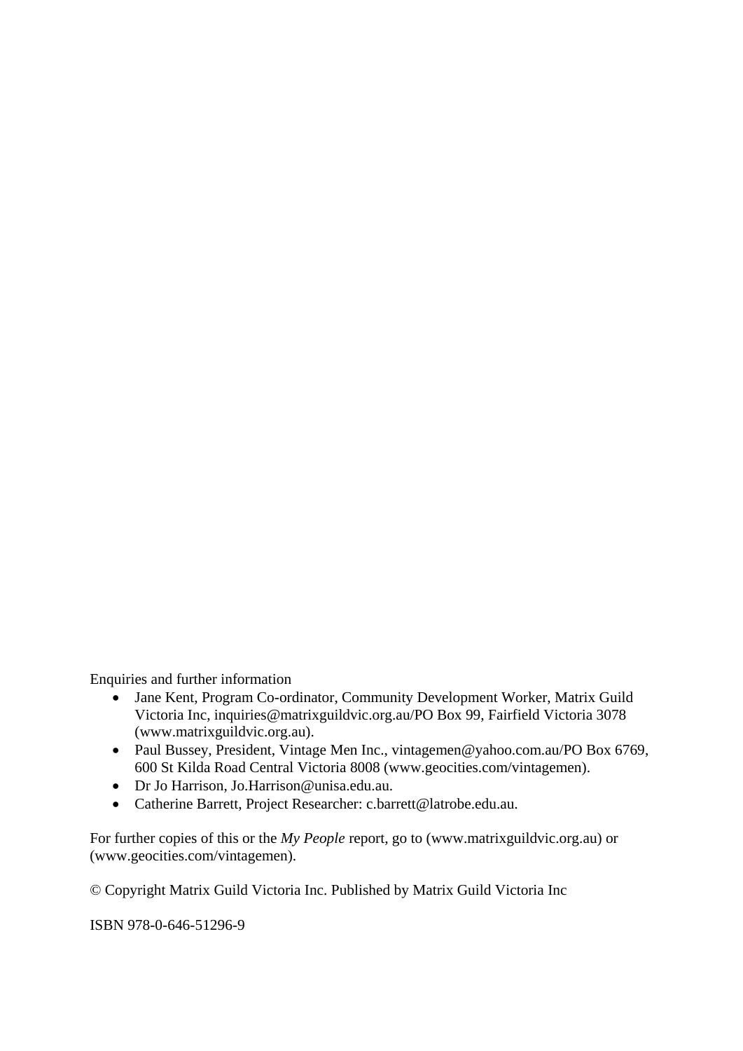Enquiries and further information

- Jane Kent, Program Co-ordinator, Community Development Worker, Matrix Guild Victoria Inc, inquiries@matrixguildvic.org.au/PO Box 99, Fairfield Victoria 3078 (www.matrixguildvic.org.au).
- Paul Bussey, President, Vintage Men Inc., vintagemen@yahoo.com.au/PO Box 6769, 600 St Kilda Road Central Victoria 8008 (www.geocities.com/vintagemen).
- Dr Jo Harrison, Jo.Harrison@unisa.edu.au.
- Catherine Barrett, Project Researcher: c.barrett@latrobe.edu.au.

For further copies of this or the *My People* report, go to (www.matrixguildvic.org.au) or (www.geocities.com/vintagemen).

© Copyright Matrix Guild Victoria Inc. Published by Matrix Guild Victoria Inc

ISBN 978-0-646-51296-9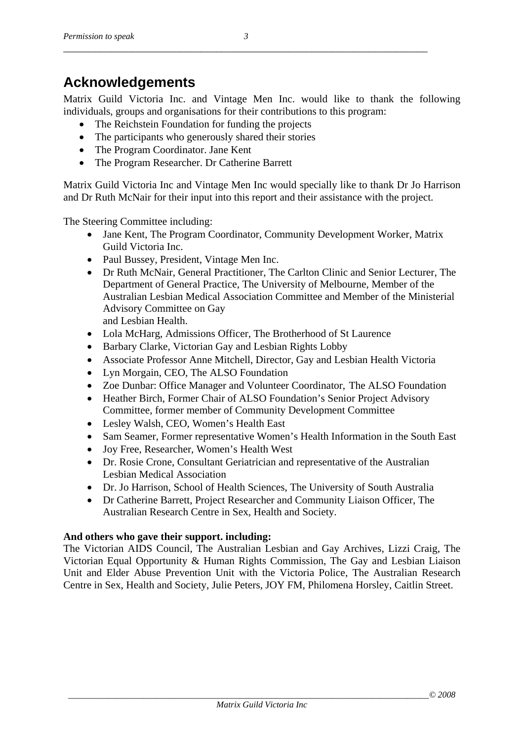# Acknowledgements

Matrix Guild Victoria Inc. and Vintage Men Inc. would like to thank the following individuals, groups and organisations for their contributions to this program:

- The Reichstein Foundation for funding the projects
- The participants who generously shared their stories
- The Program Coordinator. Jane Kent
- The Program Researcher. Dr Catherine Barrett

Matrix Guild Victoria Inc and Vintage Men Inc would specially like to thank Dr Jo Harrison and Dr Ruth McNair for their input into this report and their assistance with the project.

The Steering Committee including:

- Jane Kent, The Program Coordinator, Community Development Worker, Matrix Guild Victoria Inc.
- Paul Bussey, President, Vintage Men Inc.
- Dr Ruth McNair, General Practitioner, The Carlton Clinic and Senior Lecturer, The Department of General Practice, The University of Melbourne, Member of the Australian Lesbian Medical Association Committee and Member of the Ministerial Advisory Committee on Gay and Lesbian Health.
- Lola McHarg, Admissions Officer, The Brotherhood of St Laurence
- Barbary Clarke, Victorian Gay and Lesbian Rights Lobby
- Associate Professor Anne Mitchell, Director, Gay and Lesbian Health Victoria
- Lyn Morgain, CEO, The ALSO Foundation
- Zoe Dunbar: Office Manager and Volunteer Coordinator, The ALSO Foundation
- Heather Birch, Former Chair of ALSO Foundation's Senior Project Advisory Committee, former member of Community Development Committee
- Lesley Walsh, CEO, Women's Health East
- Sam Seamer, Former representative Women's Health Information in the South East
- Joy Free, Researcher, Women's Health West
- Dr. Rosie Crone, Consultant Geriatrician and representative of the Australian Lesbian Medical Association
- Dr. Jo Harrison, School of Health Sciences, The University of South Australia
- Dr Catherine Barrett, Project Researcher and Community Liaison Officer, The Australian Research Centre in Sex, Health and Society.

**And others who gave their support. including:**

The Victorian AIDS Council, The Australian Lesbian and Gay Archives, Lizzi Craig, The Victorian Equal Opportunity & Human Rights Commission, The Gay and Lesbian Liaison Unit and Elder Abuse Prevention Unit with the Victoria Police, The Australian Research Centre in Sex, Health and Society, Julie Peters, JOY FM, Philomena Horsley, Caitlin Street.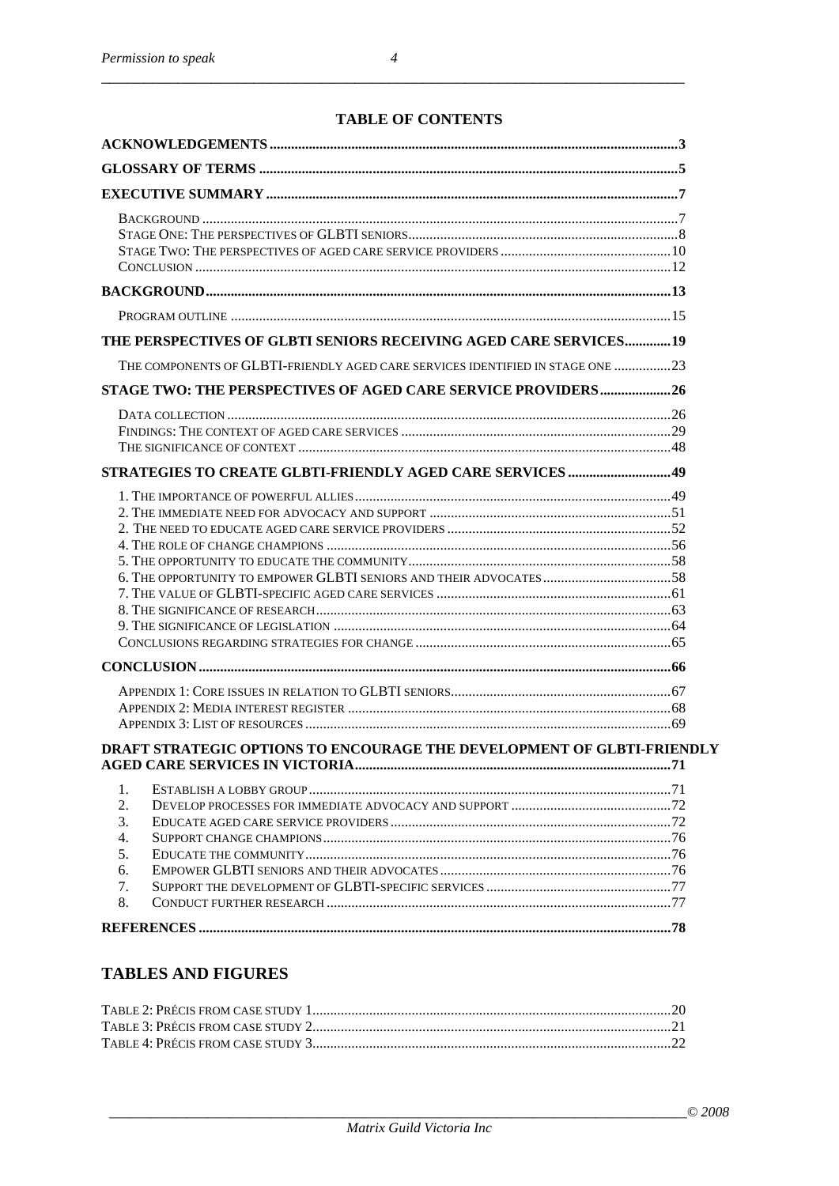# TABLE OF CONTENTS

**ACKNOWLEDGEMENTS** ..... 3

**GLOSSARY OF TERMS** ..... 5

**EXECUTIVE SUMMARY** ..... 7

- Background ..... 7
- Stage One: The perspectives of GLBTI seniors ..... 8
- Stage Two: The perspectives of aged care service providers ..... 10
- Conclusion ..... 12

**BACKGROUND** ..... 13

- Program outline ..... 15

**THE PERSPECTIVES OF GLBTI SENIORS RECEIVING AGED CARE SERVICES** ..... 19

- The components of GLBTI-friendly aged care services identified in stage one ..... 23

**STAGE TWO: THE PERSPECTIVES OF AGED CARE SERVICE PROVIDERS** ..... 26

- Data collection ..... 26
- Findings: The context of aged care services ..... 29
- The significance of context ..... 48

**STRATEGIES TO CREATE GLBTI-FRIENDLY AGED CARE SERVICES** ..... 49

- 1. The importance of powerful allies ..... 49
- 2. The immediate need for advocacy and support ..... 51
- 2. The need to educate aged care service providers ..... 52
- 4. The role of change champions ..... 56
- 5. The opportunity to educate the community ..... 58
- 6. The opportunity to empower GLBTI seniors and their advocates ..... 58
- 7. The value of GLBTI-specific aged care services ..... 61
- 8. The significance of research ..... 63
- 9. The significance of legislation ..... 64
- Conclusions regarding strategies for change ..... 65

**CONCLUSION** ..... 66

- Appendix 1: Core issues in relation to GLBTI seniors ..... 67
- Appendix 2: Media interest register ..... 68
- Appendix 3: List of resources ..... 69

**DRAFT STRATEGIC OPTIONS TO ENCOURAGE THE DEVELOPMENT OF GLBTI-FRIENDLY AGED CARE SERVICES IN VICTORIA** ..... 71

1. Establish a lobby group ..... 71
2. Develop processes for immediate advocacy and support ..... 72
3. Educate aged care service providers ..... 72
4. Support change champions ..... 76
5. Educate the community ..... 76
6. Empower GLBTI seniors and their advocates ..... 76
7. Support the development of GLBTI-specific services ..... 77
8. Conduct further research ..... 77

**REFERENCES** ..... 78

## TABLES AND FIGURES

- Table 2: Précis from case study 1 ..... 20
- Table 3: Précis from case study 2 ..... 21
- Table 4: Précis from case study 3 ..... 22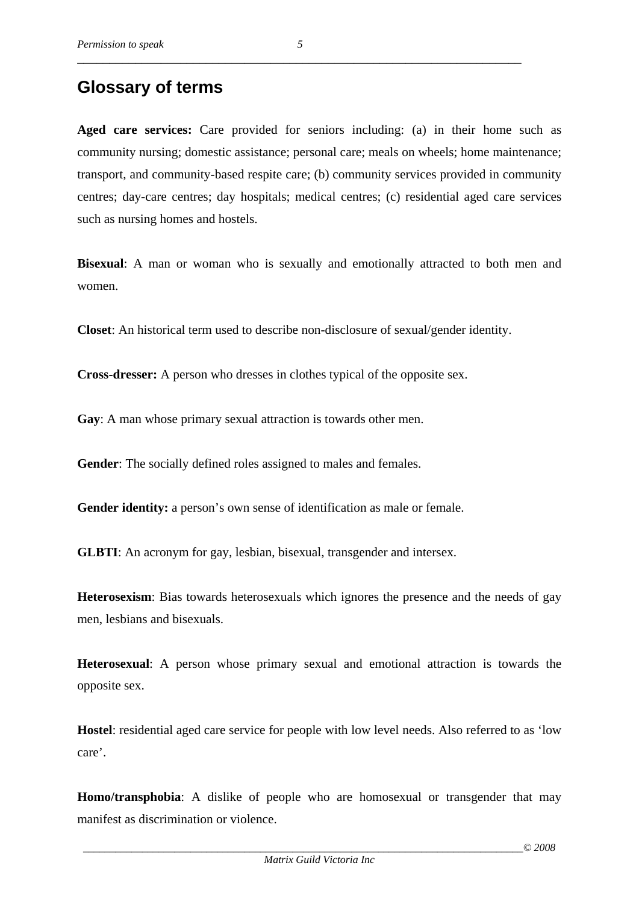## Glossary of terms

**Aged care services:** Care provided for seniors including: (a) in their home such as community nursing; domestic assistance; personal care; meals on wheels; home maintenance; transport, and community-based respite care; (b) community services provided in community centres; day-care centres; day hospitals; medical centres; (c) residential aged care services such as nursing homes and hostels.

**Bisexual**: A man or woman who is sexually and emotionally attracted to both men and women.

**Closet**: An historical term used to describe non-disclosure of sexual/gender identity.

**Cross-dresser:** A person who dresses in clothes typical of the opposite sex.

**Gay**: A man whose primary sexual attraction is towards other men.

**Gender**: The socially defined roles assigned to males and females.

**Gender identity:** a person's own sense of identification as male or female.

**GLBTI**: An acronym for gay, lesbian, bisexual, transgender and intersex.

**Heterosexism**: Bias towards heterosexuals which ignores the presence and the needs of gay men, lesbians and bisexuals.

**Heterosexual**: A person whose primary sexual and emotional attraction is towards the opposite sex.

**Hostel**: residential aged care service for people with low level needs. Also referred to as 'low care'.

**Homo/transphobia**: A dislike of people who are homosexual or transgender that may manifest as discrimination or violence.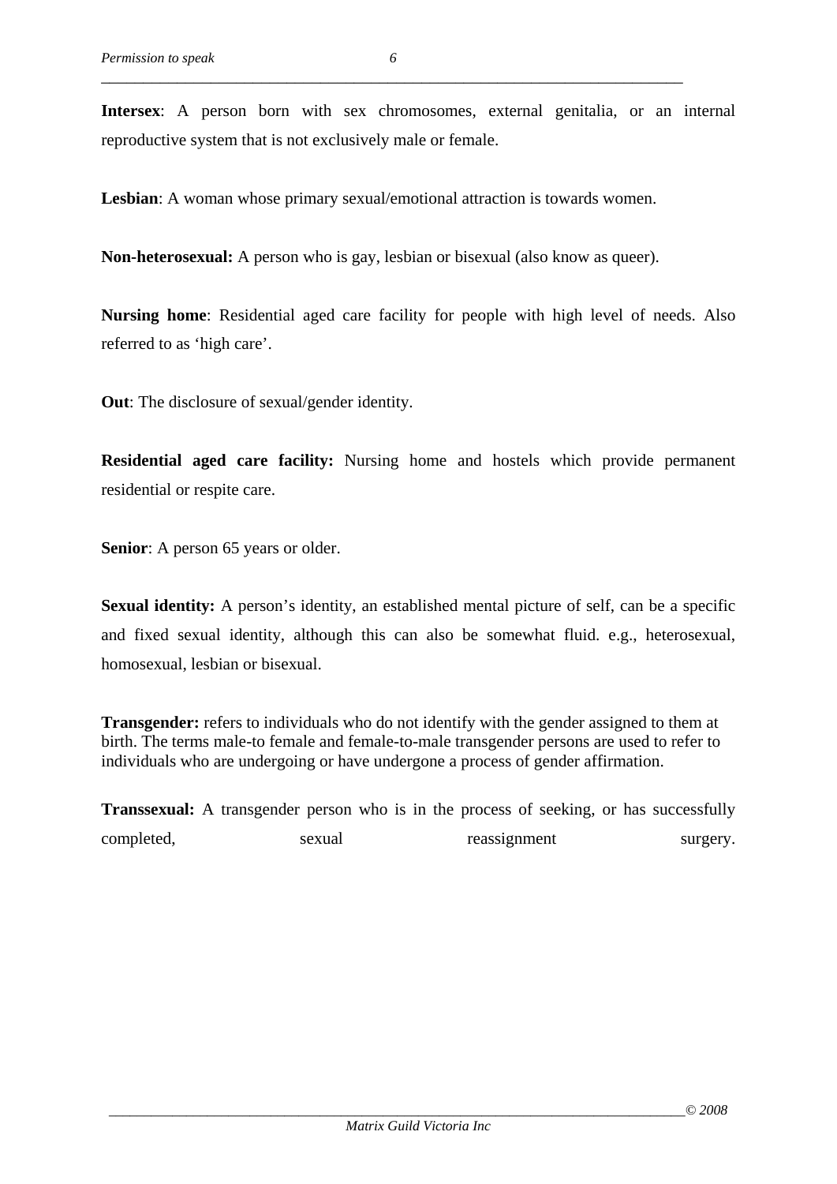**Intersex**: A person born with sex chromosomes, external genitalia, or an internal reproductive system that is not exclusively male or female.

**Lesbian**: A woman whose primary sexual/emotional attraction is towards women.

**Non-heterosexual:** A person who is gay, lesbian or bisexual (also know as queer).

**Nursing home**: Residential aged care facility for people with high level of needs. Also referred to as 'high care'.

**Out**: The disclosure of sexual/gender identity.

**Residential aged care facility:** Nursing home and hostels which provide permanent residential or respite care.

**Senior**: A person 65 years or older.

**Sexual identity:** A person's identity, an established mental picture of self, can be a specific and fixed sexual identity, although this can also be somewhat fluid. e.g., heterosexual, homosexual, lesbian or bisexual.

**Transgender:** refers to individuals who do not identify with the gender assigned to them at birth. The terms male-to female and female-to-male transgender persons are used to refer to individuals who are undergoing or have undergone a process of gender affirmation.

**Transsexual:** A transgender person who is in the process of seeking, or has successfully completed, sexual reassignment surgery.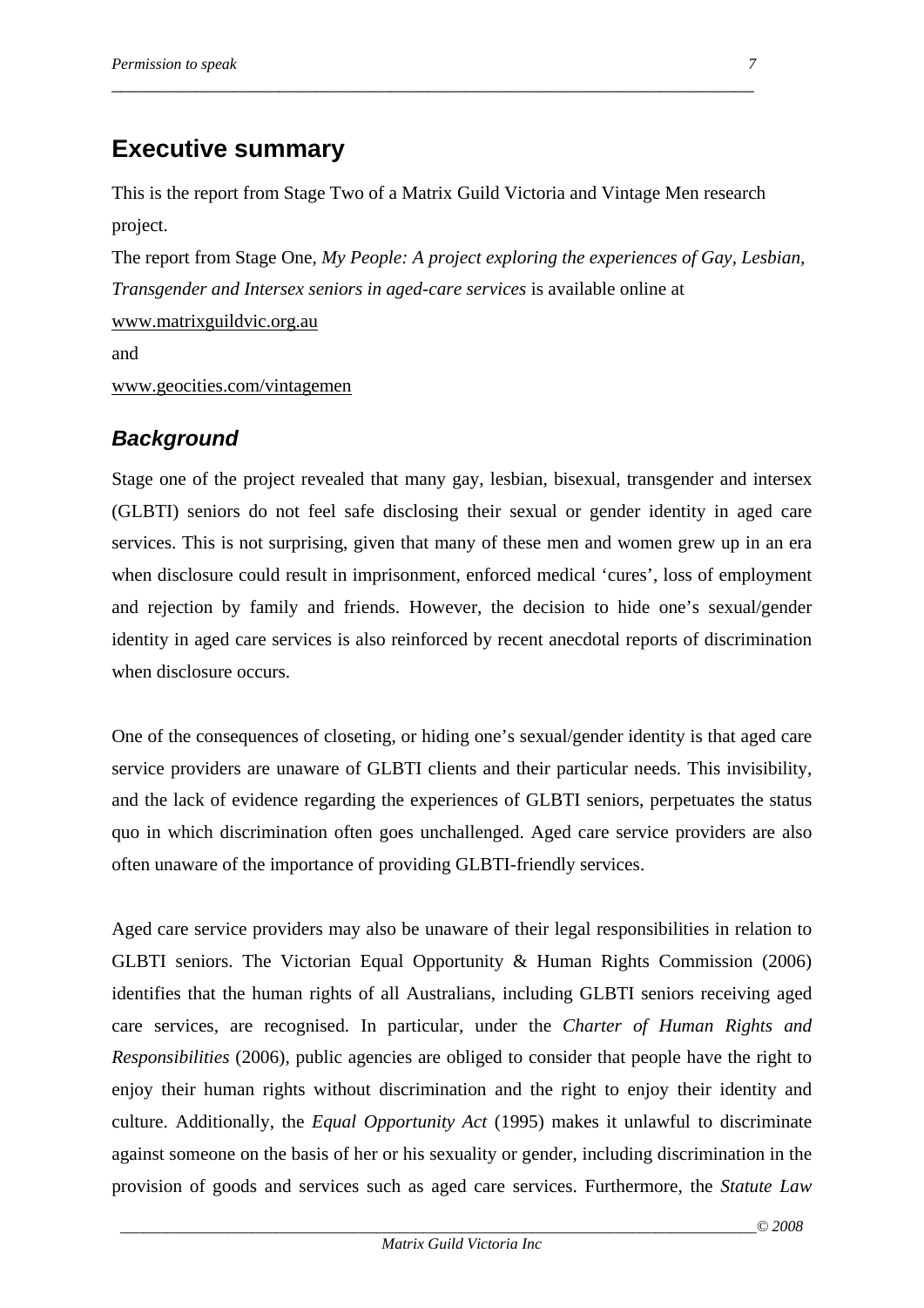# Executive summary

This is the report from Stage Two of a Matrix Guild Victoria and Vintage Men research project.

The report from Stage One, *My People: A project exploring the experiences of Gay, Lesbian, Transgender and Intersex seniors in aged-care services* is available online at www.matrixguildvic.org.au

and

www.geocities.com/vintagemen

## *Background*

Stage one of the project revealed that many gay, lesbian, bisexual, transgender and intersex (GLBTI) seniors do not feel safe disclosing their sexual or gender identity in aged care services. This is not surprising, given that many of these men and women grew up in an era when disclosure could result in imprisonment, enforced medical 'cures', loss of employment and rejection by family and friends. However, the decision to hide one's sexual/gender identity in aged care services is also reinforced by recent anecdotal reports of discrimination when disclosure occurs.

One of the consequences of closeting, or hiding one's sexual/gender identity is that aged care service providers are unaware of GLBTI clients and their particular needs. This invisibility, and the lack of evidence regarding the experiences of GLBTI seniors, perpetuates the status quo in which discrimination often goes unchallenged. Aged care service providers are also often unaware of the importance of providing GLBTI-friendly services.

Aged care service providers may also be unaware of their legal responsibilities in relation to GLBTI seniors. The Victorian Equal Opportunity & Human Rights Commission (2006) identifies that the human rights of all Australians, including GLBTI seniors receiving aged care services, are recognised. In particular, under the *Charter of Human Rights and Responsibilities* (2006), public agencies are obliged to consider that people have the right to enjoy their human rights without discrimination and the right to enjoy their identity and culture. Additionally, the *Equal Opportunity Act* (1995) makes it unlawful to discriminate against someone on the basis of her or his sexuality or gender, including discrimination in the provision of goods and services such as aged care services. Furthermore, the *Statute Law*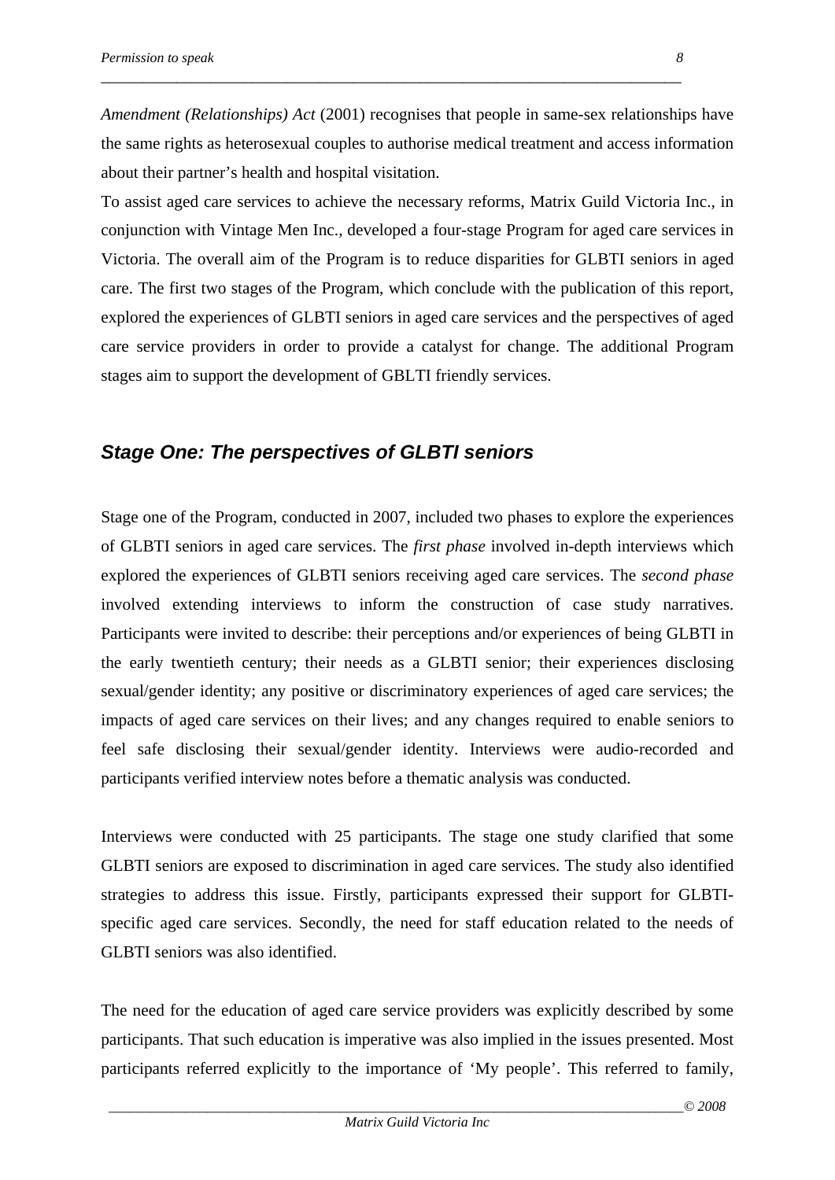*Amendment (Relationships) Act* (2001) recognises that people in same-sex relationships have the same rights as heterosexual couples to authorise medical treatment and access information about their partner's health and hospital visitation.

To assist aged care services to achieve the necessary reforms, Matrix Guild Victoria Inc., in conjunction with Vintage Men Inc., developed a four-stage Program for aged care services in Victoria. The overall aim of the Program is to reduce disparities for GLBTI seniors in aged care. The first two stages of the Program, which conclude with the publication of this report, explored the experiences of GLBTI seniors in aged care services and the perspectives of aged care service providers in order to provide a catalyst for change. The additional Program stages aim to support the development of GBLTI friendly services.

## *Stage One: The perspectives of GLBTI seniors*

Stage one of the Program, conducted in 2007, included two phases to explore the experiences of GLBTI seniors in aged care services. The *first phase* involved in-depth interviews which explored the experiences of GLBTI seniors receiving aged care services. The *second phase* involved extending interviews to inform the construction of case study narratives. Participants were invited to describe: their perceptions and/or experiences of being GLBTI in the early twentieth century; their needs as a GLBTI senior; their experiences disclosing sexual/gender identity; any positive or discriminatory experiences of aged care services; the impacts of aged care services on their lives; and any changes required to enable seniors to feel safe disclosing their sexual/gender identity. Interviews were audio-recorded and participants verified interview notes before a thematic analysis was conducted.

Interviews were conducted with 25 participants. The stage one study clarified that some GLBTI seniors are exposed to discrimination in aged care services. The study also identified strategies to address this issue. Firstly, participants expressed their support for GLBTI-specific aged care services. Secondly, the need for staff education related to the needs of GLBTI seniors was also identified.

The need for the education of aged care service providers was explicitly described by some participants. That such education is imperative was also implied in the issues presented. Most participants referred explicitly to the importance of 'My people'. This referred to family,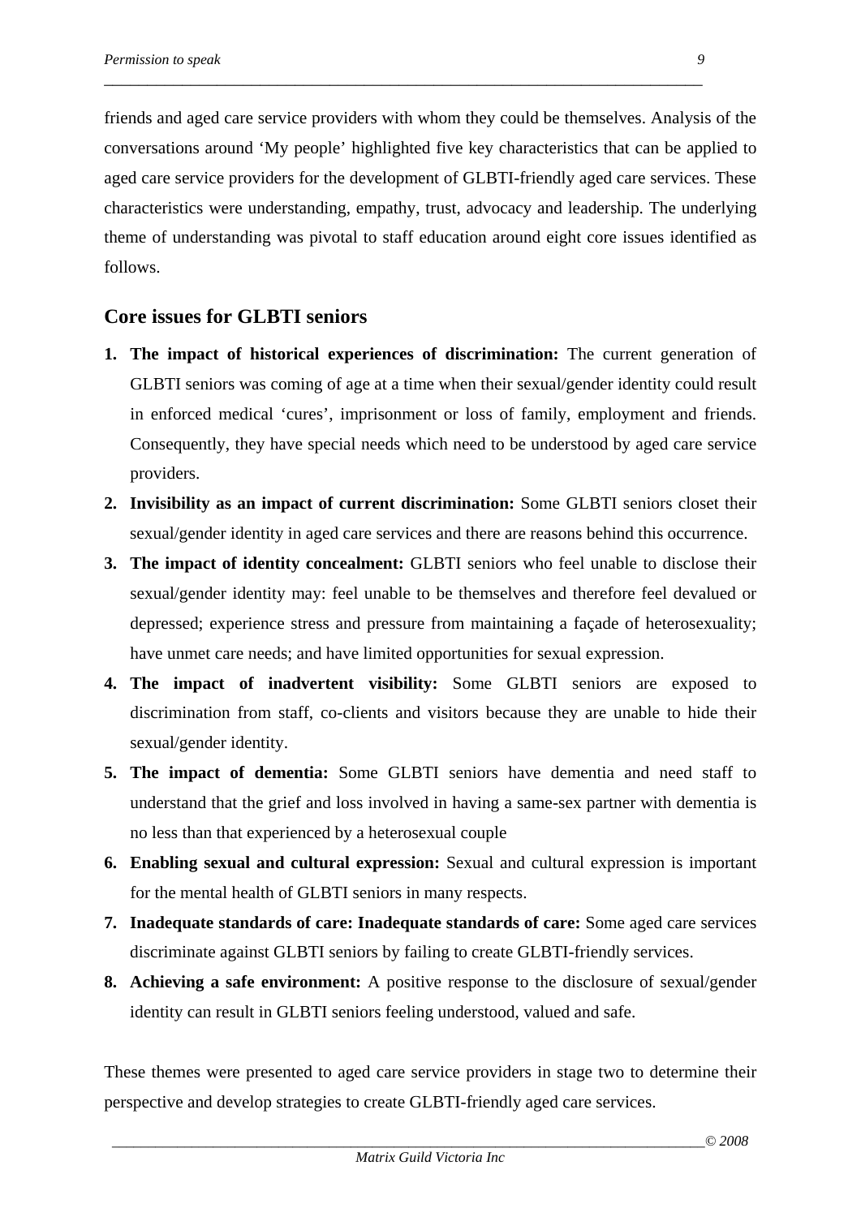friends and aged care service providers with whom they could be themselves. Analysis of the conversations around 'My people' highlighted five key characteristics that can be applied to aged care service providers for the development of GLBTI-friendly aged care services. These characteristics were understanding, empathy, trust, advocacy and leadership. The underlying theme of understanding was pivotal to staff education around eight core issues identified as follows.

## Core issues for GLBTI seniors

1. **The impact of historical experiences of discrimination:** The current generation of GLBTI seniors was coming of age at a time when their sexual/gender identity could result in enforced medical 'cures', imprisonment or loss of family, employment and friends. Consequently, they have special needs which need to be understood by aged care service providers.
2. **Invisibility as an impact of current discrimination:** Some GLBTI seniors closet their sexual/gender identity in aged care services and there are reasons behind this occurrence.
3. **The impact of identity concealment:** GLBTI seniors who feel unable to disclose their sexual/gender identity may: feel unable to be themselves and therefore feel devalued or depressed; experience stress and pressure from maintaining a façade of heterosexuality; have unmet care needs; and have limited opportunities for sexual expression.
4. **The impact of inadvertent visibility:** Some GLBTI seniors are exposed to discrimination from staff, co-clients and visitors because they are unable to hide their sexual/gender identity.
5. **The impact of dementia:** Some GLBTI seniors have dementia and need staff to understand that the grief and loss involved in having a same-sex partner with dementia is no less than that experienced by a heterosexual couple
6. **Enabling sexual and cultural expression:** Sexual and cultural expression is important for the mental health of GLBTI seniors in many respects.
7. **Inadequate standards of care: Inadequate standards of care:** Some aged care services discriminate against GLBTI seniors by failing to create GLBTI-friendly services.
8. **Achieving a safe environment:** A positive response to the disclosure of sexual/gender identity can result in GLBTI seniors feeling understood, valued and safe.

These themes were presented to aged care service providers in stage two to determine their perspective and develop strategies to create GLBTI-friendly aged care services.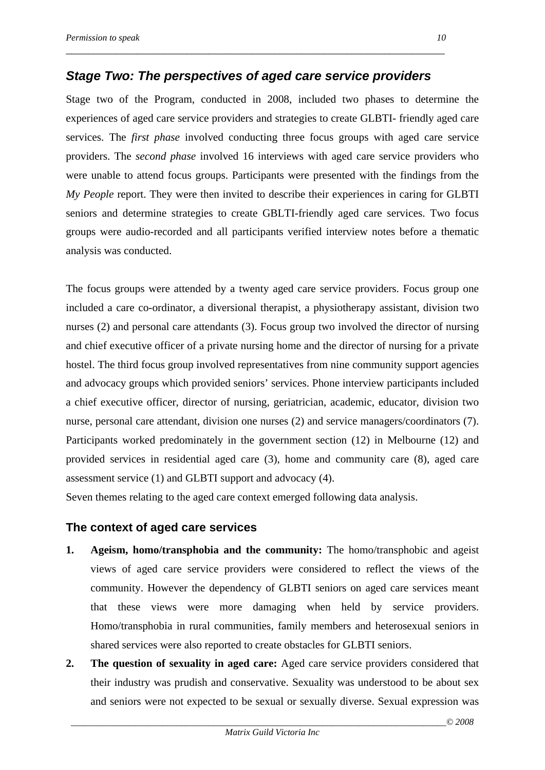## *Stage Two: The perspectives of aged care service providers*

Stage two of the Program, conducted in 2008, included two phases to determine the experiences of aged care service providers and strategies to create GLBTI- friendly aged care services. The *first phase* involved conducting three focus groups with aged care service providers. The *second phase* involved 16 interviews with aged care service providers who were unable to attend focus groups. Participants were presented with the findings from the *My People* report. They were then invited to describe their experiences in caring for GLBTI seniors and determine strategies to create GBLTI-friendly aged care services. Two focus groups were audio-recorded and all participants verified interview notes before a thematic analysis was conducted.

The focus groups were attended by a twenty aged care service providers. Focus group one included a care co-ordinator, a diversional therapist, a physiotherapy assistant, division two nurses (2) and personal care attendants (3). Focus group two involved the director of nursing and chief executive officer of a private nursing home and the director of nursing for a private hostel. The third focus group involved representatives from nine community support agencies and advocacy groups which provided seniors' services. Phone interview participants included a chief executive officer, director of nursing, geriatrician, academic, educator, division two nurse, personal care attendant, division one nurses (2) and service managers/coordinators (7). Participants worked predominately in the government section (12) in Melbourne (12) and provided services in residential aged care (3), home and community care (8), aged care assessment service (1) and GLBTI support and advocacy (4).

Seven themes relating to the aged care context emerged following data analysis.

### The context of aged care services

1. **Ageism, homo/transphobia and the community:** The homo/transphobic and ageist views of aged care service providers were considered to reflect the views of the community. However the dependency of GLBTI seniors on aged care services meant that these views were more damaging when held by service providers. Homo/transphobia in rural communities, family members and heterosexual seniors in shared services were also reported to create obstacles for GLBTI seniors.
2. **The question of sexuality in aged care:** Aged care service providers considered that their industry was prudish and conservative. Sexuality was understood to be about sex and seniors were not expected to be sexual or sexually diverse. Sexual expression was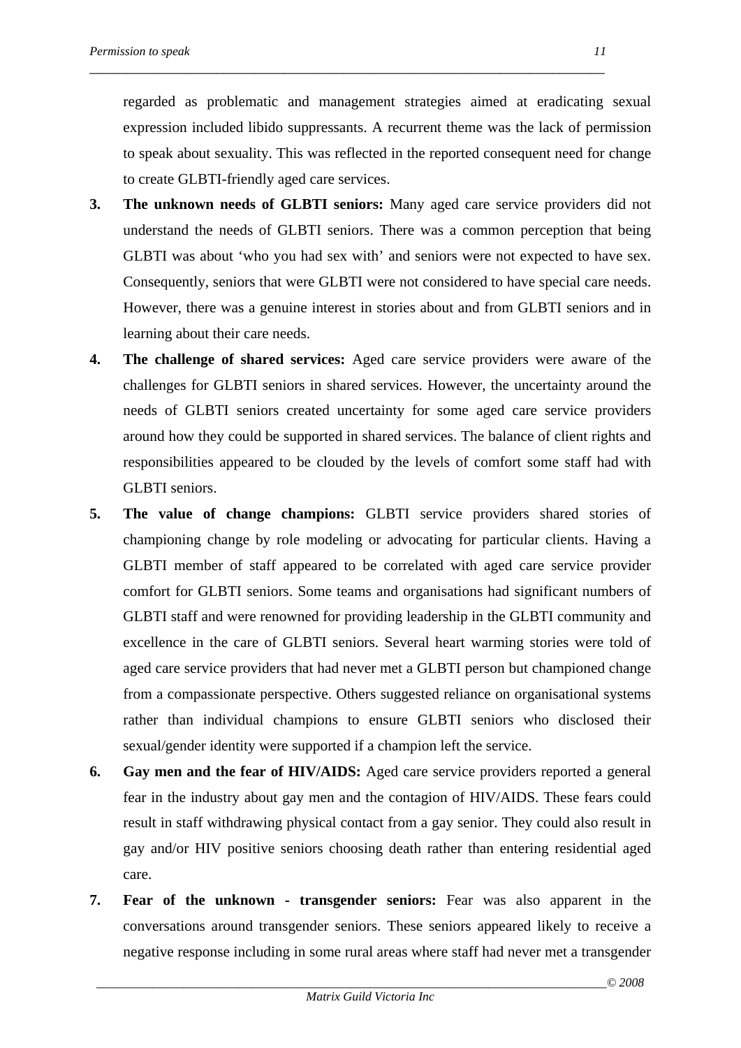regarded as problematic and management strategies aimed at eradicating sexual expression included libido suppressants. A recurrent theme was the lack of permission to speak about sexuality. This was reflected in the reported consequent need for change to create GLBTI-friendly aged care services.

3. **The unknown needs of GLBTI seniors:** Many aged care service providers did not understand the needs of GLBTI seniors. There was a common perception that being GLBTI was about 'who you had sex with' and seniors were not expected to have sex. Consequently, seniors that were GLBTI were not considered to have special care needs. However, there was a genuine interest in stories about and from GLBTI seniors and in learning about their care needs.

4. **The challenge of shared services:** Aged care service providers were aware of the challenges for GLBTI seniors in shared services. However, the uncertainty around the needs of GLBTI seniors created uncertainty for some aged care service providers around how they could be supported in shared services. The balance of client rights and responsibilities appeared to be clouded by the levels of comfort some staff had with GLBTI seniors.

5. **The value of change champions:** GLBTI service providers shared stories of championing change by role modeling or advocating for particular clients. Having a GLBTI member of staff appeared to be correlated with aged care service provider comfort for GLBTI seniors. Some teams and organisations had significant numbers of GLBTI staff and were renowned for providing leadership in the GLBTI community and excellence in the care of GLBTI seniors. Several heart warming stories were told of aged care service providers that had never met a GLBTI person but championed change from a compassionate perspective. Others suggested reliance on organisational systems rather than individual champions to ensure GLBTI seniors who disclosed their sexual/gender identity were supported if a champion left the service.

6. **Gay men and the fear of HIV/AIDS:** Aged care service providers reported a general fear in the industry about gay men and the contagion of HIV/AIDS. These fears could result in staff withdrawing physical contact from a gay senior. They could also result in gay and/or HIV positive seniors choosing death rather than entering residential aged care.

7. **Fear of the unknown - transgender seniors:** Fear was also apparent in the conversations around transgender seniors. These seniors appeared likely to receive a negative response including in some rural areas where staff had never met a transgender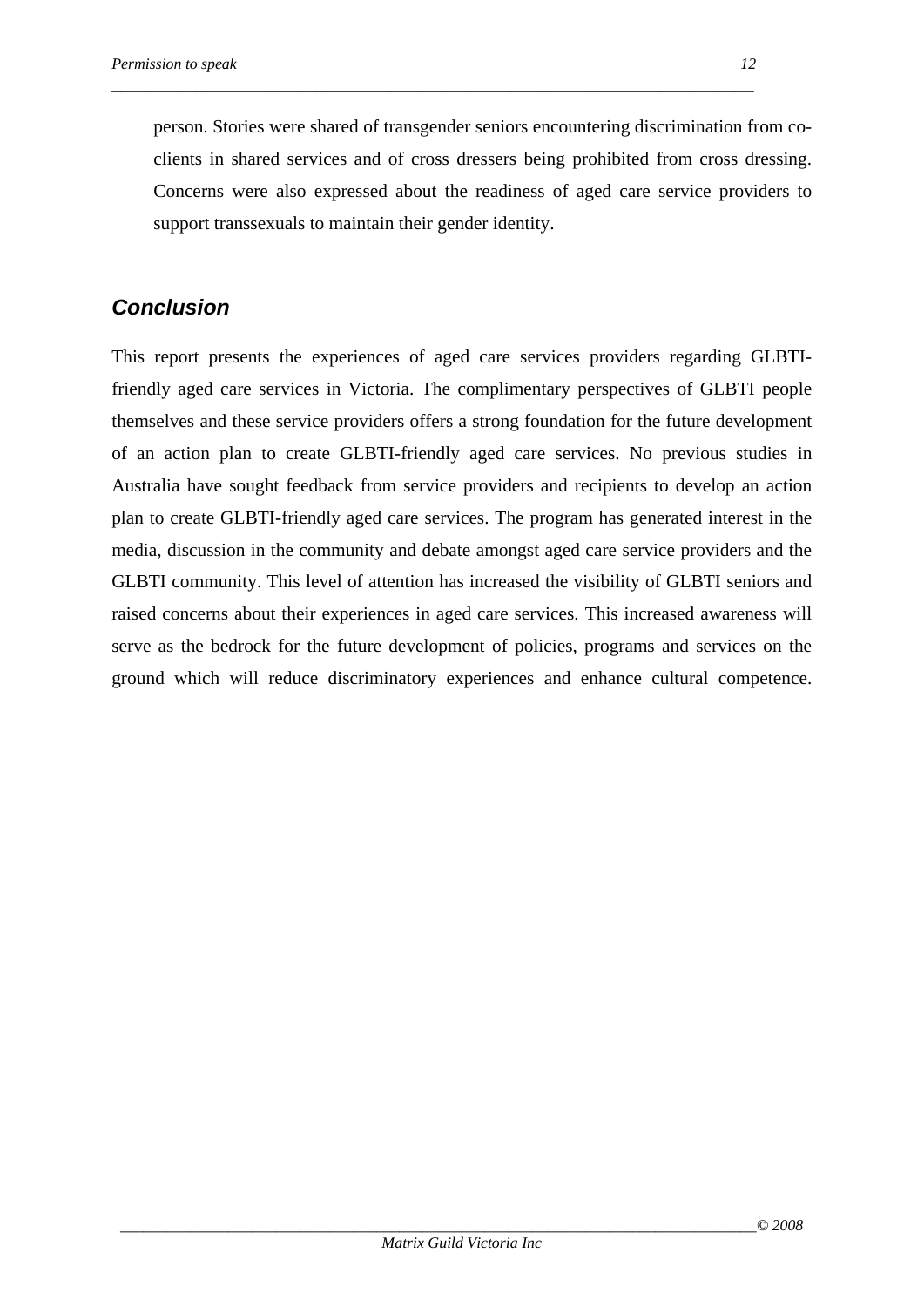person. Stories were shared of transgender seniors encountering discrimination from co-clients in shared services and of cross dressers being prohibited from cross dressing. Concerns were also expressed about the readiness of aged care service providers to support transsexuals to maintain their gender identity.

## Conclusion

This report presents the experiences of aged care services providers regarding GLBTI-friendly aged care services in Victoria. The complimentary perspectives of GLBTI people themselves and these service providers offers a strong foundation for the future development of an action plan to create GLBTI-friendly aged care services. No previous studies in Australia have sought feedback from service providers and recipients to develop an action plan to create GLBTI-friendly aged care services. The program has generated interest in the media, discussion in the community and debate amongst aged care service providers and the GLBTI community. This level of attention has increased the visibility of GLBTI seniors and raised concerns about their experiences in aged care services. This increased awareness will serve as the bedrock for the future development of policies, programs and services on the ground which will reduce discriminatory experiences and enhance cultural competence.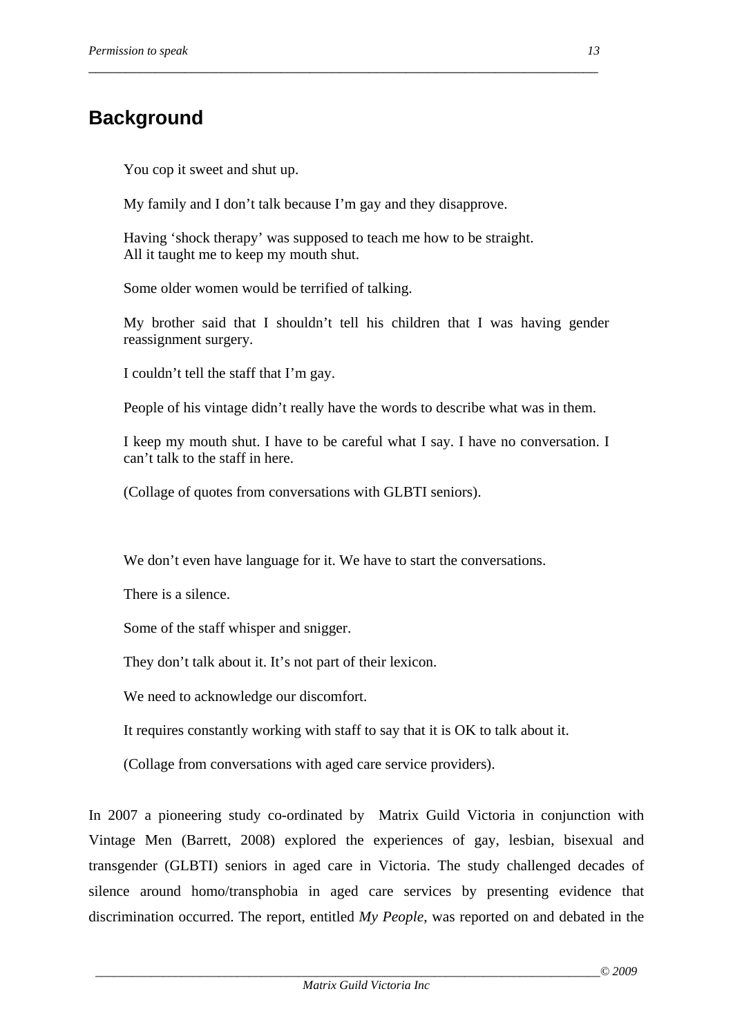## Background

> You cop it sweet and shut up.
>
> My family and I don't talk because I'm gay and they disapprove.
>
> Having 'shock therapy' was supposed to teach me how to be straight.
> All it taught me to keep my mouth shut.
>
> Some older women would be terrified of talking.
>
> My brother said that I shouldn't tell his children that I was having gender reassignment surgery.
>
> I couldn't tell the staff that I'm gay.
>
> People of his vintage didn't really have the words to describe what was in them.
>
> I keep my mouth shut. I have to be careful what I say. I have no conversation. I can't talk to the staff in here.
>
> (Collage of quotes from conversations with GLBTI seniors).

> We don't even have language for it. We have to start the conversations.
>
> There is a silence.
>
> Some of the staff whisper and snigger.
>
> They don't talk about it. It's not part of their lexicon.
>
> We need to acknowledge our discomfort.
>
> It requires constantly working with staff to say that it is OK to talk about it.
>
> (Collage from conversations with aged care service providers).

In 2007 a pioneering study co-ordinated by Matrix Guild Victoria in conjunction with Vintage Men (Barrett, 2008) explored the experiences of gay, lesbian, bisexual and transgender (GLBTI) seniors in aged care in Victoria. The study challenged decades of silence around homo/transphobia in aged care services by presenting evidence that discrimination occurred. The report, entitled *My People*, was reported on and debated in the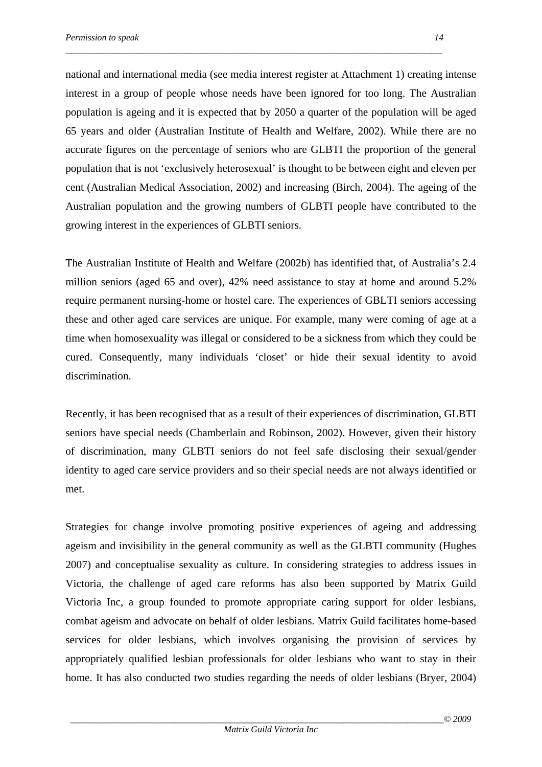national and international media (see media interest register at Attachment 1) creating intense interest in a group of people whose needs have been ignored for too long. The Australian population is ageing and it is expected that by 2050 a quarter of the population will be aged 65 years and older (Australian Institute of Health and Welfare, 2002). While there are no accurate figures on the percentage of seniors who are GLBTI the proportion of the general population that is not 'exclusively heterosexual' is thought to be between eight and eleven per cent (Australian Medical Association, 2002) and increasing (Birch, 2004). The ageing of the Australian population and the growing numbers of GLBTI people have contributed to the growing interest in the experiences of GLBTI seniors.

The Australian Institute of Health and Welfare (2002b) has identified that, of Australia's 2.4 million seniors (aged 65 and over), 42% need assistance to stay at home and around 5.2% require permanent nursing-home or hostel care. The experiences of GBLTI seniors accessing these and other aged care services are unique. For example, many were coming of age at a time when homosexuality was illegal or considered to be a sickness from which they could be cured. Consequently, many individuals 'closet' or hide their sexual identity to avoid discrimination.

Recently, it has been recognised that as a result of their experiences of discrimination, GLBTI seniors have special needs (Chamberlain and Robinson, 2002). However, given their history of discrimination, many GLBTI seniors do not feel safe disclosing their sexual/gender identity to aged care service providers and so their special needs are not always identified or met.

Strategies for change involve promoting positive experiences of ageing and addressing ageism and invisibility in the general community as well as the GLBTI community (Hughes 2007) and conceptualise sexuality as culture. In considering strategies to address issues in Victoria, the challenge of aged care reforms has also been supported by Matrix Guild Victoria Inc, a group founded to promote appropriate caring support for older lesbians, combat ageism and advocate on behalf of older lesbians. Matrix Guild facilitates home-based services for older lesbians, which involves organising the provision of services by appropriately qualified lesbian professionals for older lesbians who want to stay in their home. It has also conducted two studies regarding the needs of older lesbians (Bryer, 2004)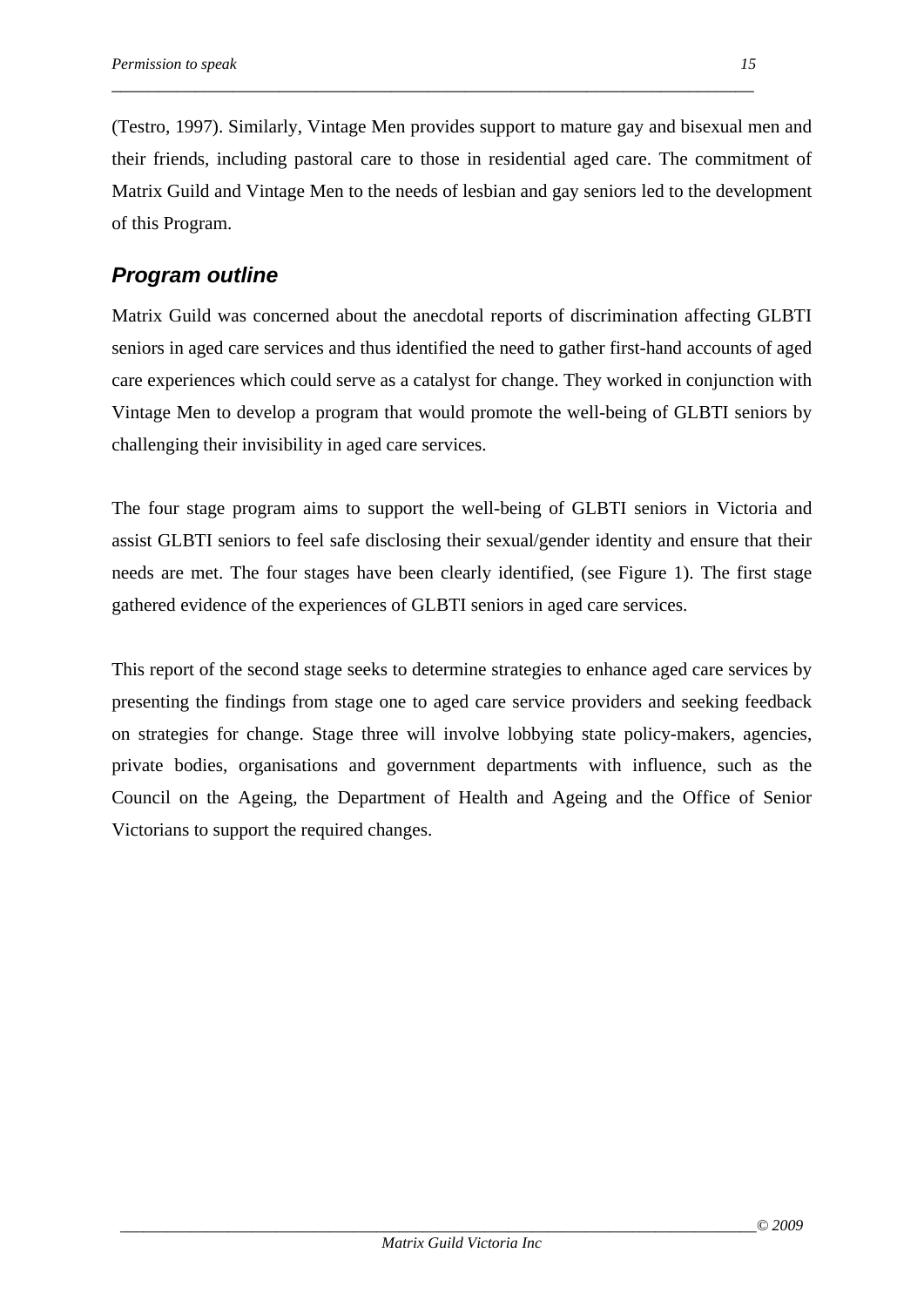(Testro, 1997). Similarly, Vintage Men provides support to mature gay and bisexual men and their friends, including pastoral care to those in residential aged care. The commitment of Matrix Guild and Vintage Men to the needs of lesbian and gay seniors led to the development of this Program.

## *Program outline*

Matrix Guild was concerned about the anecdotal reports of discrimination affecting GLBTI seniors in aged care services and thus identified the need to gather first-hand accounts of aged care experiences which could serve as a catalyst for change. They worked in conjunction with Vintage Men to develop a program that would promote the well-being of GLBTI seniors by challenging their invisibility in aged care services.

The four stage program aims to support the well-being of GLBTI seniors in Victoria and assist GLBTI seniors to feel safe disclosing their sexual/gender identity and ensure that their needs are met. The four stages have been clearly identified, (see Figure 1). The first stage gathered evidence of the experiences of GLBTI seniors in aged care services.

This report of the second stage seeks to determine strategies to enhance aged care services by presenting the findings from stage one to aged care service providers and seeking feedback on strategies for change. Stage three will involve lobbying state policy-makers, agencies, private bodies, organisations and government departments with influence, such as the Council on the Ageing, the Department of Health and Ageing and the Office of Senior Victorians to support the required changes.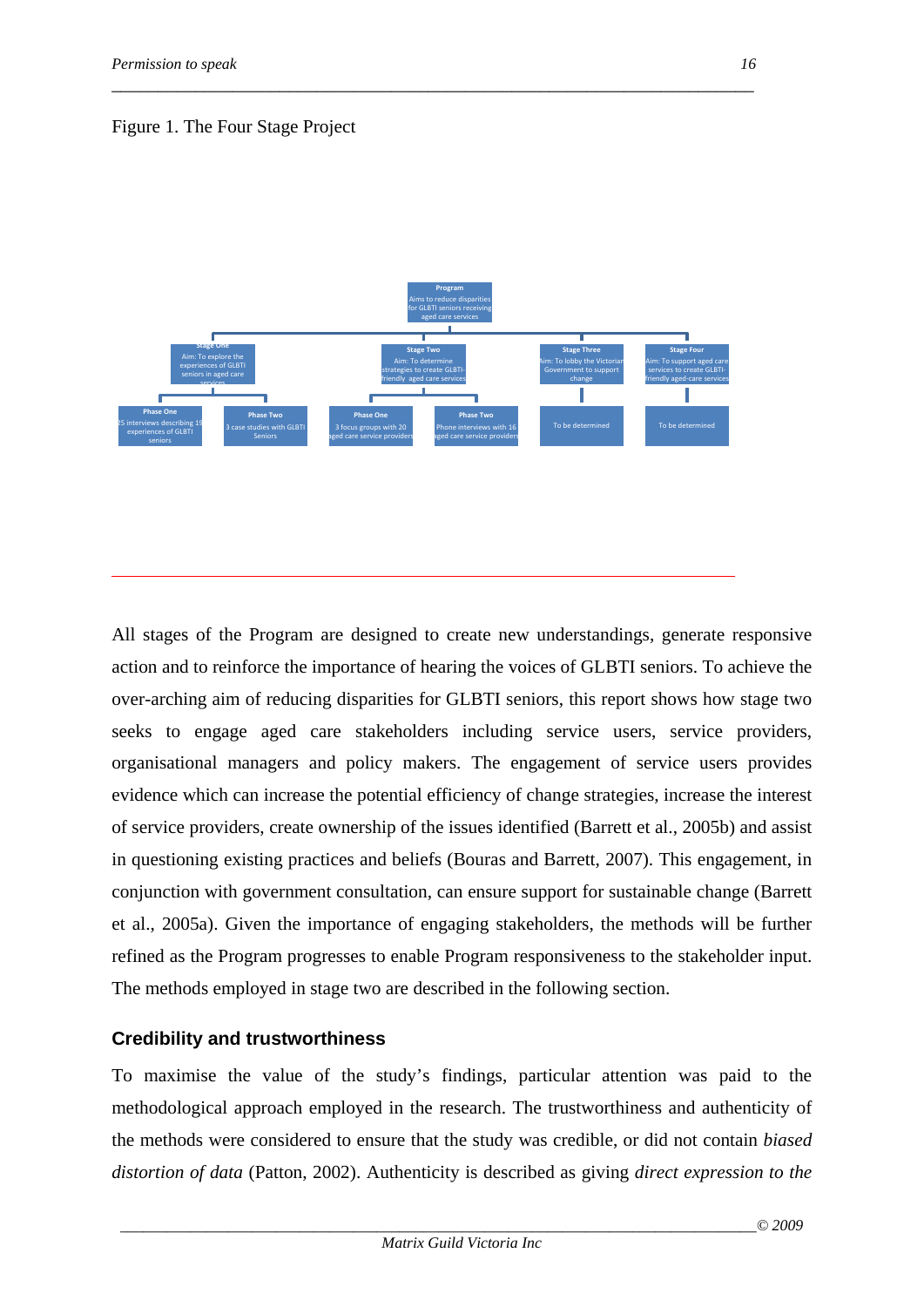Figure 1. The Four Stage Project

Program
Aims to reduce disparities for GLBTI seniors receiving aged care services

Stage One
Aim: To explore the experiences of GLBTI seniors in aged care services

Phase One
25 interviews describing 19 experiences of GLBTI seniors

Phase Two
3 case studies with GLBTI Seniors

Stage Two
Aim: To determine strategies to create GLBTI-friendly aged care services

Phase One
3 focus groups with 20 aged care service providers

Phase Two
Phone interviews with 16 aged care service providers

Stage Three
Aim: To lobby the Victorian Government to support change

To be determined

Stage Four
Aim: To support aged care services to create GLBTI-friendly aged-care services

To be determined

All stages of the Program are designed to create new understandings, generate responsive action and to reinforce the importance of hearing the voices of GLBTI seniors. To achieve the over-arching aim of reducing disparities for GLBTI seniors, this report shows how stage two seeks to engage aged care stakeholders including service users, service providers, organisational managers and policy makers. The engagement of service users provides evidence which can increase the potential efficiency of change strategies, increase the interest of service providers, create ownership of the issues identified (Barrett et al., 2005b) and assist in questioning existing practices and beliefs (Bouras and Barrett, 2007). This engagement, in conjunction with government consultation, can ensure support for sustainable change (Barrett et al., 2005a). Given the importance of engaging stakeholders, the methods will be further refined as the Program progresses to enable Program responsiveness to the stakeholder input. The methods employed in stage two are described in the following section.

## Credibility and trustworthiness

To maximise the value of the study's findings, particular attention was paid to the methodological approach employed in the research. The trustworthiness and authenticity of the methods were considered to ensure that the study was credible, or did not contain *biased distortion of data* (Patton, 2002). Authenticity is described as giving *direct expression to the*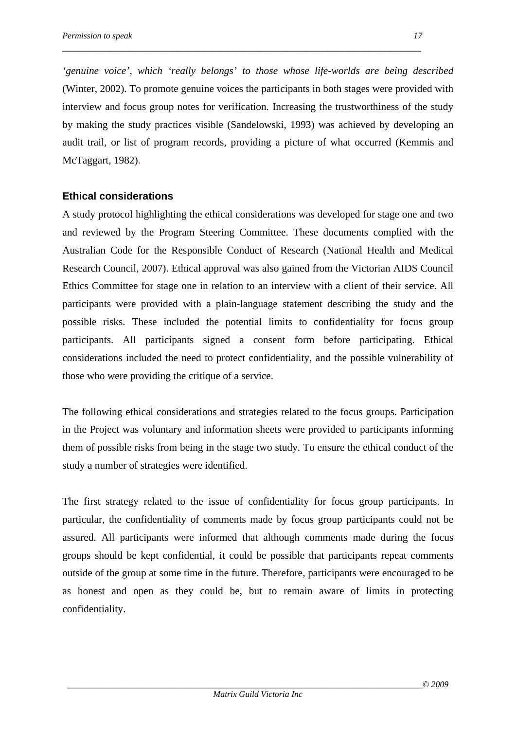*'genuine voice', which 'really belongs' to those whose life-worlds are being described* (Winter, 2002). To promote genuine voices the participants in both stages were provided with interview and focus group notes for verification. Increasing the trustworthiness of the study by making the study practices visible (Sandelowski, 1993) was achieved by developing an audit trail, or list of program records, providing a picture of what occurred (Kemmis and McTaggart, 1982).

### Ethical considerations

A study protocol highlighting the ethical considerations was developed for stage one and two and reviewed by the Program Steering Committee. These documents complied with the Australian Code for the Responsible Conduct of Research (National Health and Medical Research Council, 2007). Ethical approval was also gained from the Victorian AIDS Council Ethics Committee for stage one in relation to an interview with a client of their service. All participants were provided with a plain-language statement describing the study and the possible risks. These included the potential limits to confidentiality for focus group participants. All participants signed a consent form before participating. Ethical considerations included the need to protect confidentiality, and the possible vulnerability of those who were providing the critique of a service.

The following ethical considerations and strategies related to the focus groups. Participation in the Project was voluntary and information sheets were provided to participants informing them of possible risks from being in the stage two study. To ensure the ethical conduct of the study a number of strategies were identified.

The first strategy related to the issue of confidentiality for focus group participants. In particular, the confidentiality of comments made by focus group participants could not be assured. All participants were informed that although comments made during the focus groups should be kept confidential, it could be possible that participants repeat comments outside of the group at some time in the future. Therefore, participants were encouraged to be as honest and open as they could be, but to remain aware of limits in protecting confidentiality.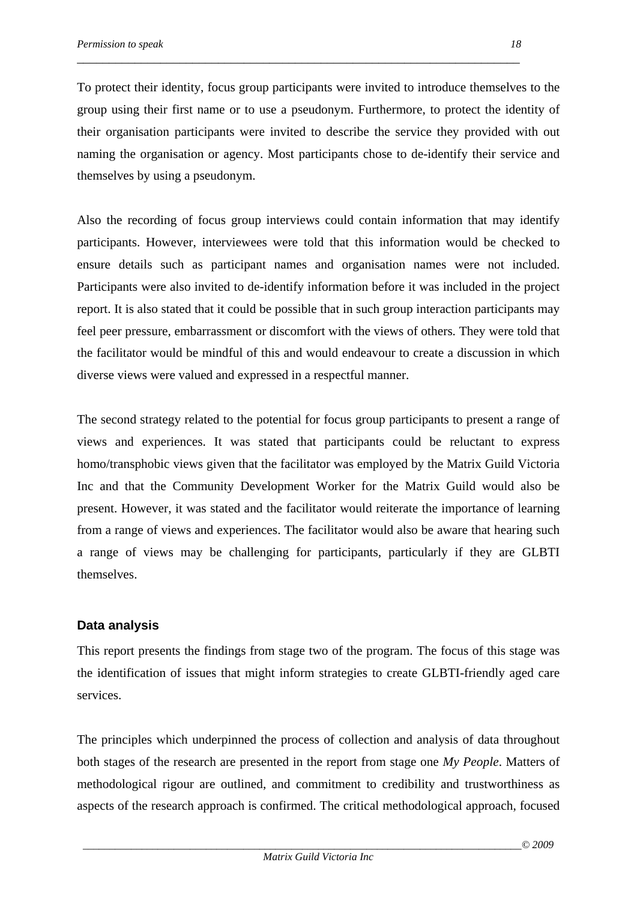To protect their identity, focus group participants were invited to introduce themselves to the group using their first name or to use a pseudonym. Furthermore, to protect the identity of their organisation participants were invited to describe the service they provided with out naming the organisation or agency. Most participants chose to de-identify their service and themselves by using a pseudonym.

Also the recording of focus group interviews could contain information that may identify participants. However, interviewees were told that this information would be checked to ensure details such as participant names and organisation names were not included. Participants were also invited to de-identify information before it was included in the project report. It is also stated that it could be possible that in such group interaction participants may feel peer pressure, embarrassment or discomfort with the views of others. They were told that the facilitator would be mindful of this and would endeavour to create a discussion in which diverse views were valued and expressed in a respectful manner.

The second strategy related to the potential for focus group participants to present a range of views and experiences. It was stated that participants could be reluctant to express homo/transphobic views given that the facilitator was employed by the Matrix Guild Victoria Inc and that the Community Development Worker for the Matrix Guild would also be present. However, it was stated and the facilitator would reiterate the importance of learning from a range of views and experiences. The facilitator would also be aware that hearing such a range of views may be challenging for participants, particularly if they are GLBTI themselves.

### Data analysis

This report presents the findings from stage two of the program. The focus of this stage was the identification of issues that might inform strategies to create GLBTI-friendly aged care services.

The principles which underpinned the process of collection and analysis of data throughout both stages of the research are presented in the report from stage one *My People*. Matters of methodological rigour are outlined, and commitment to credibility and trustworthiness as aspects of the research approach is confirmed. The critical methodological approach, focused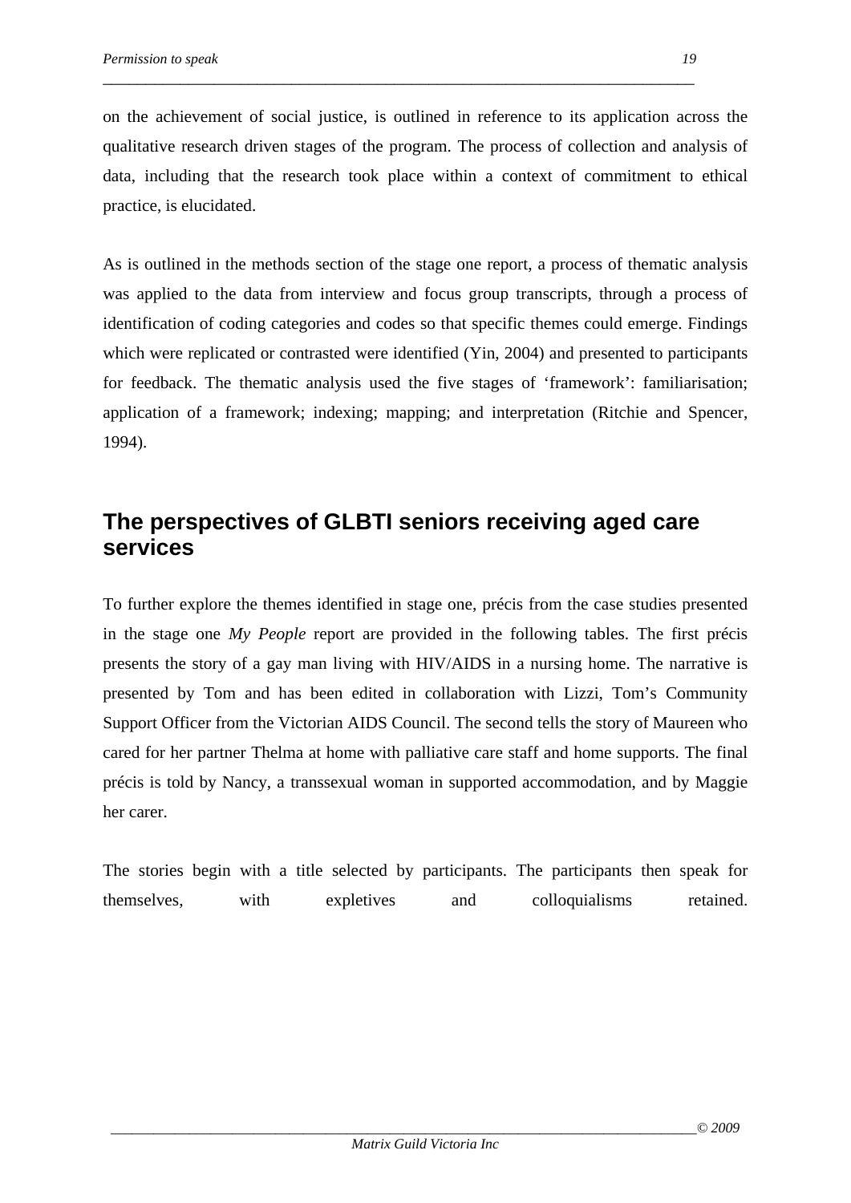on the achievement of social justice, is outlined in reference to its application across the qualitative research driven stages of the program. The process of collection and analysis of data, including that the research took place within a context of commitment to ethical practice, is elucidated.

As is outlined in the methods section of the stage one report, a process of thematic analysis was applied to the data from interview and focus group transcripts, through a process of identification of coding categories and codes so that specific themes could emerge. Findings which were replicated or contrasted were identified (Yin, 2004) and presented to participants for feedback. The thematic analysis used the five stages of 'framework': familiarisation; application of a framework; indexing; mapping; and interpretation (Ritchie and Spencer, 1994).

## The perspectives of GLBTI seniors receiving aged care services

To further explore the themes identified in stage one, précis from the case studies presented in the stage one *My People* report are provided in the following tables. The first précis presents the story of a gay man living with HIV/AIDS in a nursing home. The narrative is presented by Tom and has been edited in collaboration with Lizzi, Tom's Community Support Officer from the Victorian AIDS Council. The second tells the story of Maureen who cared for her partner Thelma at home with palliative care staff and home supports. The final précis is told by Nancy, a transsexual woman in supported accommodation, and by Maggie her carer.

The stories begin with a title selected by participants. The participants then speak for themselves, with expletives and colloquialisms retained.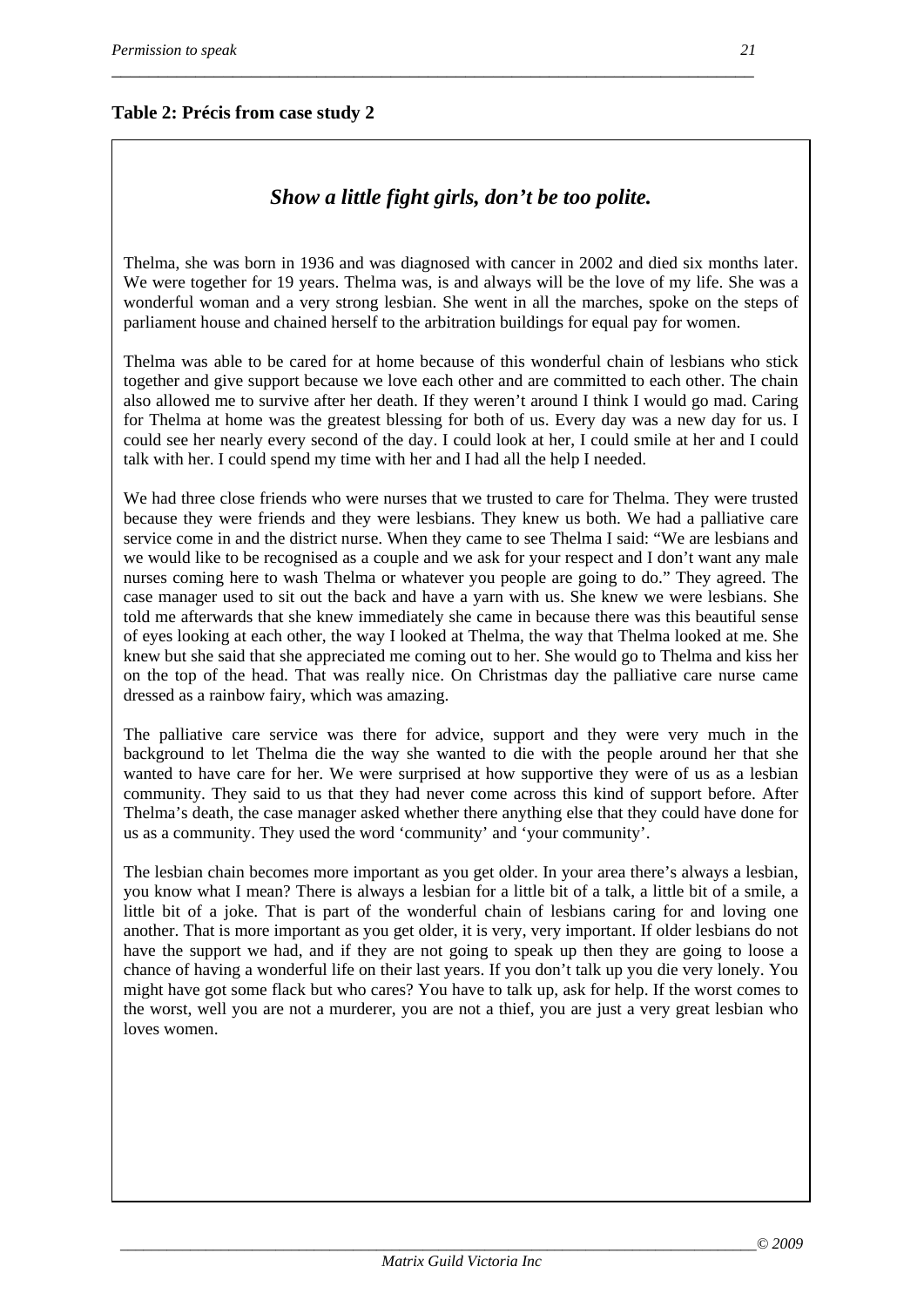**Table 2: Précis from case study 2**

## *Show a little fight girls, don't be too polite.*

Thelma, she was born in 1936 and was diagnosed with cancer in 2002 and died six months later. We were together for 19 years. Thelma was, is and always will be the love of my life. She was a wonderful woman and a very strong lesbian. She went in all the marches, spoke on the steps of parliament house and chained herself to the arbitration buildings for equal pay for women.

Thelma was able to be cared for at home because of this wonderful chain of lesbians who stick together and give support because we love each other and are committed to each other. The chain also allowed me to survive after her death. If they weren't around I think I would go mad. Caring for Thelma at home was the greatest blessing for both of us. Every day was a new day for us. I could see her nearly every second of the day. I could look at her, I could smile at her and I could talk with her. I could spend my time with her and I had all the help I needed.

We had three close friends who were nurses that we trusted to care for Thelma. They were trusted because they were friends and they were lesbians. They knew us both. We had a palliative care service come in and the district nurse. When they came to see Thelma I said: "We are lesbians and we would like to be recognised as a couple and we ask for your respect and I don't want any male nurses coming here to wash Thelma or whatever you people are going to do." They agreed. The case manager used to sit out the back and have a yarn with us. She knew we were lesbians. She told me afterwards that she knew immediately she came in because there was this beautiful sense of eyes looking at each other, the way I looked at Thelma, the way that Thelma looked at me. She knew but she said that she appreciated me coming out to her. She would go to Thelma and kiss her on the top of the head. That was really nice. On Christmas day the palliative care nurse came dressed as a rainbow fairy, which was amazing.

The palliative care service was there for advice, support and they were very much in the background to let Thelma die the way she wanted to die with the people around her that she wanted to have care for her. We were surprised at how supportive they were of us as a lesbian community. They said to us that they had never come across this kind of support before. After Thelma's death, the case manager asked whether there anything else that they could have done for us as a community. They used the word 'community' and 'your community'.

The lesbian chain becomes more important as you get older. In your area there's always a lesbian, you know what I mean? There is always a lesbian for a little bit of a talk, a little bit of a smile, a little bit of a joke. That is part of the wonderful chain of lesbians caring for and loving one another. That is more important as you get older, it is very, very important. If older lesbians do not have the support we had, and if they are not going to speak up then they are going to loose a chance of having a wonderful life on their last years. If you don't talk up you die very lonely. You might have got some flack but who cares? You have to talk up, ask for help. If the worst comes to the worst, well you are not a murderer, you are not a thief, you are just a very great lesbian who loves women.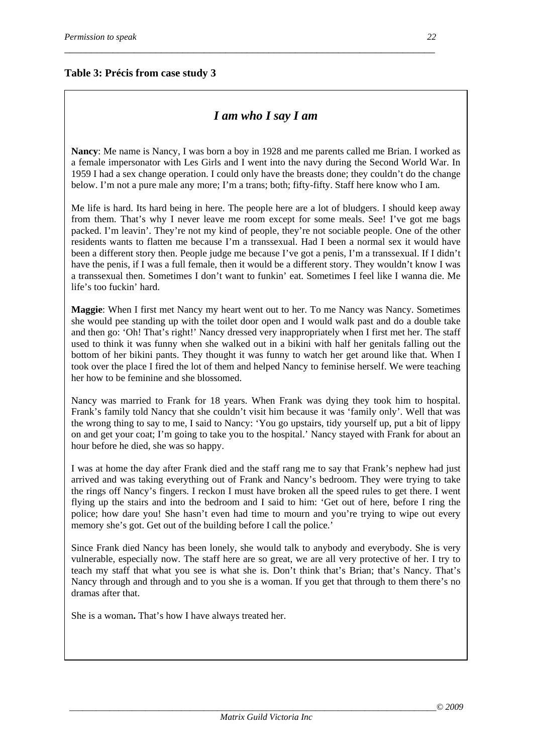**Table 3: Précis from case study 3**

## *I am who I say I am*

**Nancy**: Me name is Nancy, I was born a boy in 1928 and me parents called me Brian. I worked as a female impersonator with Les Girls and I went into the navy during the Second World War. In 1959 I had a sex change operation. I could only have the breasts done; they couldn't do the change below. I'm not a pure male any more; I'm a trans; both; fifty-fifty. Staff here know who I am.

Me life is hard. Its hard being in here. The people here are a lot of bludgers. I should keep away from them. That's why I never leave me room except for some meals. See! I've got me bags packed. I'm leavin'. They're not my kind of people, they're not sociable people. One of the other residents wants to flatten me because I'm a transsexual. Had I been a normal sex it would have been a different story then. People judge me because I've got a penis, I'm a transsexual. If I didn't have the penis, if I was a full female, then it would be a different story. They wouldn't know I was a transsexual then. Sometimes I don't want to funkin' eat. Sometimes I feel like I wanna die. Me life's too fuckin' hard.

**Maggie**: When I first met Nancy my heart went out to her. To me Nancy was Nancy. Sometimes she would pee standing up with the toilet door open and I would walk past and do a double take and then go: 'Oh! That's right!' Nancy dressed very inappropriately when I first met her. The staff used to think it was funny when she walked out in a bikini with half her genitals falling out the bottom of her bikini pants. They thought it was funny to watch her get around like that. When I took over the place I fired the lot of them and helped Nancy to feminise herself. We were teaching her how to be feminine and she blossomed.

Nancy was married to Frank for 18 years. When Frank was dying they took him to hospital. Frank's family told Nancy that she couldn't visit him because it was 'family only'. Well that was the wrong thing to say to me, I said to Nancy: 'You go upstairs, tidy yourself up, put a bit of lippy on and get your coat; I'm going to take you to the hospital.' Nancy stayed with Frank for about an hour before he died, she was so happy.

I was at home the day after Frank died and the staff rang me to say that Frank's nephew had just arrived and was taking everything out of Frank and Nancy's bedroom. They were trying to take the rings off Nancy's fingers. I reckon I must have broken all the speed rules to get there. I went flying up the stairs and into the bedroom and I said to him: 'Get out of here, before I ring the police; how dare you! She hasn't even had time to mourn and you're trying to wipe out every memory she's got. Get out of the building before I call the police.'

Since Frank died Nancy has been lonely, she would talk to anybody and everybody. She is very vulnerable, especially now. The staff here are so great, we are all very protective of her. I try to teach my staff that what you see is what she is. Don't think that's Brian; that's Nancy. That's Nancy through and through and to you she is a woman. If you get that through to them there's no dramas after that.

She is a woman**.** That's how I have always treated her.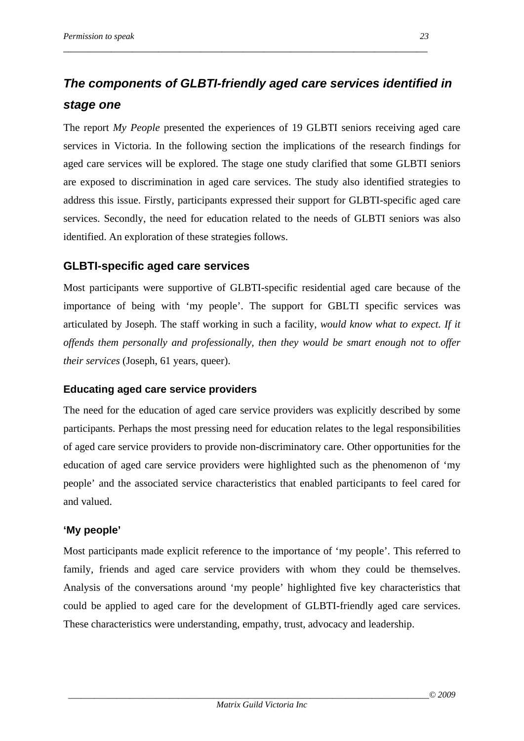## *The components of GLBTI-friendly aged care services identified in stage one*

The report *My People* presented the experiences of 19 GLBTI seniors receiving aged care services in Victoria. In the following section the implications of the research findings for aged care services will be explored. The stage one study clarified that some GLBTI seniors are exposed to discrimination in aged care services. The study also identified strategies to address this issue. Firstly, participants expressed their support for GLBTI-specific aged care services. Secondly, the need for education related to the needs of GLBTI seniors was also identified. An exploration of these strategies follows.

### GLBTI-specific aged care services

Most participants were supportive of GLBTI-specific residential aged care because of the importance of being with 'my people'. The support for GBLTI specific services was articulated by Joseph. The staff working in such a facility, *would know what to expect. If it offends them personally and professionally, then they would be smart enough not to offer their services* (Joseph, 61 years, queer).

#### Educating aged care service providers

The need for the education of aged care service providers was explicitly described by some participants. Perhaps the most pressing need for education relates to the legal responsibilities of aged care service providers to provide non-discriminatory care. Other opportunities for the education of aged care service providers were highlighted such as the phenomenon of 'my people' and the associated service characteristics that enabled participants to feel cared for and valued.

#### 'My people'

Most participants made explicit reference to the importance of 'my people'. This referred to family, friends and aged care service providers with whom they could be themselves. Analysis of the conversations around 'my people' highlighted five key characteristics that could be applied to aged care for the development of GLBTI-friendly aged care services. These characteristics were understanding, empathy, trust, advocacy and leadership.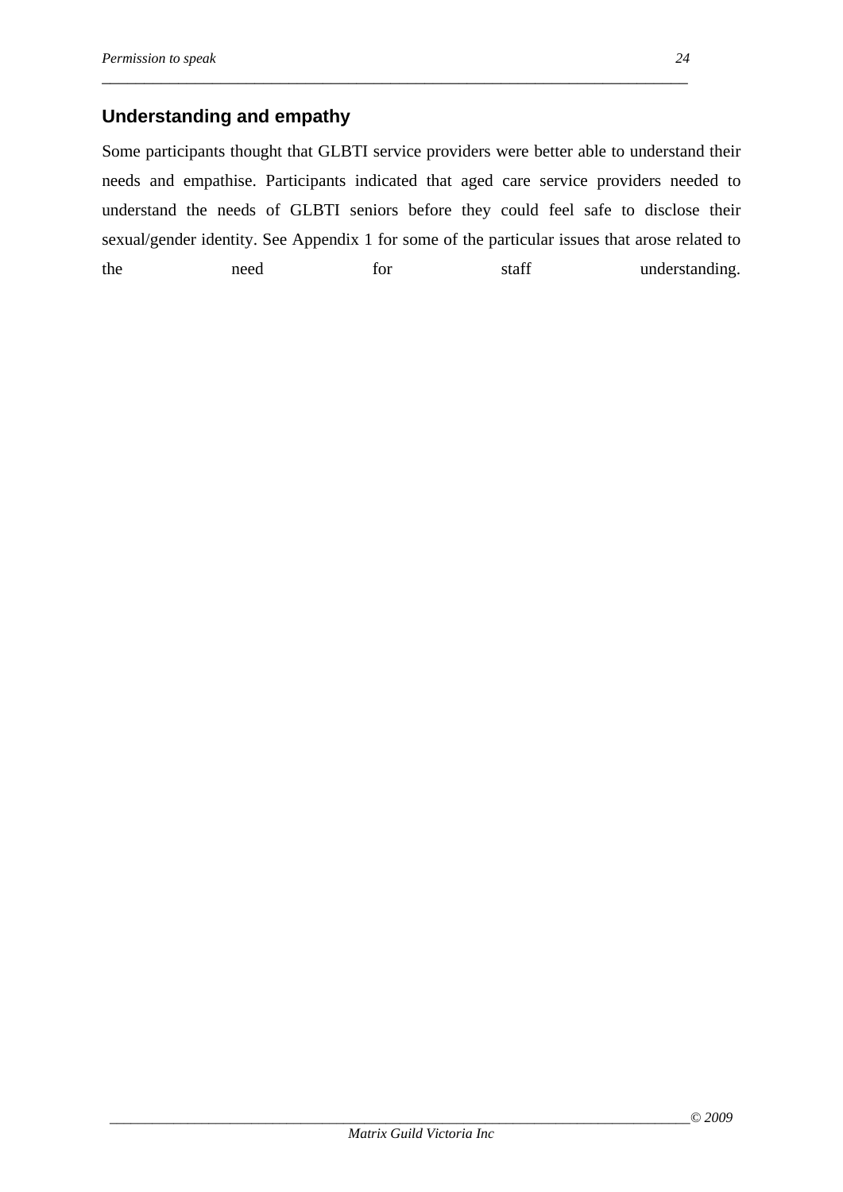## Understanding and empathy

Some participants thought that GLBTI service providers were better able to understand their needs and empathise. Participants indicated that aged care service providers needed to understand the needs of GLBTI seniors before they could feel safe to disclose their sexual/gender identity. See Appendix 1 for some of the particular issues that arose related to the need for staff understanding.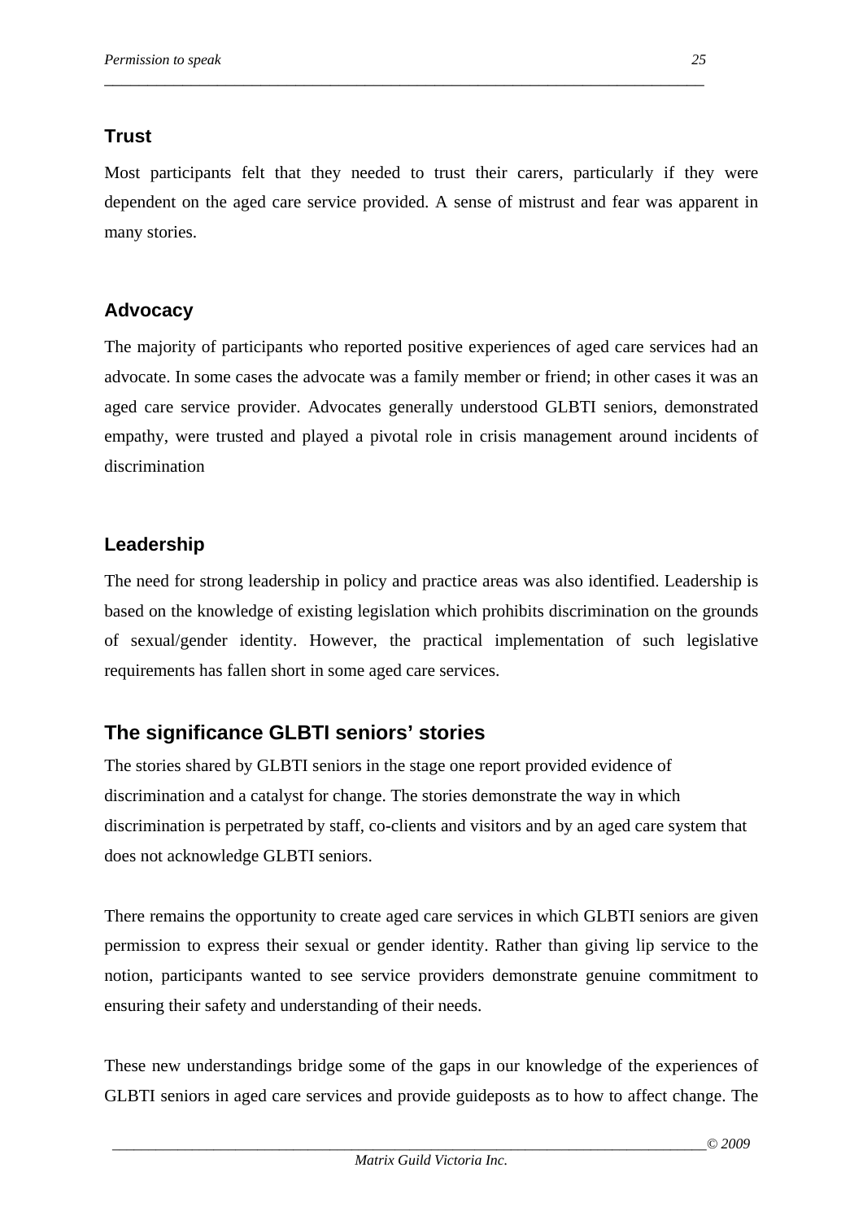### Trust

Most participants felt that they needed to trust their carers, particularly if they were dependent on the aged care service provided. A sense of mistrust and fear was apparent in many stories.

### Advocacy

The majority of participants who reported positive experiences of aged care services had an advocate. In some cases the advocate was a family member or friend; in other cases it was an aged care service provider. Advocates generally understood GLBTI seniors, demonstrated empathy, were trusted and played a pivotal role in crisis management around incidents of discrimination

### Leadership

The need for strong leadership in policy and practice areas was also identified. Leadership is based on the knowledge of existing legislation which prohibits discrimination on the grounds of sexual/gender identity. However, the practical implementation of such legislative requirements has fallen short in some aged care services.

## The significance GLBTI seniors' stories

The stories shared by GLBTI seniors in the stage one report provided evidence of discrimination and a catalyst for change. The stories demonstrate the way in which discrimination is perpetrated by staff, co-clients and visitors and by an aged care system that does not acknowledge GLBTI seniors.

There remains the opportunity to create aged care services in which GLBTI seniors are given permission to express their sexual or gender identity. Rather than giving lip service to the notion, participants wanted to see service providers demonstrate genuine commitment to ensuring their safety and understanding of their needs.

These new understandings bridge some of the gaps in our knowledge of the experiences of GLBTI seniors in aged care services and provide guideposts as to how to affect change. The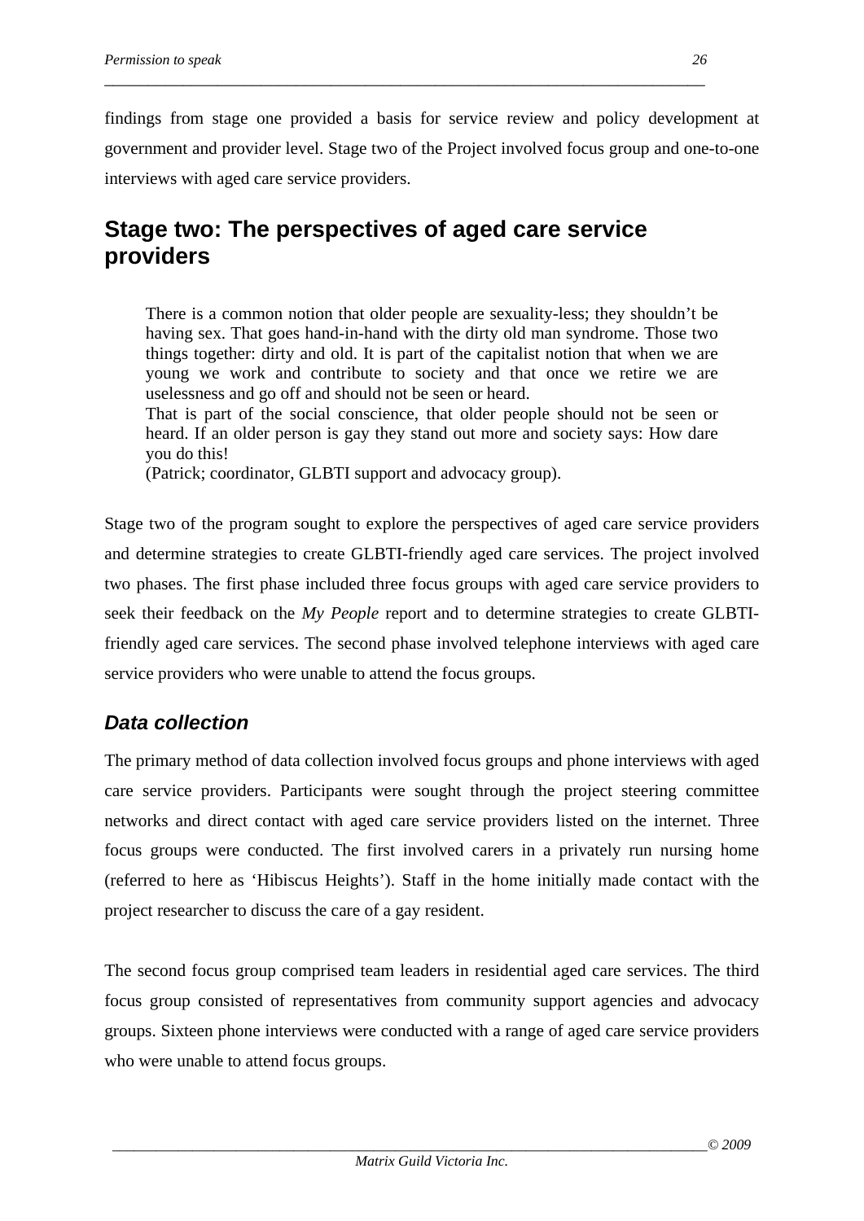findings from stage one provided a basis for service review and policy development at government and provider level. Stage two of the Project involved focus group and one-to-one interviews with aged care service providers.

## Stage two: The perspectives of aged care service providers

> There is a common notion that older people are sexuality-less; they shouldn't be having sex. That goes hand-in-hand with the dirty old man syndrome. Those two things together: dirty and old. It is part of the capitalist notion that when we are young we work and contribute to society and that once we retire we are uselessness and go off and should not be seen or heard.
> That is part of the social conscience, that older people should not be seen or heard. If an older person is gay they stand out more and society says: How dare you do this!
> (Patrick; coordinator, GLBTI support and advocacy group).

Stage two of the program sought to explore the perspectives of aged care service providers and determine strategies to create GLBTI-friendly aged care services. The project involved two phases. The first phase included three focus groups with aged care service providers to seek their feedback on the *My People* report and to determine strategies to create GLBTI-friendly aged care services. The second phase involved telephone interviews with aged care service providers who were unable to attend the focus groups.

### *Data collection*

The primary method of data collection involved focus groups and phone interviews with aged care service providers. Participants were sought through the project steering committee networks and direct contact with aged care service providers listed on the internet. Three focus groups were conducted. The first involved carers in a privately run nursing home (referred to here as 'Hibiscus Heights'). Staff in the home initially made contact with the project researcher to discuss the care of a gay resident.

The second focus group comprised team leaders in residential aged care services. The third focus group consisted of representatives from community support agencies and advocacy groups. Sixteen phone interviews were conducted with a range of aged care service providers who were unable to attend focus groups.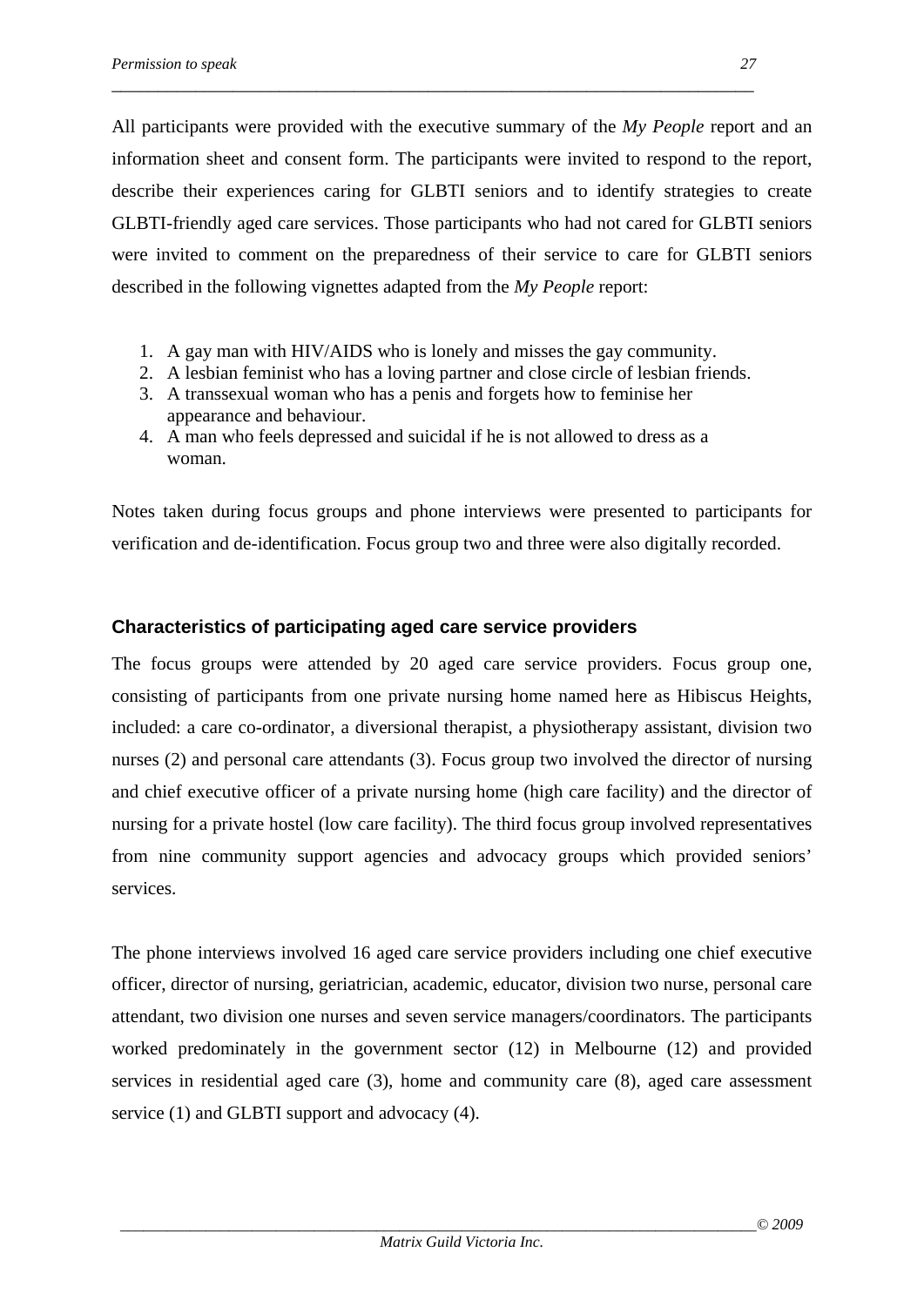All participants were provided with the executive summary of the *My People* report and an information sheet and consent form. The participants were invited to respond to the report, describe their experiences caring for GLBTI seniors and to identify strategies to create GLBTI-friendly aged care services. Those participants who had not cared for GLBTI seniors were invited to comment on the preparedness of their service to care for GLBTI seniors described in the following vignettes adapted from the *My People* report:

1. A gay man with HIV/AIDS who is lonely and misses the gay community.
2. A lesbian feminist who has a loving partner and close circle of lesbian friends.
3. A transsexual woman who has a penis and forgets how to feminise her appearance and behaviour.
4. A man who feels depressed and suicidal if he is not allowed to dress as a woman.

Notes taken during focus groups and phone interviews were presented to participants for verification and de-identification. Focus group two and three were also digitally recorded.

### Characteristics of participating aged care service providers

The focus groups were attended by 20 aged care service providers. Focus group one, consisting of participants from one private nursing home named here as Hibiscus Heights, included: a care co-ordinator, a diversional therapist, a physiotherapy assistant, division two nurses (2) and personal care attendants (3). Focus group two involved the director of nursing and chief executive officer of a private nursing home (high care facility) and the director of nursing for a private hostel (low care facility). The third focus group involved representatives from nine community support agencies and advocacy groups which provided seniors' services.

The phone interviews involved 16 aged care service providers including one chief executive officer, director of nursing, geriatrician, academic, educator, division two nurse, personal care attendant, two division one nurses and seven service managers/coordinators. The participants worked predominately in the government sector (12) in Melbourne (12) and provided services in residential aged care (3), home and community care (8), aged care assessment service (1) and GLBTI support and advocacy (4).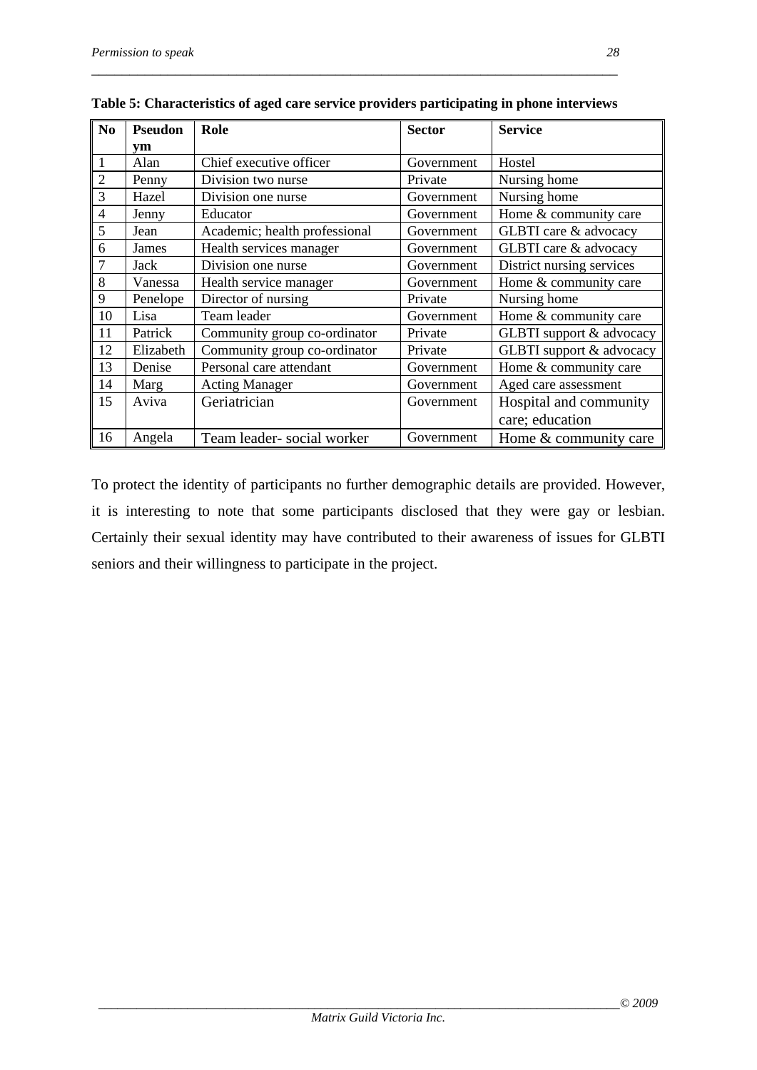**Table 5: Characteristics of aged care service providers participating in phone interviews**

| No | Pseudonym | Role | Sector | Service |
|---|---|---|---|---|
| 1 | Alan | Chief executive officer | Government | Hostel |
| 2 | Penny | Division two nurse | Private | Nursing home |
| 3 | Hazel | Division one nurse | Government | Nursing home |
| 4 | Jenny | Educator | Government | Home & community care |
| 5 | Jean | Academic; health professional | Government | GLBTI care & advocacy |
| 6 | James | Health services manager | Government | GLBTI care & advocacy |
| 7 | Jack | Division one nurse | Government | District nursing services |
| 8 | Vanessa | Health service manager | Government | Home & community care |
| 9 | Penelope | Director of nursing | Private | Nursing home |
| 10 | Lisa | Team leader | Government | Home & community care |
| 11 | Patrick | Community group co-ordinator | Private | GLBTI support & advocacy |
| 12 | Elizabeth | Community group co-ordinator | Private | GLBTI support & advocacy |
| 13 | Denise | Personal care attendant | Government | Home & community care |
| 14 | Marg | Acting Manager | Government | Aged care assessment |
| 15 | Aviva | Geriatrician | Government | Hospital and community care; education |
| 16 | Angela | Team leader- social worker | Government | Home & community care |

To protect the identity of participants no further demographic details are provided. However, it is interesting to note that some participants disclosed that they were gay or lesbian. Certainly their sexual identity may have contributed to their awareness of issues for GLBTI seniors and their willingness to participate in the project.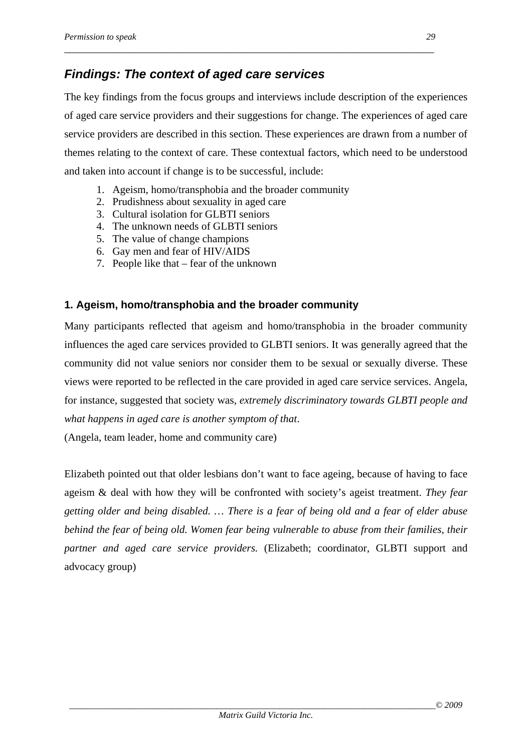## *Findings: The context of aged care services*

The key findings from the focus groups and interviews include description of the experiences of aged care service providers and their suggestions for change. The experiences of aged care service providers are described in this section. These experiences are drawn from a number of themes relating to the context of care. These contextual factors, which need to be understood and taken into account if change is to be successful, include:

1. Ageism, homo/transphobia and the broader community
2. Prudishness about sexuality in aged care
3. Cultural isolation for GLBTI seniors
4. The unknown needs of GLBTI seniors
5. The value of change champions
6. Gay men and fear of HIV/AIDS
7. People like that – fear of the unknown

### 1. Ageism, homo/transphobia and the broader community

Many participants reflected that ageism and homo/transphobia in the broader community influences the aged care services provided to GLBTI seniors. It was generally agreed that the community did not value seniors nor consider them to be sexual or sexually diverse. These views were reported to be reflected in the care provided in aged care service services. Angela, for instance, suggested that society was, *extremely discriminatory towards GLBTI people and what happens in aged care is another symptom of that*.
(Angela, team leader, home and community care)

Elizabeth pointed out that older lesbians don't want to face ageing, because of having to face ageism & deal with how they will be confronted with society's ageist treatment. *They fear getting older and being disabled. … There is a fear of being old and a fear of elder abuse behind the fear of being old. Women fear being vulnerable to abuse from their families, their partner and aged care service providers.* (Elizabeth; coordinator, GLBTI support and advocacy group)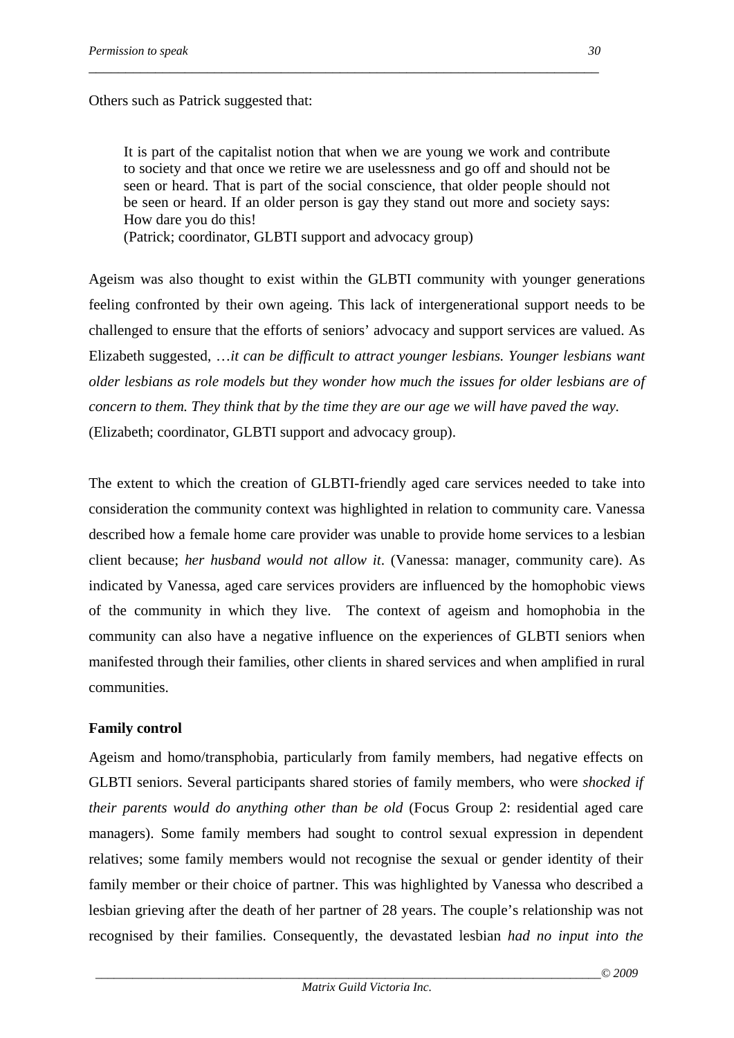Others such as Patrick suggested that:

> It is part of the capitalist notion that when we are young we work and contribute to society and that once we retire we are uselessness and go off and should not be seen or heard. That is part of the social conscience, that older people should not be seen or heard. If an older person is gay they stand out more and society says: How dare you do this!
> (Patrick; coordinator, GLBTI support and advocacy group)

Ageism was also thought to exist within the GLBTI community with younger generations feeling confronted by their own ageing. This lack of intergenerational support needs to be challenged to ensure that the efforts of seniors' advocacy and support services are valued. As Elizabeth suggested, *…it can be difficult to attract younger lesbians. Younger lesbians want older lesbians as role models but they wonder how much the issues for older lesbians are of concern to them. They think that by the time they are our age we will have paved the way.* (Elizabeth; coordinator, GLBTI support and advocacy group).

The extent to which the creation of GLBTI-friendly aged care services needed to take into consideration the community context was highlighted in relation to community care. Vanessa described how a female home care provider was unable to provide home services to a lesbian client because; *her husband would not allow it*. (Vanessa: manager, community care). As indicated by Vanessa, aged care services providers are influenced by the homophobic views of the community in which they live. The context of ageism and homophobia in the community can also have a negative influence on the experiences of GLBTI seniors when manifested through their families, other clients in shared services and when amplified in rural communities.

**Family control**

Ageism and homo/transphobia, particularly from family members, had negative effects on GLBTI seniors. Several participants shared stories of family members, who were *shocked if their parents would do anything other than be old* (Focus Group 2: residential aged care managers). Some family members had sought to control sexual expression in dependent relatives; some family members would not recognise the sexual or gender identity of their family member or their choice of partner. This was highlighted by Vanessa who described a lesbian grieving after the death of her partner of 28 years. The couple's relationship was not recognised by their families. Consequently, the devastated lesbian *had no input into the*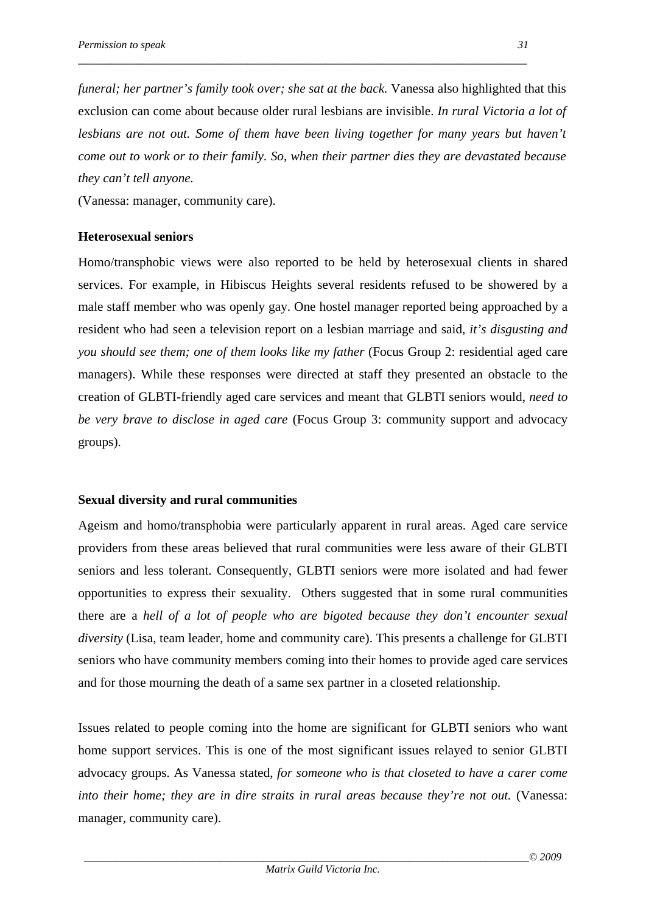*funeral; her partner's family took over; she sat at the back.* Vanessa also highlighted that this exclusion can come about because older rural lesbians are invisible. *In rural Victoria a lot of lesbians are not out. Some of them have been living together for many years but haven't come out to work or to their family. So, when their partner dies they are devastated because they can't tell anyone.*

(Vanessa: manager, community care).

**Heterosexual seniors**

Homo/transphobic views were also reported to be held by heterosexual clients in shared services. For example, in Hibiscus Heights several residents refused to be showered by a male staff member who was openly gay. One hostel manager reported being approached by a resident who had seen a television report on a lesbian marriage and said, *it's disgusting and you should see them; one of them looks like my father* (Focus Group 2: residential aged care managers). While these responses were directed at staff they presented an obstacle to the creation of GLBTI-friendly aged care services and meant that GLBTI seniors would, *need to be very brave to disclose in aged care* (Focus Group 3: community support and advocacy groups).

**Sexual diversity and rural communities**

Ageism and homo/transphobia were particularly apparent in rural areas. Aged care service providers from these areas believed that rural communities were less aware of their GLBTI seniors and less tolerant. Consequently, GLBTI seniors were more isolated and had fewer opportunities to express their sexuality. Others suggested that in some rural communities there are a *hell of a lot of people who are bigoted because they don't encounter sexual diversity* (Lisa, team leader, home and community care). This presents a challenge for GLBTI seniors who have community members coming into their homes to provide aged care services and for those mourning the death of a same sex partner in a closeted relationship.

Issues related to people coming into the home are significant for GLBTI seniors who want home support services. This is one of the most significant issues relayed to senior GLBTI advocacy groups. As Vanessa stated, *for someone who is that closeted to have a carer come into their home; they are in dire straits in rural areas because they're not out.* (Vanessa: manager, community care).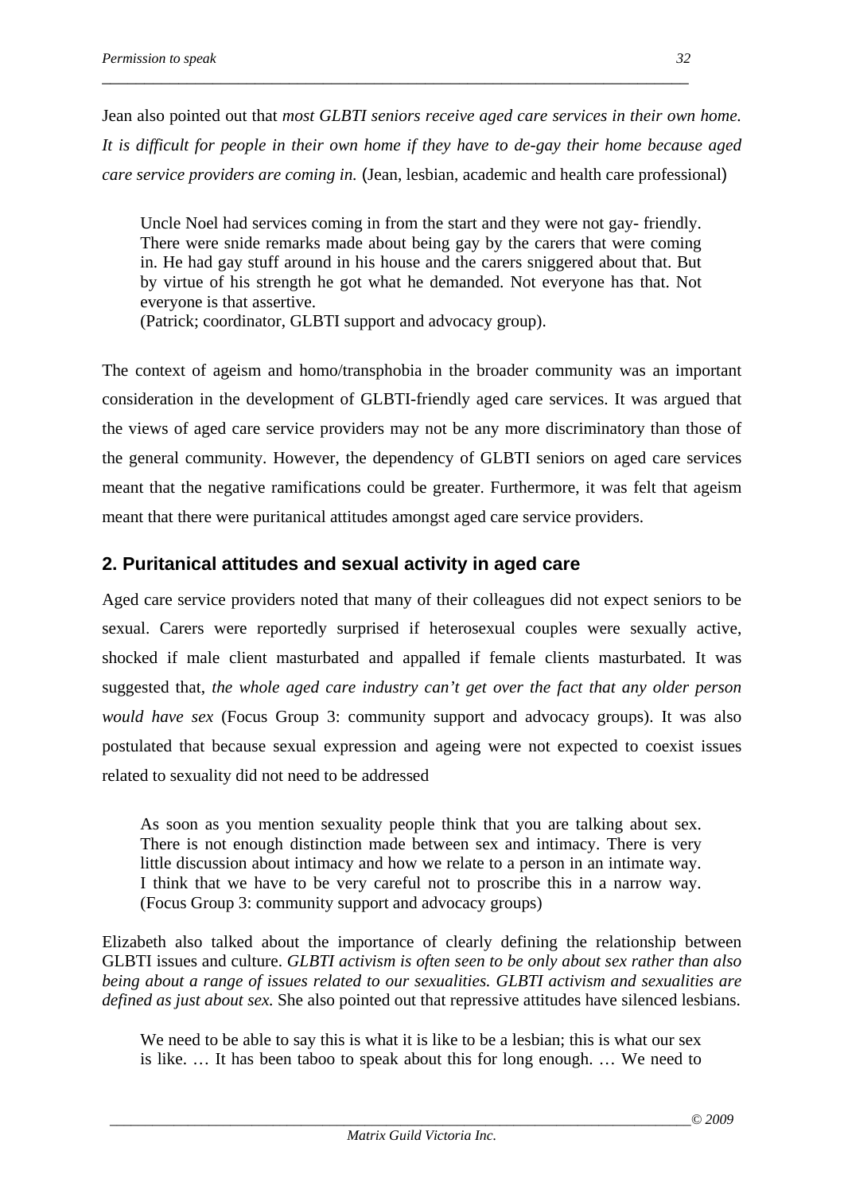Jean also pointed out that *most GLBTI seniors receive aged care services in their own home. It is difficult for people in their own home if they have to de-gay their home because aged care service providers are coming in.* (Jean, lesbian, academic and health care professional)

> Uncle Noel had services coming in from the start and they were not gay- friendly. There were snide remarks made about being gay by the carers that were coming in. He had gay stuff around in his house and the carers sniggered about that. But by virtue of his strength he got what he demanded. Not everyone has that. Not everyone is that assertive.
> (Patrick; coordinator, GLBTI support and advocacy group).

The context of ageism and homo/transphobia in the broader community was an important consideration in the development of GLBTI-friendly aged care services. It was argued that the views of aged care service providers may not be any more discriminatory than those of the general community. However, the dependency of GLBTI seniors on aged care services meant that the negative ramifications could be greater. Furthermore, it was felt that ageism meant that there were puritanical attitudes amongst aged care service providers.

## 2. Puritanical attitudes and sexual activity in aged care

Aged care service providers noted that many of their colleagues did not expect seniors to be sexual. Carers were reportedly surprised if heterosexual couples were sexually active, shocked if male client masturbated and appalled if female clients masturbated. It was suggested that, *the whole aged care industry can't get over the fact that any older person would have sex* (Focus Group 3: community support and advocacy groups). It was also postulated that because sexual expression and ageing were not expected to coexist issues related to sexuality did not need to be addressed

> As soon as you mention sexuality people think that you are talking about sex. There is not enough distinction made between sex and intimacy. There is very little discussion about intimacy and how we relate to a person in an intimate way. I think that we have to be very careful not to proscribe this in a narrow way. (Focus Group 3: community support and advocacy groups)

Elizabeth also talked about the importance of clearly defining the relationship between GLBTI issues and culture. *GLBTI activism is often seen to be only about sex rather than also being about a range of issues related to our sexualities. GLBTI activism and sexualities are defined as just about sex.* She also pointed out that repressive attitudes have silenced lesbians.

> We need to be able to say this is what it is like to be a lesbian; this is what our sex is like. … It has been taboo to speak about this for long enough. … We need to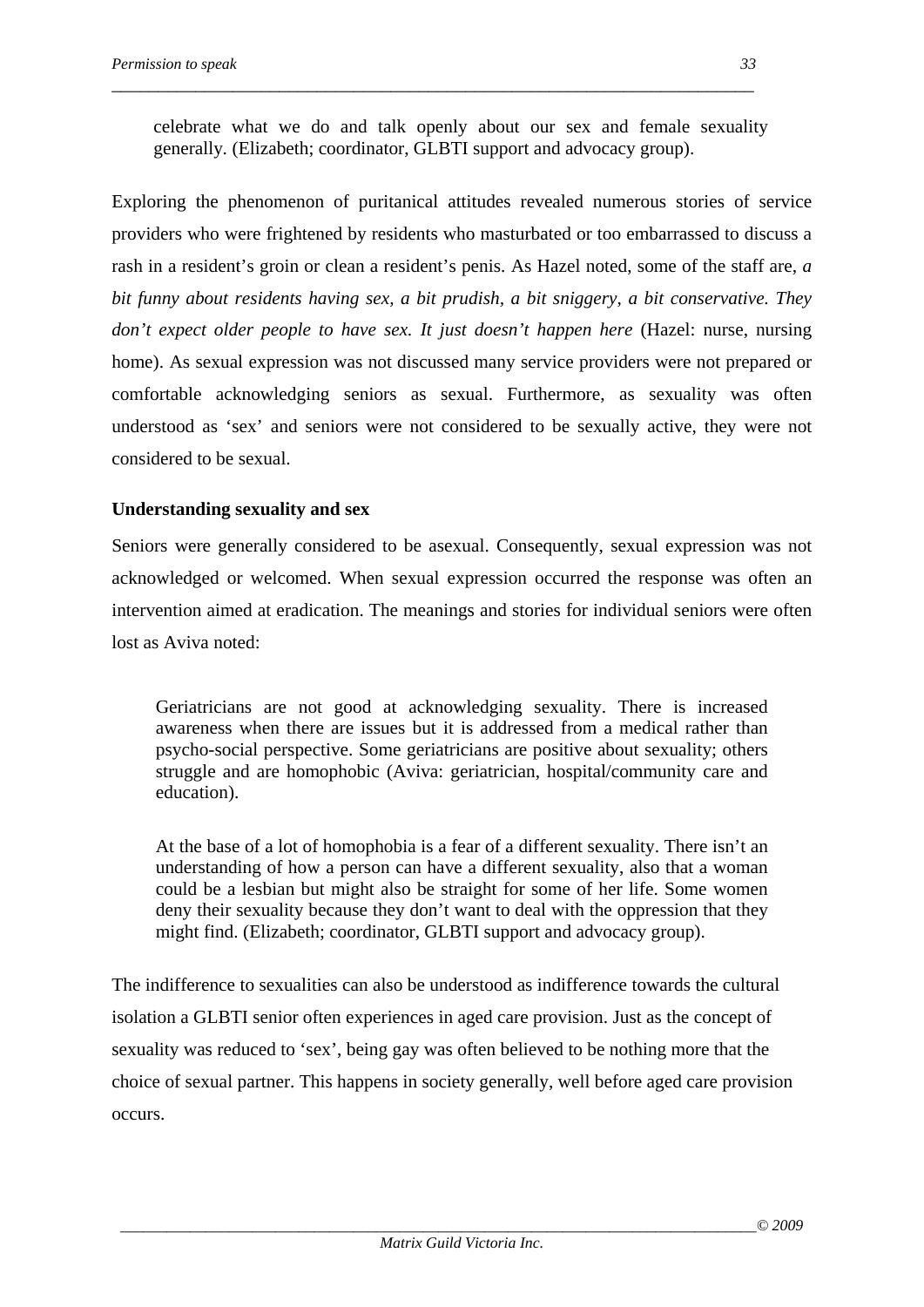> celebrate what we do and talk openly about our sex and female sexuality generally. (Elizabeth; coordinator, GLBTI support and advocacy group).

Exploring the phenomenon of puritanical attitudes revealed numerous stories of service providers who were frightened by residents who masturbated or too embarrassed to discuss a rash in a resident's groin or clean a resident's penis. As Hazel noted, some of the staff are, *a bit funny about residents having sex, a bit prudish, a bit sniggery, a bit conservative. They don't expect older people to have sex. It just doesn't happen here* (Hazel: nurse, nursing home). As sexual expression was not discussed many service providers were not prepared or comfortable acknowledging seniors as sexual. Furthermore, as sexuality was often understood as 'sex' and seniors were not considered to be sexually active, they were not considered to be sexual.

**Understanding sexuality and sex**

Seniors were generally considered to be asexual. Consequently, sexual expression was not acknowledged or welcomed. When sexual expression occurred the response was often an intervention aimed at eradication. The meanings and stories for individual seniors were often lost as Aviva noted:

> Geriatricians are not good at acknowledging sexuality. There is increased awareness when there are issues but it is addressed from a medical rather than psycho-social perspective. Some geriatricians are positive about sexuality; others struggle and are homophobic (Aviva: geriatrician, hospital/community care and education).

> At the base of a lot of homophobia is a fear of a different sexuality. There isn't an understanding of how a person can have a different sexuality, also that a woman could be a lesbian but might also be straight for some of her life. Some women deny their sexuality because they don't want to deal with the oppression that they might find. (Elizabeth; coordinator, GLBTI support and advocacy group).

The indifference to sexualities can also be understood as indifference towards the cultural isolation a GLBTI senior often experiences in aged care provision. Just as the concept of sexuality was reduced to 'sex', being gay was often believed to be nothing more that the choice of sexual partner. This happens in society generally, well before aged care provision occurs.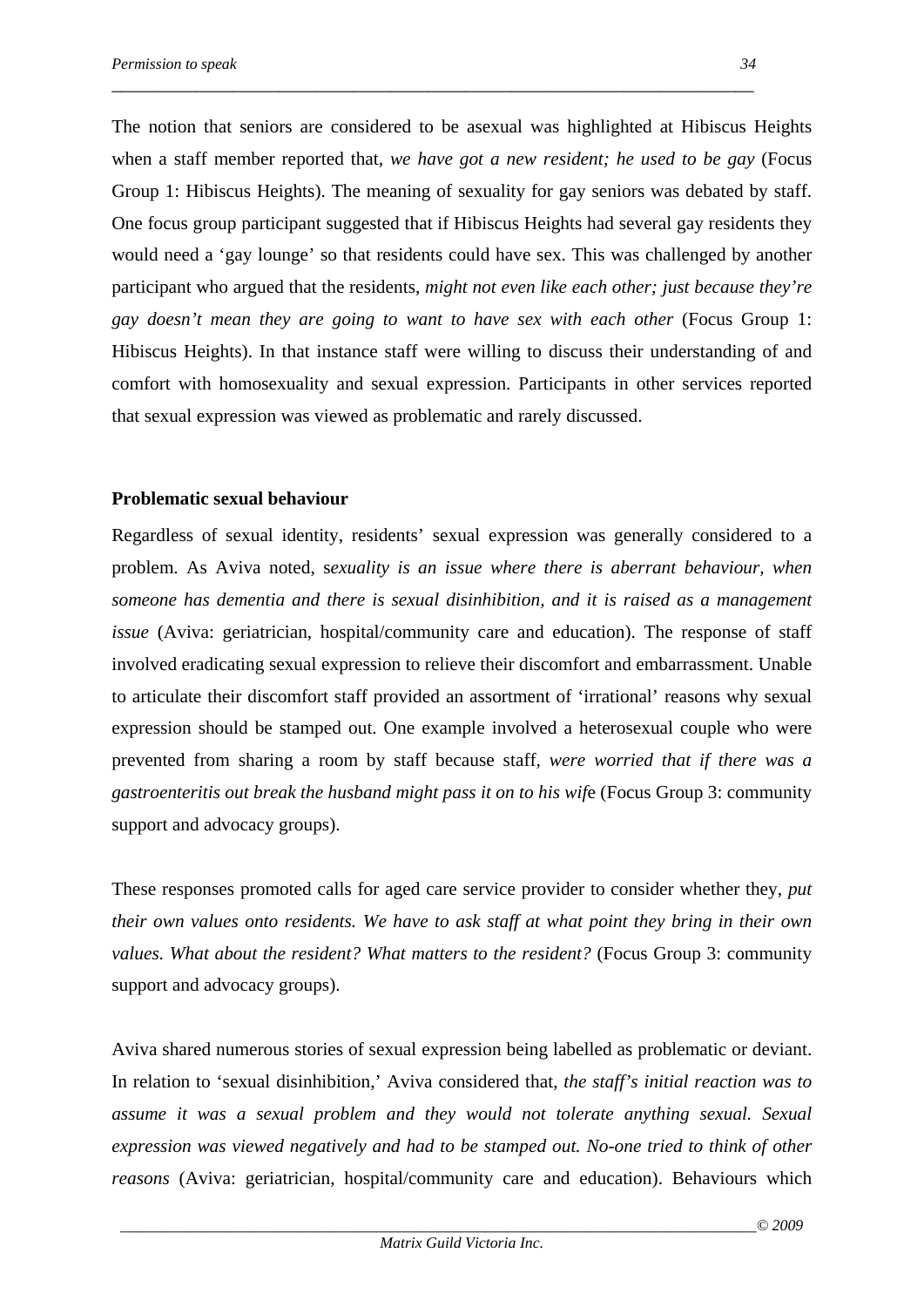The notion that seniors are considered to be asexual was highlighted at Hibiscus Heights when a staff member reported that, *we have got a new resident; he used to be gay* (Focus Group 1: Hibiscus Heights). The meaning of sexuality for gay seniors was debated by staff. One focus group participant suggested that if Hibiscus Heights had several gay residents they would need a 'gay lounge' so that residents could have sex. This was challenged by another participant who argued that the residents, *might not even like each other; just because they're gay doesn't mean they are going to want to have sex with each other* (Focus Group 1: Hibiscus Heights). In that instance staff were willing to discuss their understanding of and comfort with homosexuality and sexual expression. Participants in other services reported that sexual expression was viewed as problematic and rarely discussed.

**Problematic sexual behaviour**

Regardless of sexual identity, residents' sexual expression was generally considered to a problem. As Aviva noted, s*exuality is an issue where there is aberrant behaviour, when someone has dementia and there is sexual disinhibition, and it is raised as a management issue* (Aviva: geriatrician, hospital/community care and education). The response of staff involved eradicating sexual expression to relieve their discomfort and embarrassment. Unable to articulate their discomfort staff provided an assortment of 'irrational' reasons why sexual expression should be stamped out. One example involved a heterosexual couple who were prevented from sharing a room by staff because staff, *were worried that if there was a gastroenteritis out break the husband might pass it on to his wif*e (Focus Group 3: community support and advocacy groups).

These responses promoted calls for aged care service provider to consider whether they, *put their own values onto residents. We have to ask staff at what point they bring in their own values. What about the resident? What matters to the resident?* (Focus Group 3: community support and advocacy groups).

Aviva shared numerous stories of sexual expression being labelled as problematic or deviant. In relation to 'sexual disinhibition,' Aviva considered that, *the staff's initial reaction was to assume it was a sexual problem and they would not tolerate anything sexual. Sexual expression was viewed negatively and had to be stamped out. No-one tried to think of other reasons* (Aviva: geriatrician, hospital/community care and education). Behaviours which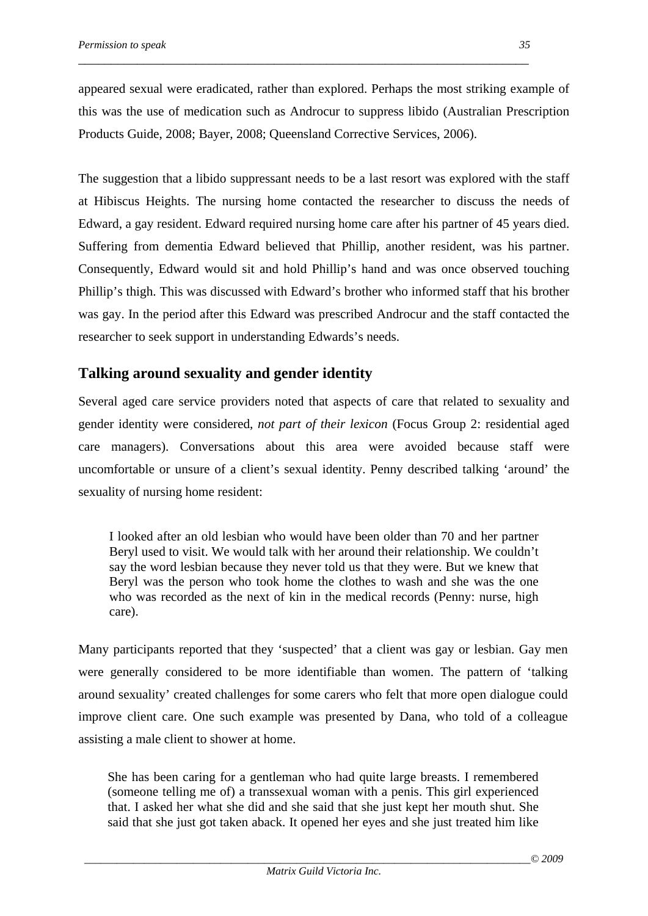appeared sexual were eradicated, rather than explored. Perhaps the most striking example of this was the use of medication such as Androcur to suppress libido (Australian Prescription Products Guide, 2008; Bayer, 2008; Queensland Corrective Services, 2006).

The suggestion that a libido suppressant needs to be a last resort was explored with the staff at Hibiscus Heights. The nursing home contacted the researcher to discuss the needs of Edward, a gay resident. Edward required nursing home care after his partner of 45 years died. Suffering from dementia Edward believed that Phillip, another resident, was his partner. Consequently, Edward would sit and hold Phillip's hand and was once observed touching Phillip's thigh. This was discussed with Edward's brother who informed staff that his brother was gay. In the period after this Edward was prescribed Androcur and the staff contacted the researcher to seek support in understanding Edwards's needs.

## Talking around sexuality and gender identity

Several aged care service providers noted that aspects of care that related to sexuality and gender identity were considered, *not part of their lexicon* (Focus Group 2: residential aged care managers). Conversations about this area were avoided because staff were uncomfortable or unsure of a client's sexual identity. Penny described talking 'around' the sexuality of nursing home resident:

> I looked after an old lesbian who would have been older than 70 and her partner Beryl used to visit. We would talk with her around their relationship. We couldn't say the word lesbian because they never told us that they were. But we knew that Beryl was the person who took home the clothes to wash and she was the one who was recorded as the next of kin in the medical records (Penny: nurse, high care).

Many participants reported that they 'suspected' that a client was gay or lesbian. Gay men were generally considered to be more identifiable than women. The pattern of 'talking around sexuality' created challenges for some carers who felt that more open dialogue could improve client care. One such example was presented by Dana, who told of a colleague assisting a male client to shower at home.

> She has been caring for a gentleman who had quite large breasts. I remembered (someone telling me of) a transsexual woman with a penis. This girl experienced that. I asked her what she did and she said that she just kept her mouth shut. She said that she just got taken aback. It opened her eyes and she just treated him like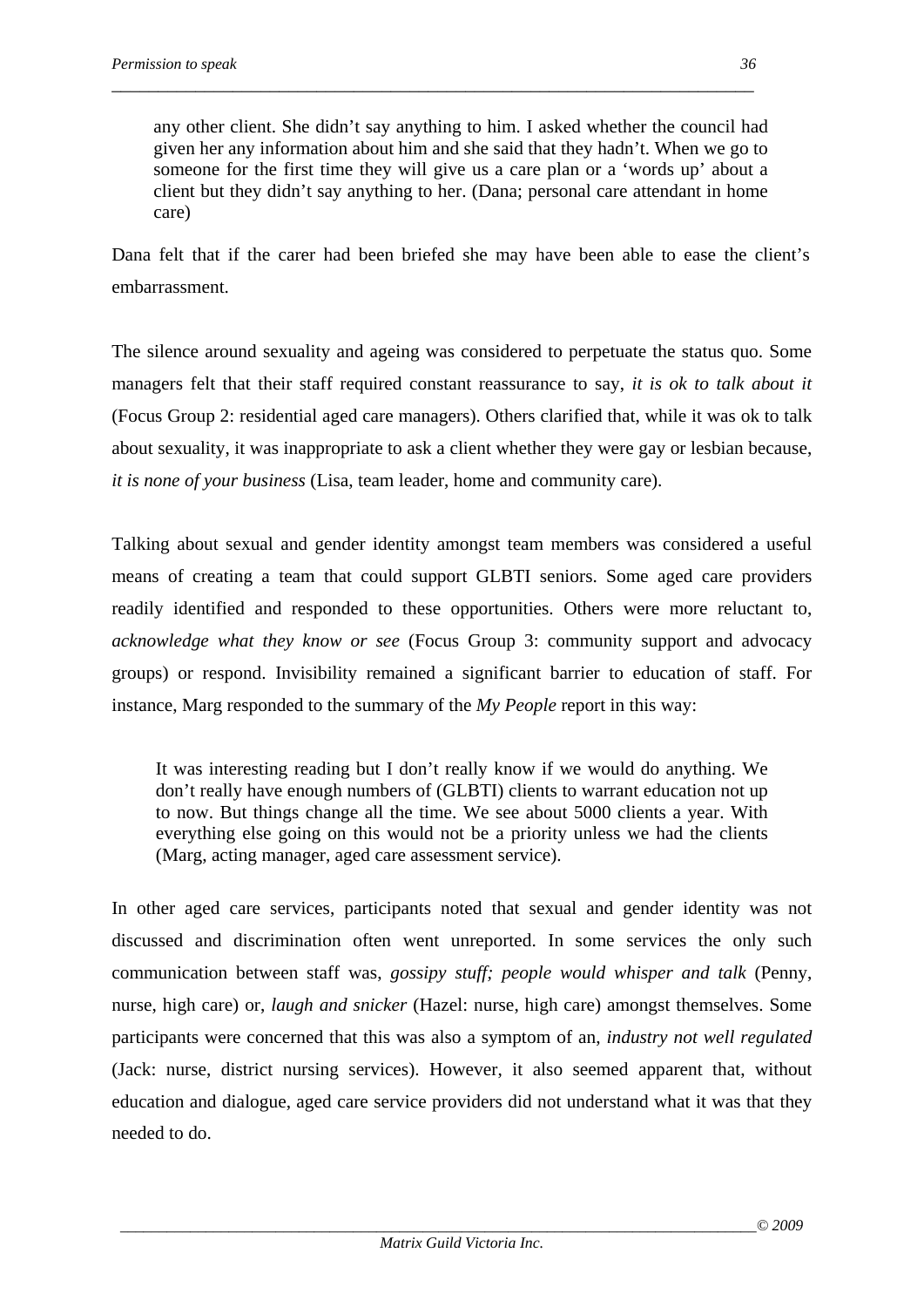> any other client. She didn't say anything to him. I asked whether the council had given her any information about him and she said that they hadn't. When we go to someone for the first time they will give us a care plan or a 'words up' about a client but they didn't say anything to her. (Dana; personal care attendant in home care)

Dana felt that if the carer had been briefed she may have been able to ease the client's embarrassment.

The silence around sexuality and ageing was considered to perpetuate the status quo. Some managers felt that their staff required constant reassurance to say, *it is ok to talk about it* (Focus Group 2: residential aged care managers). Others clarified that, while it was ok to talk about sexuality, it was inappropriate to ask a client whether they were gay or lesbian because, *it is none of your business* (Lisa, team leader, home and community care).

Talking about sexual and gender identity amongst team members was considered a useful means of creating a team that could support GLBTI seniors. Some aged care providers readily identified and responded to these opportunities. Others were more reluctant to, *acknowledge what they know or see* (Focus Group 3: community support and advocacy groups) or respond. Invisibility remained a significant barrier to education of staff. For instance, Marg responded to the summary of the *My People* report in this way:

> It was interesting reading but I don't really know if we would do anything. We don't really have enough numbers of (GLBTI) clients to warrant education not up to now. But things change all the time. We see about 5000 clients a year. With everything else going on this would not be a priority unless we had the clients (Marg, acting manager, aged care assessment service).

In other aged care services, participants noted that sexual and gender identity was not discussed and discrimination often went unreported. In some services the only such communication between staff was, *gossipy stuff; people would whisper and talk* (Penny, nurse, high care) or, *laugh and snicker* (Hazel: nurse, high care) amongst themselves. Some participants were concerned that this was also a symptom of an, *industry not well regulated* (Jack: nurse, district nursing services). However, it also seemed apparent that, without education and dialogue, aged care service providers did not understand what it was that they needed to do.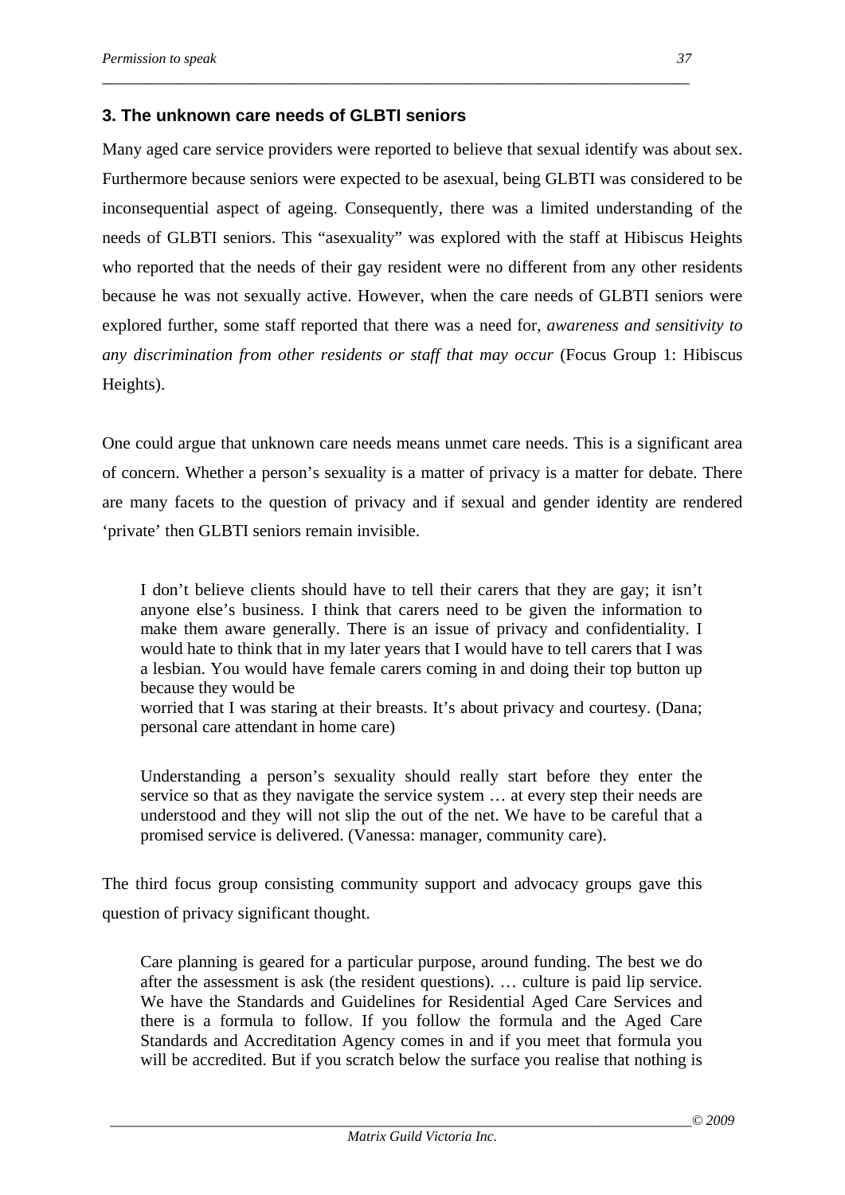### 3. The unknown care needs of GLBTI seniors

Many aged care service providers were reported to believe that sexual identify was about sex. Furthermore because seniors were expected to be asexual, being GLBTI was considered to be inconsequential aspect of ageing. Consequently, there was a limited understanding of the needs of GLBTI seniors. This "asexuality" was explored with the staff at Hibiscus Heights who reported that the needs of their gay resident were no different from any other residents because he was not sexually active. However, when the care needs of GLBTI seniors were explored further, some staff reported that there was a need for, *awareness and sensitivity to any discrimination from other residents or staff that may occur* (Focus Group 1: Hibiscus Heights).

One could argue that unknown care needs means unmet care needs. This is a significant area of concern. Whether a person's sexuality is a matter of privacy is a matter for debate. There are many facets to the question of privacy and if sexual and gender identity are rendered 'private' then GLBTI seniors remain invisible.

> I don't believe clients should have to tell their carers that they are gay; it isn't anyone else's business. I think that carers need to be given the information to make them aware generally. There is an issue of privacy and confidentiality. I would hate to think that in my later years that I would have to tell carers that I was a lesbian. You would have female carers coming in and doing their top button up because they would be worried that I was staring at their breasts. It's about privacy and courtesy. (Dana; personal care attendant in home care)

> Understanding a person's sexuality should really start before they enter the service so that as they navigate the service system … at every step their needs are understood and they will not slip the out of the net. We have to be careful that a promised service is delivered. (Vanessa: manager, community care).

The third focus group consisting community support and advocacy groups gave this question of privacy significant thought.

> Care planning is geared for a particular purpose, around funding. The best we do after the assessment is ask (the resident questions). … culture is paid lip service. We have the Standards and Guidelines for Residential Aged Care Services and there is a formula to follow. If you follow the formula and the Aged Care Standards and Accreditation Agency comes in and if you meet that formula you will be accredited. But if you scratch below the surface you realise that nothing is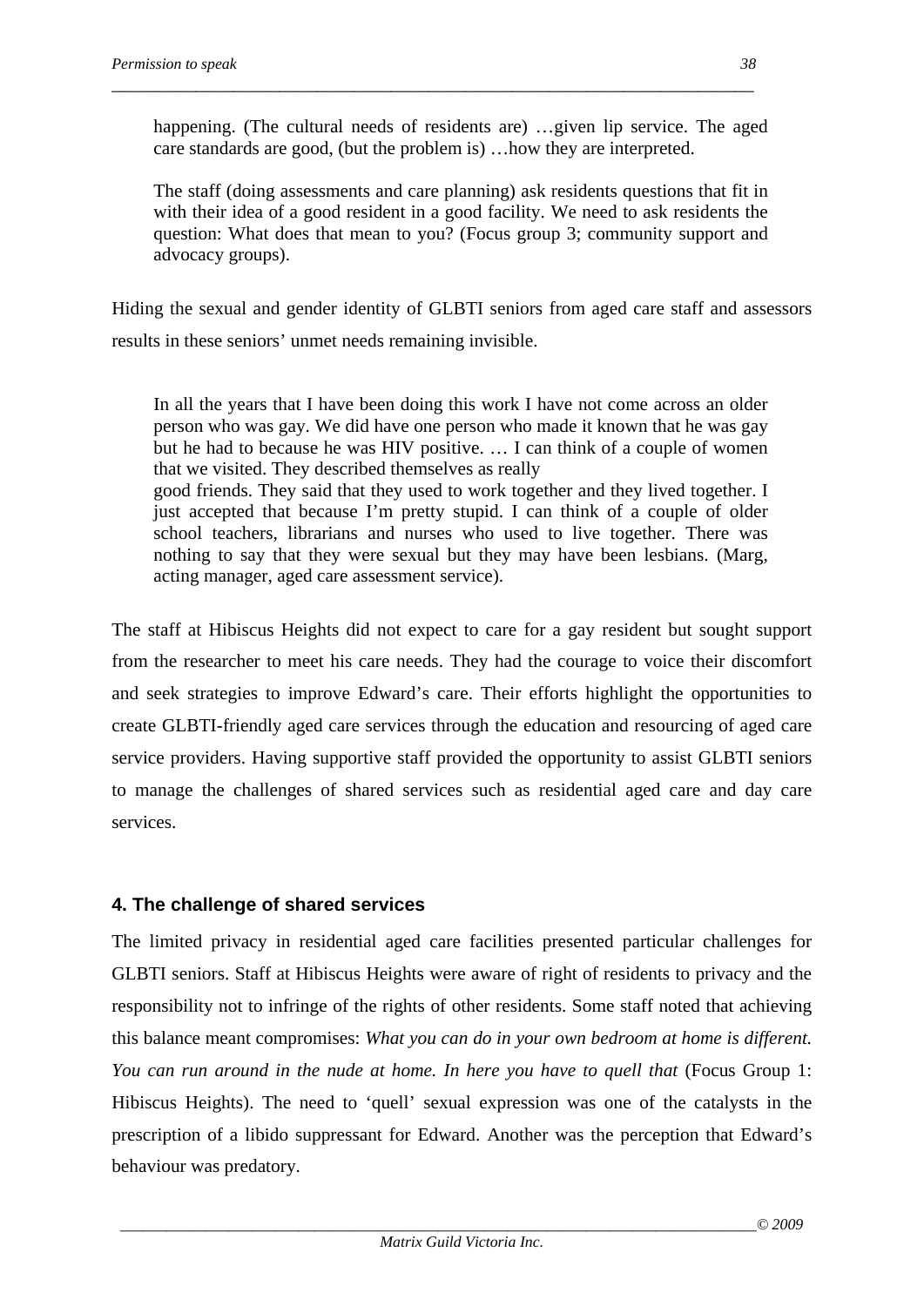> happening. (The cultural needs of residents are) …given lip service. The aged care standards are good, (but the problem is) …how they are interpreted.
>
> The staff (doing assessments and care planning) ask residents questions that fit in with their idea of a good resident in a good facility. We need to ask residents the question: What does that mean to you? (Focus group 3; community support and advocacy groups).

Hiding the sexual and gender identity of GLBTI seniors from aged care staff and assessors results in these seniors' unmet needs remaining invisible.

> In all the years that I have been doing this work I have not come across an older person who was gay. We did have one person who made it known that he was gay but he had to because he was HIV positive. … I can think of a couple of women that we visited. They described themselves as really good friends. They said that they used to work together and they lived together. I just accepted that because I'm pretty stupid. I can think of a couple of older school teachers, librarians and nurses who used to live together. There was nothing to say that they were sexual but they may have been lesbians. (Marg, acting manager, aged care assessment service).

The staff at Hibiscus Heights did not expect to care for a gay resident but sought support from the researcher to meet his care needs. They had the courage to voice their discomfort and seek strategies to improve Edward's care. Their efforts highlight the opportunities to create GLBTI-friendly aged care services through the education and resourcing of aged care service providers. Having supportive staff provided the opportunity to assist GLBTI seniors to manage the challenges of shared services such as residential aged care and day care services.

### 4. The challenge of shared services

The limited privacy in residential aged care facilities presented particular challenges for GLBTI seniors. Staff at Hibiscus Heights were aware of right of residents to privacy and the responsibility not to infringe of the rights of other residents. Some staff noted that achieving this balance meant compromises: *What you can do in your own bedroom at home is different. You can run around in the nude at home. In here you have to quell that* (Focus Group 1: Hibiscus Heights). The need to 'quell' sexual expression was one of the catalysts in the prescription of a libido suppressant for Edward. Another was the perception that Edward's behaviour was predatory.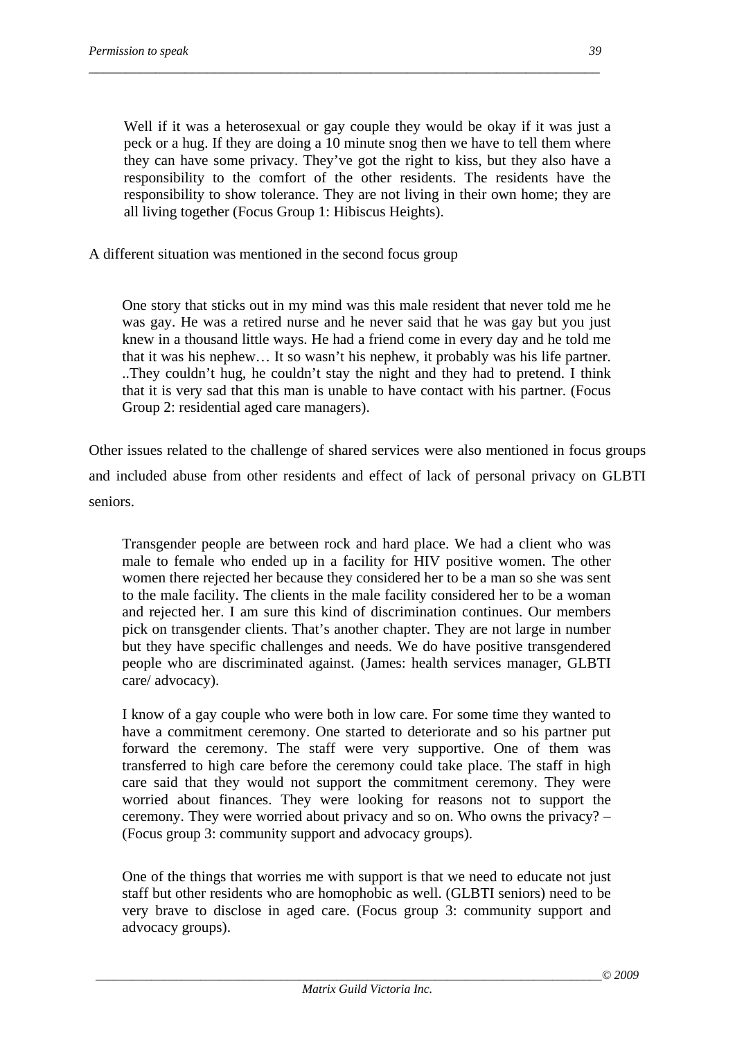> Well if it was a heterosexual or gay couple they would be okay if it was just a peck or a hug. If they are doing a 10 minute snog then we have to tell them where they can have some privacy. They've got the right to kiss, but they also have a responsibility to the comfort of the other residents. The residents have the responsibility to show tolerance. They are not living in their own home; they are all living together (Focus Group 1: Hibiscus Heights).

A different situation was mentioned in the second focus group

> One story that sticks out in my mind was this male resident that never told me he was gay. He was a retired nurse and he never said that he was gay but you just knew in a thousand little ways. He had a friend come in every day and he told me that it was his nephew… It so wasn't his nephew, it probably was his life partner. ..They couldn't hug, he couldn't stay the night and they had to pretend. I think that it is very sad that this man is unable to have contact with his partner. (Focus Group 2: residential aged care managers).

Other issues related to the challenge of shared services were also mentioned in focus groups and included abuse from other residents and effect of lack of personal privacy on GLBTI seniors.

> Transgender people are between rock and hard place. We had a client who was male to female who ended up in a facility for HIV positive women. The other women there rejected her because they considered her to be a man so she was sent to the male facility. The clients in the male facility considered her to be a woman and rejected her. I am sure this kind of discrimination continues. Our members pick on transgender clients. That's another chapter. They are not large in number but they have specific challenges and needs. We do have positive transgendered people who are discriminated against. (James: health services manager, GLBTI care/ advocacy).

> I know of a gay couple who were both in low care. For some time they wanted to have a commitment ceremony. One started to deteriorate and so his partner put forward the ceremony. The staff were very supportive. One of them was transferred to high care before the ceremony could take place. The staff in high care said that they would not support the commitment ceremony. They were worried about finances. They were looking for reasons not to support the ceremony. They were worried about privacy and so on. Who owns the privacy? – (Focus group 3: community support and advocacy groups).

> One of the things that worries me with support is that we need to educate not just staff but other residents who are homophobic as well. (GLBTI seniors) need to be very brave to disclose in aged care. (Focus group 3: community support and advocacy groups).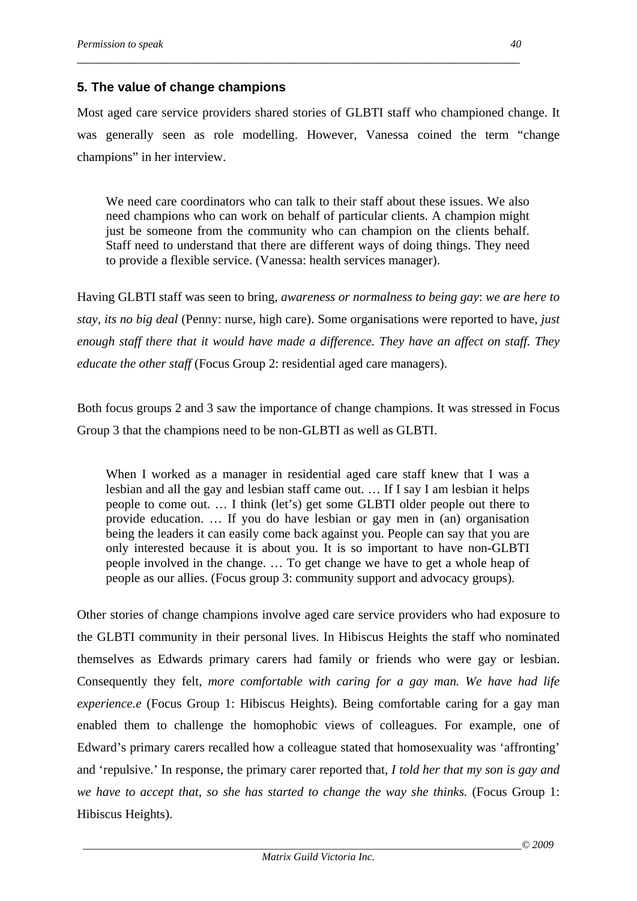## 5. The value of change champions

Most aged care service providers shared stories of GLBTI staff who championed change. It was generally seen as role modelling. However, Vanessa coined the term "change champions" in her interview.

> We need care coordinators who can talk to their staff about these issues. We also need champions who can work on behalf of particular clients. A champion might just be someone from the community who can champion on the clients behalf. Staff need to understand that there are different ways of doing things. They need to provide a flexible service. (Vanessa: health services manager).

Having GLBTI staff was seen to bring, *awareness or normalness to being gay*: *we are here to stay, its no big deal* (Penny: nurse, high care). Some organisations were reported to have, *just enough staff there that it would have made a difference. They have an affect on staff. They educate the other staff* (Focus Group 2: residential aged care managers).

Both focus groups 2 and 3 saw the importance of change champions. It was stressed in Focus Group 3 that the champions need to be non-GLBTI as well as GLBTI.

> When I worked as a manager in residential aged care staff knew that I was a lesbian and all the gay and lesbian staff came out. … If I say I am lesbian it helps people to come out. … I think (let's) get some GLBTI older people out there to provide education. … If you do have lesbian or gay men in (an) organisation being the leaders it can easily come back against you. People can say that you are only interested because it is about you. It is so important to have non-GLBTI people involved in the change. … To get change we have to get a whole heap of people as our allies. (Focus group 3: community support and advocacy groups).

Other stories of change champions involve aged care service providers who had exposure to the GLBTI community in their personal lives. In Hibiscus Heights the staff who nominated themselves as Edwards primary carers had family or friends who were gay or lesbian. Consequently they felt, *more comfortable with caring for a gay man. We have had life experience.e* (Focus Group 1: Hibiscus Heights). Being comfortable caring for a gay man enabled them to challenge the homophobic views of colleagues. For example, one of Edward's primary carers recalled how a colleague stated that homosexuality was 'affronting' and 'repulsive.' In response, the primary carer reported that, *I told her that my son is gay and we have to accept that, so she has started to change the way she thinks.* (Focus Group 1: Hibiscus Heights).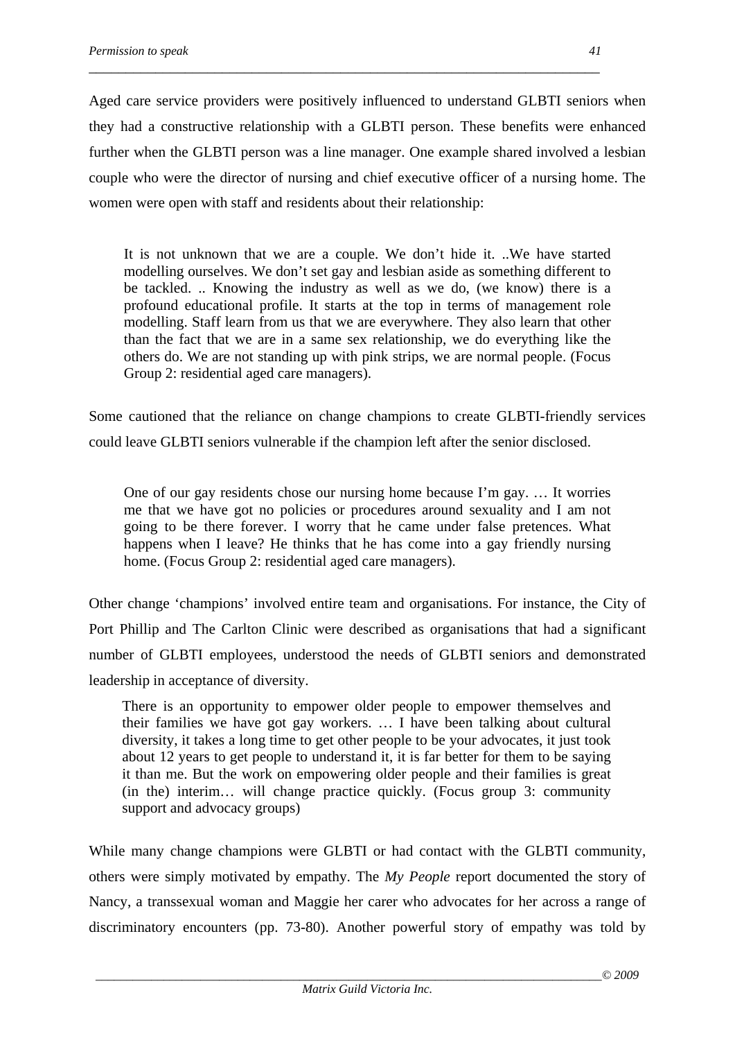Aged care service providers were positively influenced to understand GLBTI seniors when they had a constructive relationship with a GLBTI person. These benefits were enhanced further when the GLBTI person was a line manager. One example shared involved a lesbian couple who were the director of nursing and chief executive officer of a nursing home. The women were open with staff and residents about their relationship:

> It is not unknown that we are a couple. We don't hide it. ..We have started modelling ourselves. We don't set gay and lesbian aside as something different to be tackled. .. Knowing the industry as well as we do, (we know) there is a profound educational profile. It starts at the top in terms of management role modelling. Staff learn from us that we are everywhere. They also learn that other than the fact that we are in a same sex relationship, we do everything like the others do. We are not standing up with pink strips, we are normal people. (Focus Group 2: residential aged care managers).

Some cautioned that the reliance on change champions to create GLBTI-friendly services could leave GLBTI seniors vulnerable if the champion left after the senior disclosed.

> One of our gay residents chose our nursing home because I'm gay. … It worries me that we have got no policies or procedures around sexuality and I am not going to be there forever. I worry that he came under false pretences. What happens when I leave? He thinks that he has come into a gay friendly nursing home. (Focus Group 2: residential aged care managers).

Other change 'champions' involved entire team and organisations. For instance, the City of Port Phillip and The Carlton Clinic were described as organisations that had a significant number of GLBTI employees, understood the needs of GLBTI seniors and demonstrated leadership in acceptance of diversity.

> There is an opportunity to empower older people to empower themselves and their families we have got gay workers. … I have been talking about cultural diversity, it takes a long time to get other people to be your advocates, it just took about 12 years to get people to understand it, it is far better for them to be saying it than me. But the work on empowering older people and their families is great (in the) interim… will change practice quickly. (Focus group 3: community support and advocacy groups)

While many change champions were GLBTI or had contact with the GLBTI community, others were simply motivated by empathy. The *My People* report documented the story of Nancy, a transsexual woman and Maggie her carer who advocates for her across a range of discriminatory encounters (pp. 73-80). Another powerful story of empathy was told by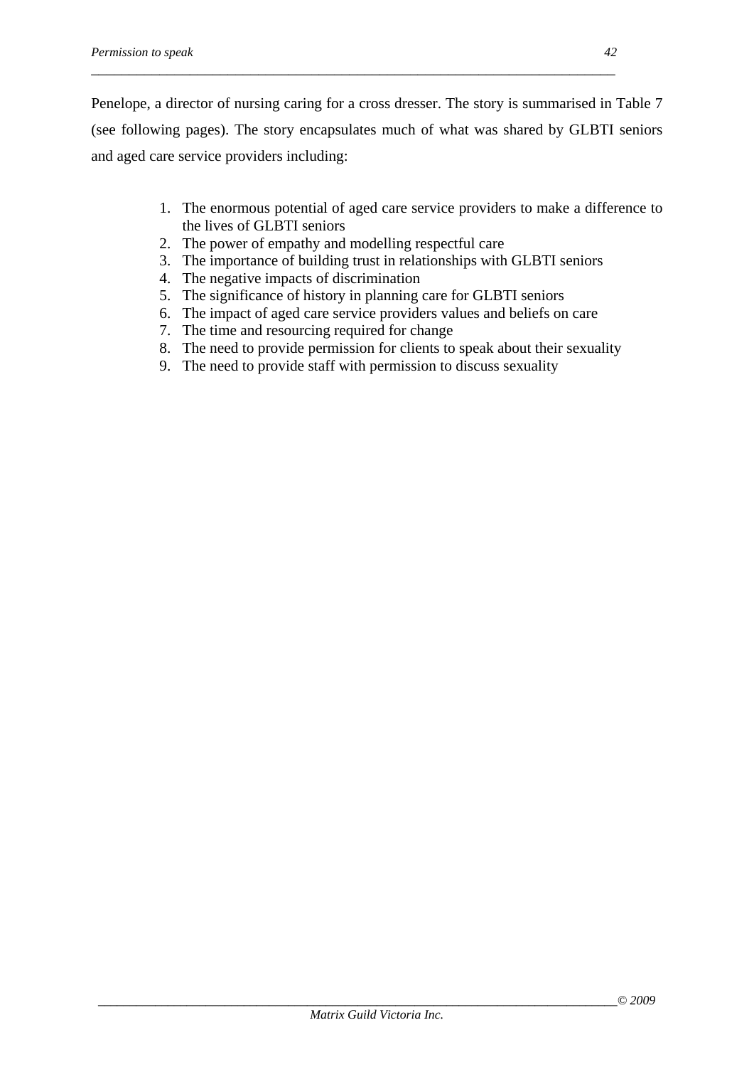Penelope, a director of nursing caring for a cross dresser. The story is summarised in Table 7 (see following pages). The story encapsulates much of what was shared by GLBTI seniors and aged care service providers including:

1. The enormous potential of aged care service providers to make a difference to the lives of GLBTI seniors
2. The power of empathy and modelling respectful care
3. The importance of building trust in relationships with GLBTI seniors
4. The negative impacts of discrimination
5. The significance of history in planning care for GLBTI seniors
6. The impact of aged care service providers values and beliefs on care
7. The time and resourcing required for change
8. The need to provide permission for clients to speak about their sexuality
9. The need to provide staff with permission to discuss sexuality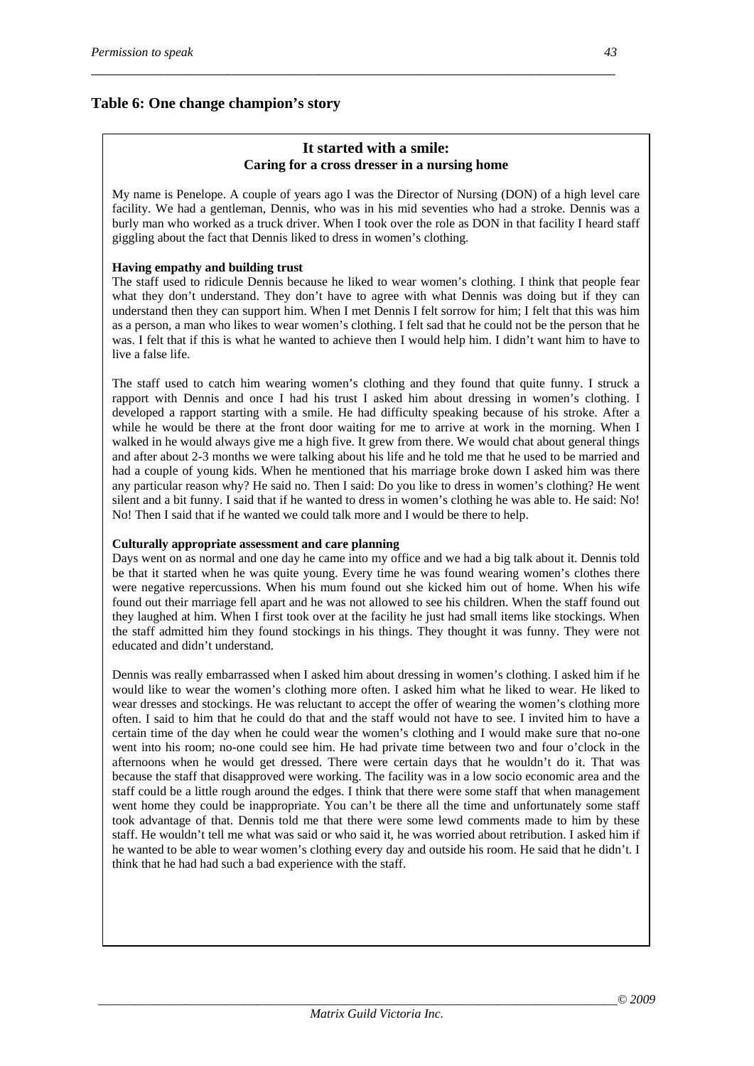## Table 6: One change champion's story

### It started with a smile:
**Caring for a cross dresser in a nursing home**

My name is Penelope. A couple of years ago I was the Director of Nursing (DON) of a high level care facility. We had a gentleman, Dennis, who was in his mid seventies who had a stroke. Dennis was a burly man who worked as a truck driver. When I took over the role as DON in that facility I heard staff giggling about the fact that Dennis liked to dress in women's clothing.

**Having empathy and building trust**

The staff used to ridicule Dennis because he liked to wear women's clothing. I think that people fear what they don't understand. They don't have to agree with what Dennis was doing but if they can understand then they can support him. When I met Dennis I felt sorrow for him; I felt that this was him as a person, a man who likes to wear women's clothing. I felt sad that he could not be the person that he was. I felt that if this is what he wanted to achieve then I would help him. I didn't want him to have to live a false life.

The staff used to catch him wearing women's clothing and they found that quite funny. I struck a rapport with Dennis and once I had his trust I asked him about dressing in women's clothing. I developed a rapport starting with a smile. He had difficulty speaking because of his stroke. After a while he would be there at the front door waiting for me to arrive at work in the morning. When I walked in he would always give me a high five. It grew from there. We would chat about general things and after about 2-3 months we were talking about his life and he told me that he used to be married and had a couple of young kids. When he mentioned that his marriage broke down I asked him was there any particular reason why? He said no. Then I said: Do you like to dress in women's clothing? He went silent and a bit funny. I said that if he wanted to dress in women's clothing he was able to. He said: No! No! Then I said that if he wanted we could talk more and I would be there to help.

**Culturally appropriate assessment and care planning**

Days went on as normal and one day he came into my office and we had a big talk about it. Dennis told be that it started when he was quite young. Every time he was found wearing women's clothes there were negative repercussions. When his mum found out she kicked him out of home. When his wife found out their marriage fell apart and he was not allowed to see his children. When the staff found out they laughed at him. When I first took over at the facility he just had small items like stockings. When the staff admitted him they found stockings in his things. They thought it was funny. They were not educated and didn't understand.

Dennis was really embarrassed when I asked him about dressing in women's clothing. I asked him if he would like to wear the women's clothing more often. I asked him what he liked to wear. He liked to wear dresses and stockings. He was reluctant to accept the offer of wearing the women's clothing more often. I said to him that he could do that and the staff would not have to see. I invited him to have a certain time of the day when he could wear the women's clothing and I would make sure that no-one went into his room; no-one could see him. He had private time between two and four o'clock in the afternoons when he would get dressed. There were certain days that he wouldn't do it. That was because the staff that disapproved were working. The facility was in a low socio economic area and the staff could be a little rough around the edges. I think that there were some staff that when management went home they could be inappropriate. You can't be there all the time and unfortunately some staff took advantage of that. Dennis told me that there were some lewd comments made to him by these staff. He wouldn't tell me what was said or who said it, he was worried about retribution. I asked him if he wanted to be able to wear women's clothing every day and outside his room. He said that he didn't. I think that he had had such a bad experience with the staff.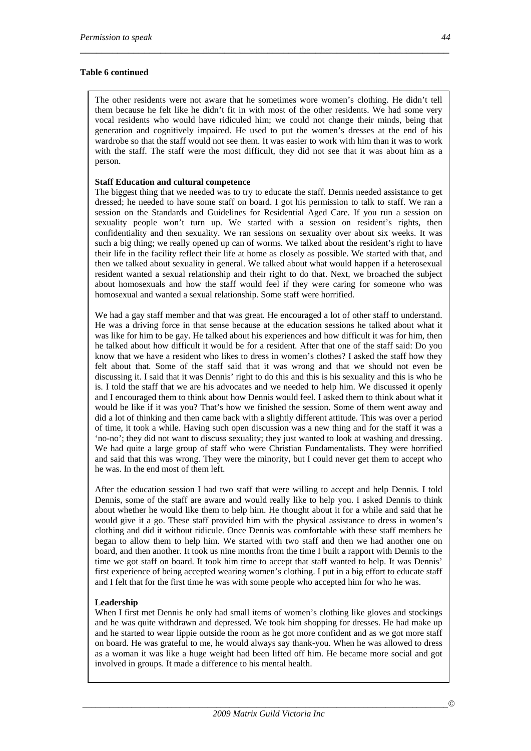**Table 6 continued**

The other residents were not aware that he sometimes wore women's clothing. He didn't tell them because he felt like he didn't fit in with most of the other residents. We had some very vocal residents who would have ridiculed him; we could not change their minds, being that generation and cognitively impaired. He used to put the women's dresses at the end of his wardrobe so that the staff would not see them. It was easier to work with him than it was to work with the staff. The staff were the most difficult, they did not see that it was about him as a person.

**Staff Education and cultural competence**

The biggest thing that we needed was to try to educate the staff. Dennis needed assistance to get dressed; he needed to have some staff on board. I got his permission to talk to staff. We ran a session on the Standards and Guidelines for Residential Aged Care. If you run a session on sexuality people won't turn up. We started with a session on resident's rights, then confidentiality and then sexuality. We ran sessions on sexuality over about six weeks. It was such a big thing; we really opened up can of worms. We talked about the resident's right to have their life in the facility reflect their life at home as closely as possible. We started with that, and then we talked about sexuality in general. We talked about what would happen if a heterosexual resident wanted a sexual relationship and their right to do that. Next, we broached the subject about homosexuals and how the staff would feel if they were caring for someone who was homosexual and wanted a sexual relationship. Some staff were horrified.

We had a gay staff member and that was great. He encouraged a lot of other staff to understand. He was a driving force in that sense because at the education sessions he talked about what it was like for him to be gay. He talked about his experiences and how difficult it was for him, then he talked about how difficult it would be for a resident. After that one of the staff said: Do you know that we have a resident who likes to dress in women's clothes? I asked the staff how they felt about that. Some of the staff said that it was wrong and that we should not even be discussing it. I said that it was Dennis' right to do this and this is his sexuality and this is who he is. I told the staff that we are his advocates and we needed to help him. We discussed it openly and I encouraged them to think about how Dennis would feel. I asked them to think about what it would be like if it was you? That's how we finished the session. Some of them went away and did a lot of thinking and then came back with a slightly different attitude. This was over a period of time, it took a while. Having such open discussion was a new thing and for the staff it was a 'no-no'; they did not want to discuss sexuality; they just wanted to look at washing and dressing. We had quite a large group of staff who were Christian Fundamentalists. They were horrified and said that this was wrong. They were the minority, but I could never get them to accept who he was. In the end most of them left.

After the education session I had two staff that were willing to accept and help Dennis. I told Dennis, some of the staff are aware and would really like to help you. I asked Dennis to think about whether he would like them to help him. He thought about it for a while and said that he would give it a go. These staff provided him with the physical assistance to dress in women's clothing and did it without ridicule. Once Dennis was comfortable with these staff members he began to allow them to help him. We started with two staff and then we had another one on board, and then another. It took us nine months from the time I built a rapport with Dennis to the time we got staff on board. It took him time to accept that staff wanted to help. It was Dennis' first experience of being accepted wearing women's clothing. I put in a big effort to educate staff and I felt that for the first time he was with some people who accepted him for who he was.

**Leadership**

When I first met Dennis he only had small items of women's clothing like gloves and stockings and he was quite withdrawn and depressed. We took him shopping for dresses. He had make up and he started to wear lippie outside the room as he got more confident and as we got more staff on board. He was grateful to me, he would always say thank-you. When he was allowed to dress as a woman it was like a huge weight had been lifted off him. He became more social and got involved in groups. It made a difference to his mental health.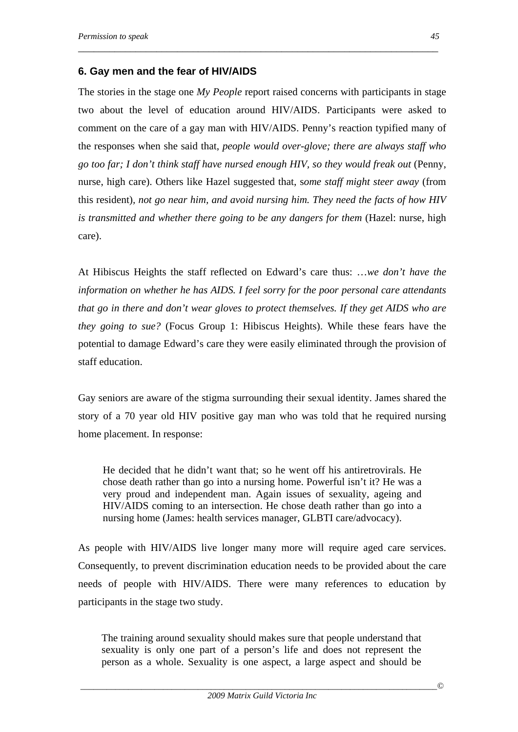## 6. Gay men and the fear of HIV/AIDS

The stories in the stage one *My People* report raised concerns with participants in stage two about the level of education around HIV/AIDS. Participants were asked to comment on the care of a gay man with HIV/AIDS. Penny's reaction typified many of the responses when she said that, *people would over-glove; there are always staff who go too far; I don't think staff have nursed enough HIV, so they would freak out* (Penny, nurse, high care). Others like Hazel suggested that, s*ome staff might steer away* (from this resident)*, not go near him, and avoid nursing him. They need the facts of how HIV is transmitted and whether there going to be any dangers for them* (Hazel: nurse, high care).

At Hibiscus Heights the staff reflected on Edward's care thus: …*we don't have the information on whether he has AIDS. I feel sorry for the poor personal care attendants that go in there and don't wear gloves to protect themselves. If they get AIDS who are they going to sue?* (Focus Group 1: Hibiscus Heights). While these fears have the potential to damage Edward's care they were easily eliminated through the provision of staff education.

Gay seniors are aware of the stigma surrounding their sexual identity. James shared the story of a 70 year old HIV positive gay man who was told that he required nursing home placement. In response:

> He decided that he didn't want that; so he went off his antiretrovirals. He chose death rather than go into a nursing home. Powerful isn't it? He was a very proud and independent man. Again issues of sexuality, ageing and HIV/AIDS coming to an intersection. He chose death rather than go into a nursing home (James: health services manager, GLBTI care/advocacy).

As people with HIV/AIDS live longer many more will require aged care services. Consequently, to prevent discrimination education needs to be provided about the care needs of people with HIV/AIDS. There were many references to education by participants in the stage two study.

> The training around sexuality should makes sure that people understand that sexuality is only one part of a person's life and does not represent the person as a whole. Sexuality is one aspect, a large aspect and should be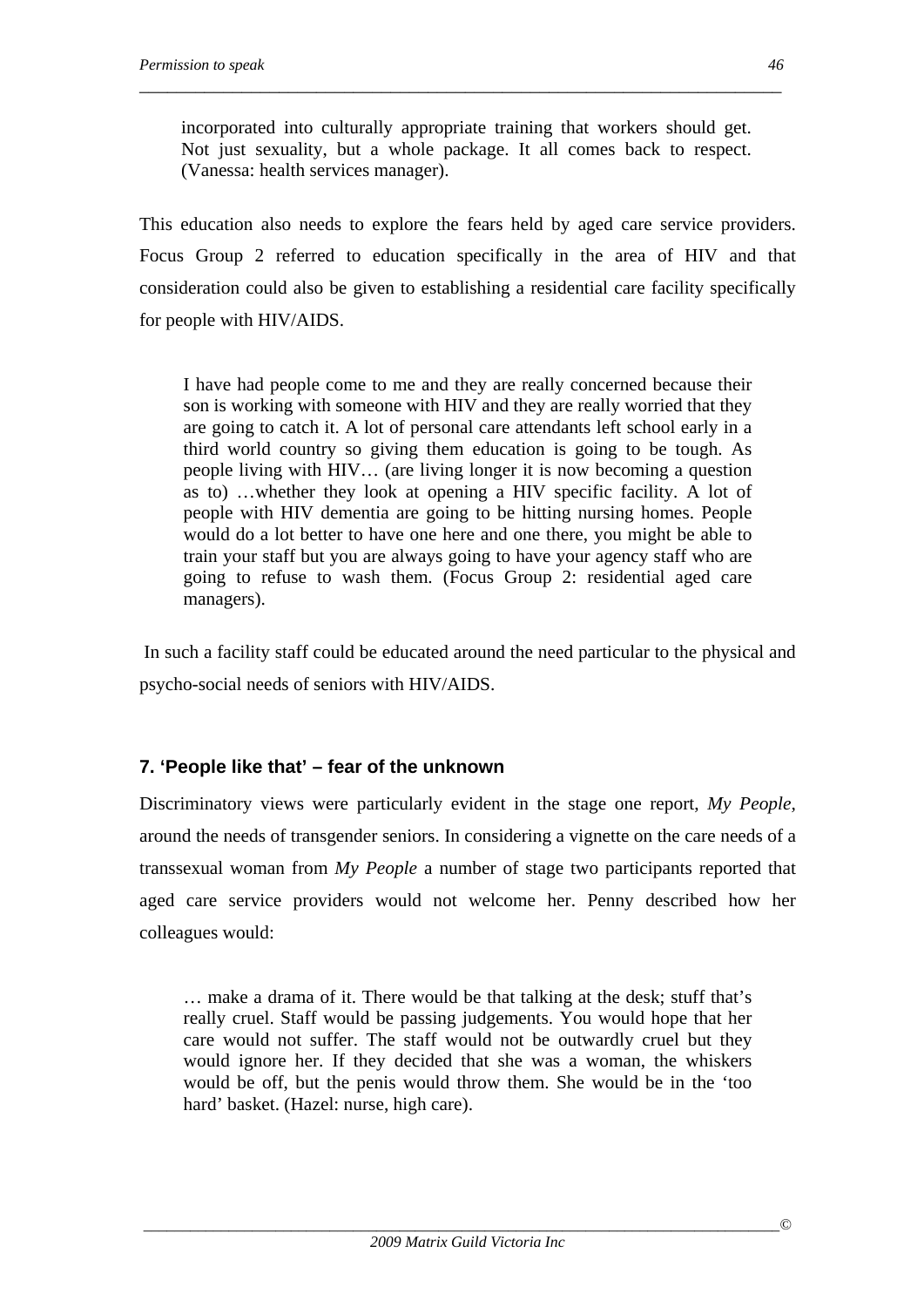> incorporated into culturally appropriate training that workers should get. Not just sexuality, but a whole package. It all comes back to respect. (Vanessa: health services manager).

This education also needs to explore the fears held by aged care service providers. Focus Group 2 referred to education specifically in the area of HIV and that consideration could also be given to establishing a residential care facility specifically for people with HIV/AIDS.

> I have had people come to me and they are really concerned because their son is working with someone with HIV and they are really worried that they are going to catch it. A lot of personal care attendants left school early in a third world country so giving them education is going to be tough. As people living with HIV… (are living longer it is now becoming a question as to) …whether they look at opening a HIV specific facility. A lot of people with HIV dementia are going to be hitting nursing homes. People would do a lot better to have one here and one there, you might be able to train your staff but you are always going to have your agency staff who are going to refuse to wash them. (Focus Group 2: residential aged care managers).

In such a facility staff could be educated around the need particular to the physical and psycho-social needs of seniors with HIV/AIDS.

## 7. 'People like that' – fear of the unknown

Discriminatory views were particularly evident in the stage one report, *My People*, around the needs of transgender seniors. In considering a vignette on the care needs of a transsexual woman from *My People* a number of stage two participants reported that aged care service providers would not welcome her. Penny described how her colleagues would:

> … make a drama of it. There would be that talking at the desk; stuff that's really cruel. Staff would be passing judgements. You would hope that her care would not suffer. The staff would not be outwardly cruel but they would ignore her. If they decided that she was a woman, the whiskers would be off, but the penis would throw them. She would be in the 'too hard' basket. (Hazel: nurse, high care).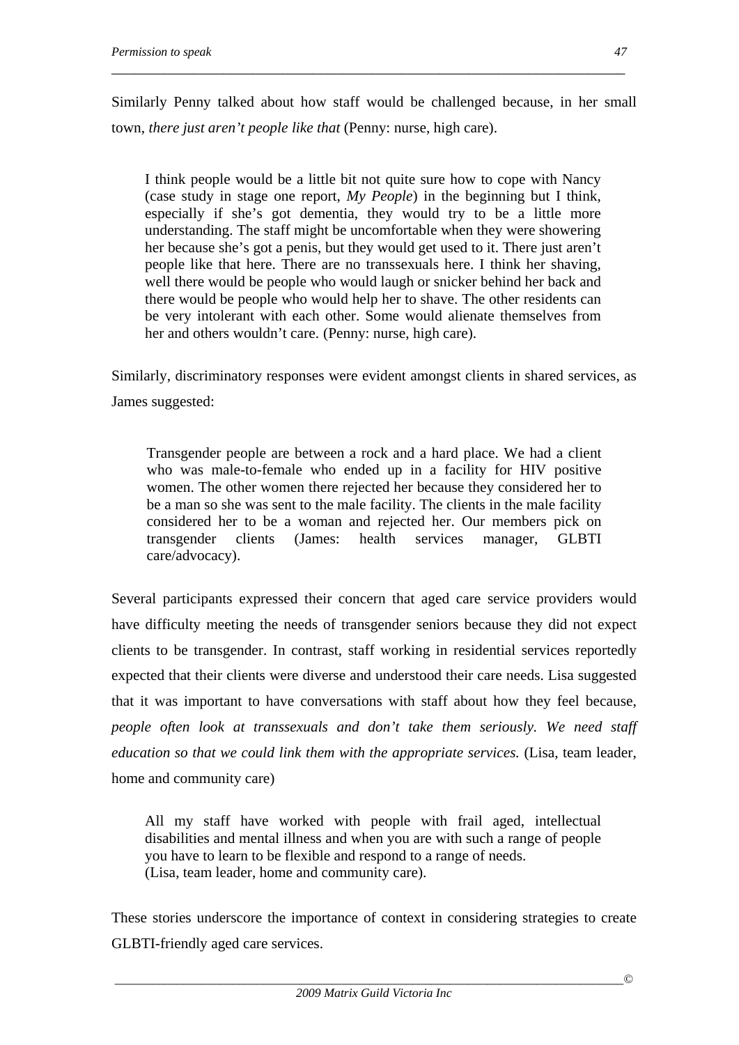Similarly Penny talked about how staff would be challenged because, in her small town, *there just aren't people like that* (Penny: nurse, high care).

> I think people would be a little bit not quite sure how to cope with Nancy (case study in stage one report, *My People*) in the beginning but I think, especially if she's got dementia, they would try to be a little more understanding. The staff might be uncomfortable when they were showering her because she's got a penis, but they would get used to it. There just aren't people like that here. There are no transsexuals here. I think her shaving, well there would be people who would laugh or snicker behind her back and there would be people who would help her to shave. The other residents can be very intolerant with each other. Some would alienate themselves from her and others wouldn't care. (Penny: nurse, high care).

Similarly, discriminatory responses were evident amongst clients in shared services, as James suggested:

> Transgender people are between a rock and a hard place. We had a client who was male-to-female who ended up in a facility for HIV positive women. The other women there rejected her because they considered her to be a man so she was sent to the male facility. The clients in the male facility considered her to be a woman and rejected her. Our members pick on transgender clients (James: health services manager, GLBTI care/advocacy).

Several participants expressed their concern that aged care service providers would have difficulty meeting the needs of transgender seniors because they did not expect clients to be transgender. In contrast, staff working in residential services reportedly expected that their clients were diverse and understood their care needs. Lisa suggested that it was important to have conversations with staff about how they feel because, *people often look at transsexuals and don't take them seriously. We need staff education so that we could link them with the appropriate services.* (Lisa, team leader, home and community care)

> All my staff have worked with people with frail aged, intellectual disabilities and mental illness and when you are with such a range of people you have to learn to be flexible and respond to a range of needs.
> (Lisa, team leader, home and community care).

These stories underscore the importance of context in considering strategies to create GLBTI-friendly aged care services.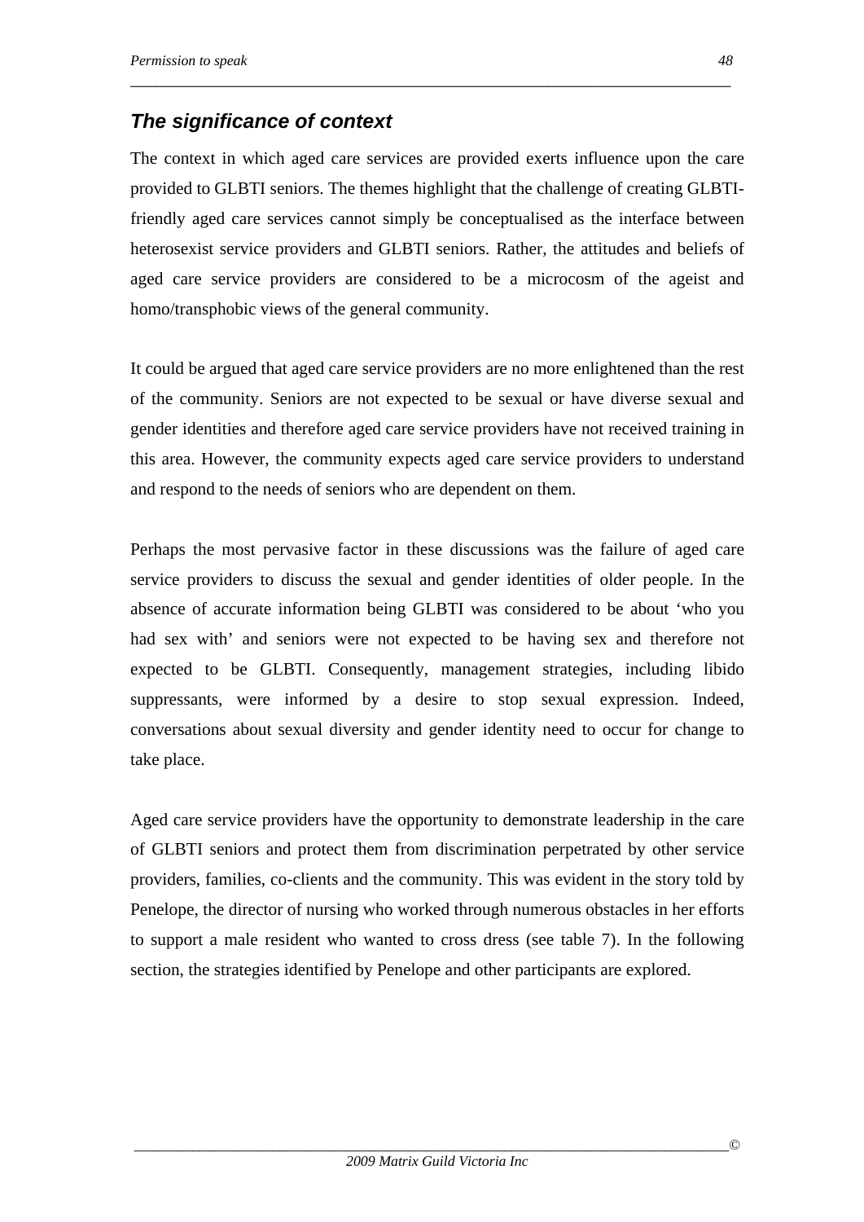### *The significance of context*

The context in which aged care services are provided exerts influence upon the care provided to GLBTI seniors. The themes highlight that the challenge of creating GLBTI-friendly aged care services cannot simply be conceptualised as the interface between heterosexist service providers and GLBTI seniors. Rather, the attitudes and beliefs of aged care service providers are considered to be a microcosm of the ageist and homo/transphobic views of the general community.

It could be argued that aged care service providers are no more enlightened than the rest of the community. Seniors are not expected to be sexual or have diverse sexual and gender identities and therefore aged care service providers have not received training in this area. However, the community expects aged care service providers to understand and respond to the needs of seniors who are dependent on them.

Perhaps the most pervasive factor in these discussions was the failure of aged care service providers to discuss the sexual and gender identities of older people. In the absence of accurate information being GLBTI was considered to be about 'who you had sex with' and seniors were not expected to be having sex and therefore not expected to be GLBTI. Consequently, management strategies, including libido suppressants, were informed by a desire to stop sexual expression. Indeed, conversations about sexual diversity and gender identity need to occur for change to take place.

Aged care service providers have the opportunity to demonstrate leadership in the care of GLBTI seniors and protect them from discrimination perpetrated by other service providers, families, co-clients and the community. This was evident in the story told by Penelope, the director of nursing who worked through numerous obstacles in her efforts to support a male resident who wanted to cross dress (see table 7). In the following section, the strategies identified by Penelope and other participants are explored.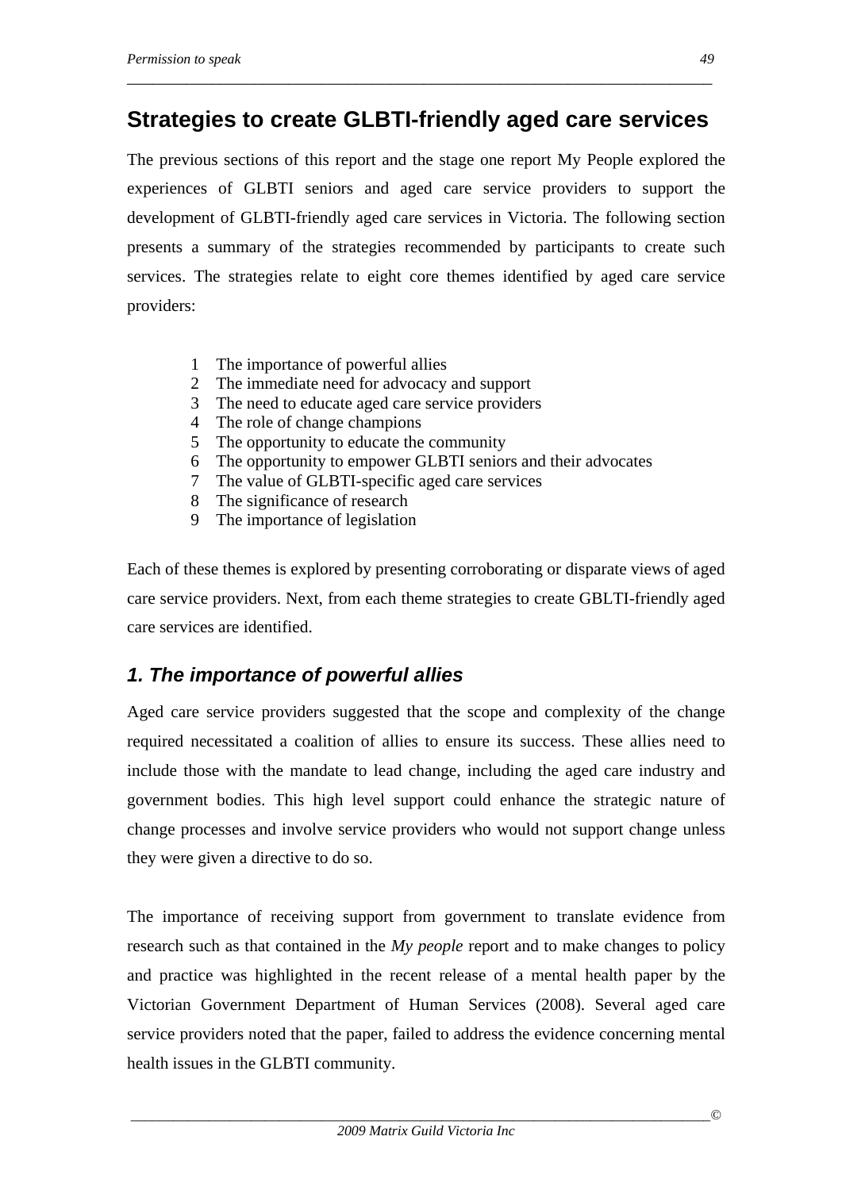## Strategies to create GLBTI-friendly aged care services

The previous sections of this report and the stage one report My People explored the experiences of GLBTI seniors and aged care service providers to support the development of GLBTI-friendly aged care services in Victoria. The following section presents a summary of the strategies recommended by participants to create such services. The strategies relate to eight core themes identified by aged care service providers:

1. The importance of powerful allies
2. The immediate need for advocacy and support
3. The need to educate aged care service providers
4. The role of change champions
5. The opportunity to educate the community
6. The opportunity to empower GLBTI seniors and their advocates
7. The value of GLBTI-specific aged care services
8. The significance of research
9. The importance of legislation

Each of these themes is explored by presenting corroborating or disparate views of aged care service providers. Next, from each theme strategies to create GBLTI-friendly aged care services are identified.

### *1. The importance of powerful allies*

Aged care service providers suggested that the scope and complexity of the change required necessitated a coalition of allies to ensure its success. These allies need to include those with the mandate to lead change, including the aged care industry and government bodies. This high level support could enhance the strategic nature of change processes and involve service providers who would not support change unless they were given a directive to do so.

The importance of receiving support from government to translate evidence from research such as that contained in the *My people* report and to make changes to policy and practice was highlighted in the recent release of a mental health paper by the Victorian Government Department of Human Services (2008). Several aged care service providers noted that the paper, failed to address the evidence concerning mental health issues in the GLBTI community.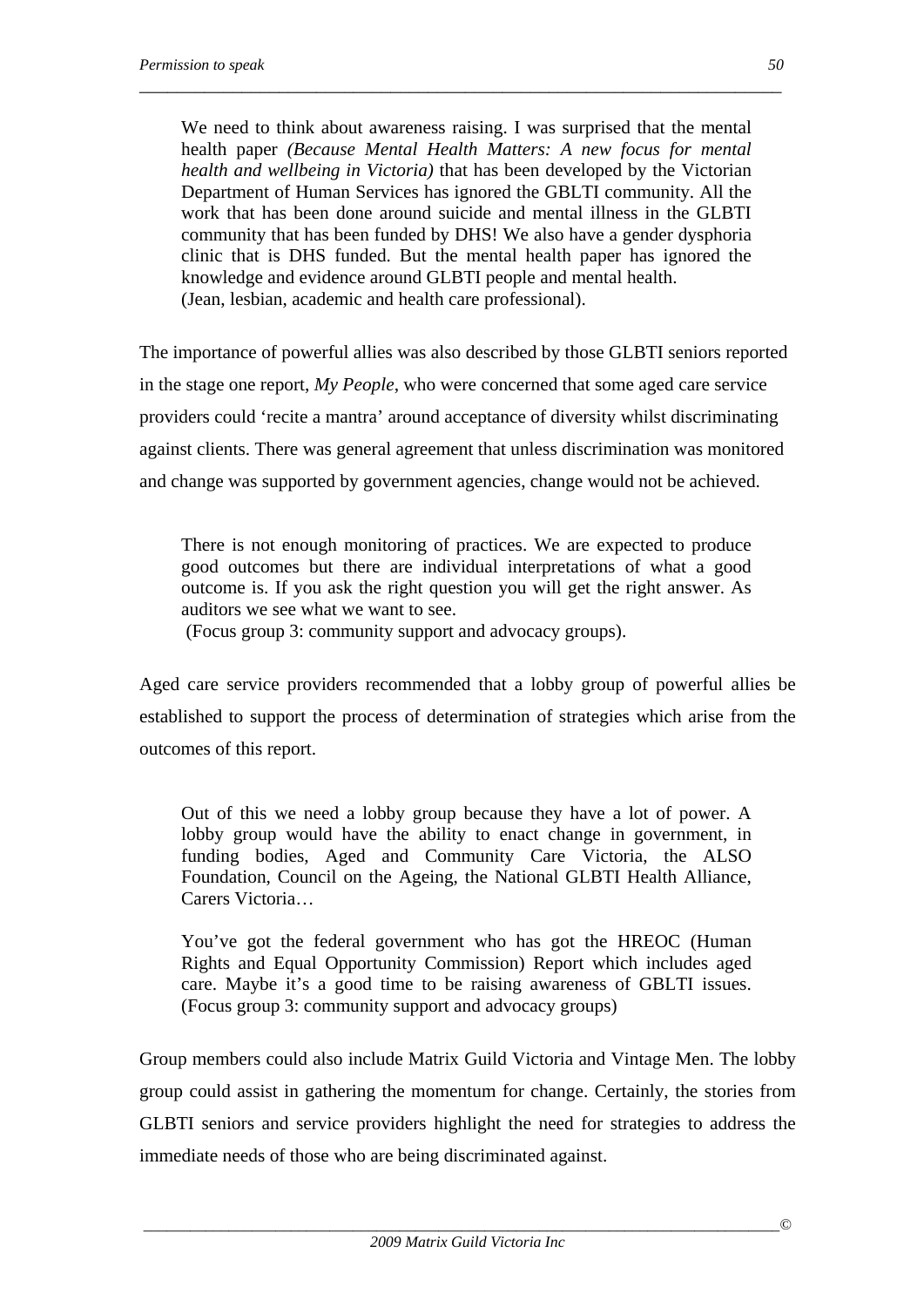> We need to think about awareness raising. I was surprised that the mental health paper *(Because Mental Health Matters: A new focus for mental health and wellbeing in Victoria)* that has been developed by the Victorian Department of Human Services has ignored the GBLTI community. All the work that has been done around suicide and mental illness in the GLBTI community that has been funded by DHS! We also have a gender dysphoria clinic that is DHS funded. But the mental health paper has ignored the knowledge and evidence around GLBTI people and mental health.
> (Jean, lesbian, academic and health care professional).

The importance of powerful allies was also described by those GLBTI seniors reported in the stage one report, *My People*, who were concerned that some aged care service providers could 'recite a mantra' around acceptance of diversity whilst discriminating against clients. There was general agreement that unless discrimination was monitored and change was supported by government agencies, change would not be achieved.

> There is not enough monitoring of practices. We are expected to produce good outcomes but there are individual interpretations of what a good outcome is. If you ask the right question you will get the right answer. As auditors we see what we want to see.
> (Focus group 3: community support and advocacy groups).

Aged care service providers recommended that a lobby group of powerful allies be established to support the process of determination of strategies which arise from the outcomes of this report.

> Out of this we need a lobby group because they have a lot of power. A lobby group would have the ability to enact change in government, in funding bodies, Aged and Community Care Victoria, the ALSO Foundation, Council on the Ageing, the National GLBTI Health Alliance, Carers Victoria…
>
> You've got the federal government who has got the HREOC (Human Rights and Equal Opportunity Commission) Report which includes aged care. Maybe it's a good time to be raising awareness of GBLTI issues. (Focus group 3: community support and advocacy groups)

Group members could also include Matrix Guild Victoria and Vintage Men. The lobby group could assist in gathering the momentum for change. Certainly, the stories from GLBTI seniors and service providers highlight the need for strategies to address the immediate needs of those who are being discriminated against.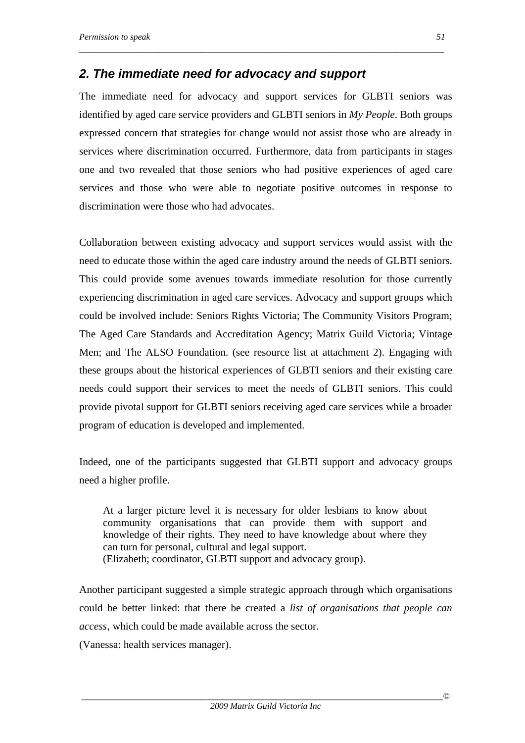## *2. The immediate need for advocacy and support*

The immediate need for advocacy and support services for GLBTI seniors was identified by aged care service providers and GLBTI seniors in *My People*. Both groups expressed concern that strategies for change would not assist those who are already in services where discrimination occurred. Furthermore, data from participants in stages one and two revealed that those seniors who had positive experiences of aged care services and those who were able to negotiate positive outcomes in response to discrimination were those who had advocates.

Collaboration between existing advocacy and support services would assist with the need to educate those within the aged care industry around the needs of GLBTI seniors. This could provide some avenues towards immediate resolution for those currently experiencing discrimination in aged care services. Advocacy and support groups which could be involved include: Seniors Rights Victoria; The Community Visitors Program; The Aged Care Standards and Accreditation Agency; Matrix Guild Victoria; Vintage Men; and The ALSO Foundation. (see resource list at attachment 2). Engaging with these groups about the historical experiences of GLBTI seniors and their existing care needs could support their services to meet the needs of GLBTI seniors. This could provide pivotal support for GLBTI seniors receiving aged care services while a broader program of education is developed and implemented.

Indeed, one of the participants suggested that GLBTI support and advocacy groups need a higher profile.

> At a larger picture level it is necessary for older lesbians to know about community organisations that can provide them with support and knowledge of their rights. They need to have knowledge about where they can turn for personal, cultural and legal support.
> (Elizabeth; coordinator, GLBTI support and advocacy group).

Another participant suggested a simple strategic approach through which organisations could be better linked: that there be created a *list of organisations that people can access*, which could be made available across the sector.
(Vanessa: health services manager).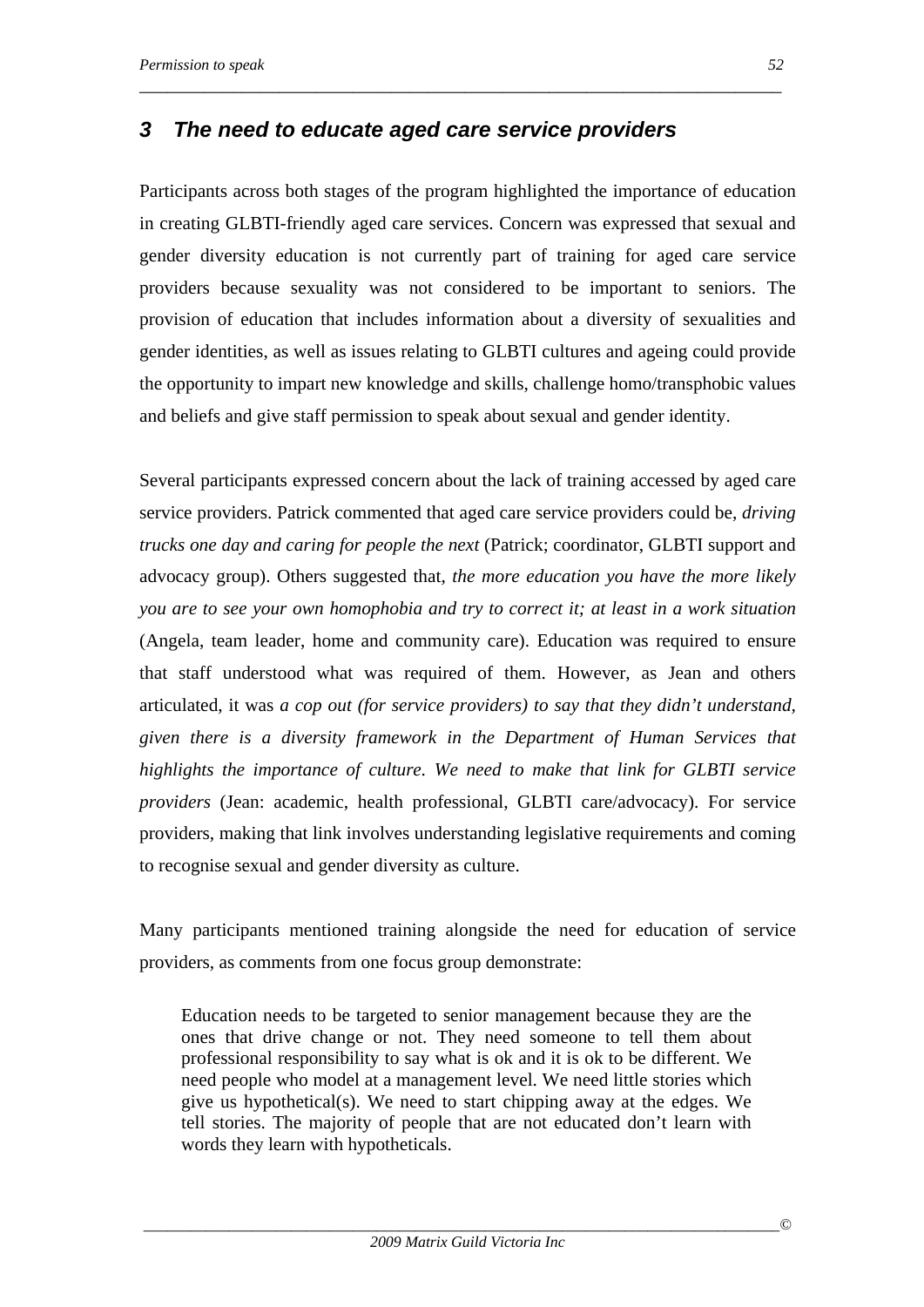## *3 The need to educate aged care service providers*

Participants across both stages of the program highlighted the importance of education in creating GLBTI-friendly aged care services. Concern was expressed that sexual and gender diversity education is not currently part of training for aged care service providers because sexuality was not considered to be important to seniors. The provision of education that includes information about a diversity of sexualities and gender identities, as well as issues relating to GLBTI cultures and ageing could provide the opportunity to impart new knowledge and skills, challenge homo/transphobic values and beliefs and give staff permission to speak about sexual and gender identity.

Several participants expressed concern about the lack of training accessed by aged care service providers. Patrick commented that aged care service providers could be, *driving trucks one day and caring for people the next* (Patrick; coordinator, GLBTI support and advocacy group). Others suggested that, *the more education you have the more likely you are to see your own homophobia and try to correct it; at least in a work situation* (Angela, team leader, home and community care). Education was required to ensure that staff understood what was required of them. However, as Jean and others articulated, it was *a cop out (for service providers) to say that they didn't understand, given there is a diversity framework in the Department of Human Services that highlights the importance of culture. We need to make that link for GLBTI service providers* (Jean: academic, health professional, GLBTI care/advocacy). For service providers, making that link involves understanding legislative requirements and coming to recognise sexual and gender diversity as culture.

Many participants mentioned training alongside the need for education of service providers, as comments from one focus group demonstrate:

> Education needs to be targeted to senior management because they are the ones that drive change or not. They need someone to tell them about professional responsibility to say what is ok and it is ok to be different. We need people who model at a management level. We need little stories which give us hypothetical(s). We need to start chipping away at the edges. We tell stories. The majority of people that are not educated don't learn with words they learn with hypotheticals.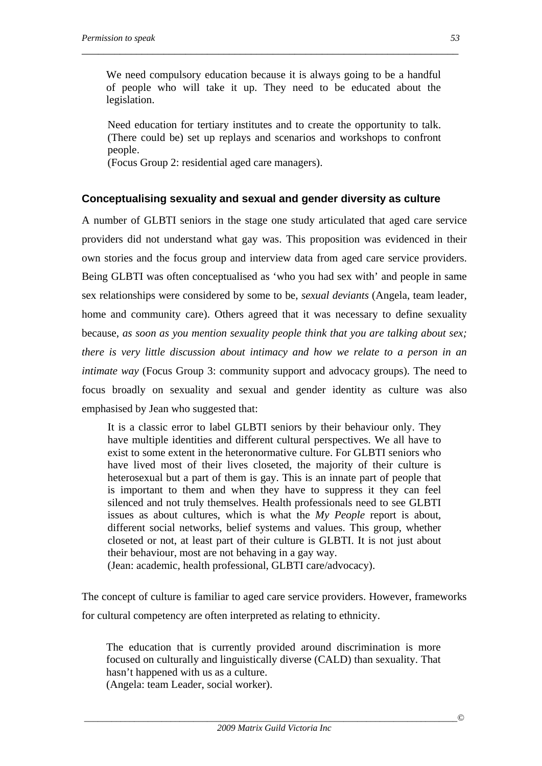> We need compulsory education because it is always going to be a handful of people who will take it up. They need to be educated about the legislation.

> Need education for tertiary institutes and to create the opportunity to talk. (There could be) set up replays and scenarios and workshops to confront people.
> (Focus Group 2: residential aged care managers).

### Conceptualising sexuality and sexual and gender diversity as culture

A number of GLBTI seniors in the stage one study articulated that aged care service providers did not understand what gay was. This proposition was evidenced in their own stories and the focus group and interview data from aged care service providers. Being GLBTI was often conceptualised as 'who you had sex with' and people in same sex relationships were considered by some to be, *sexual deviants* (Angela, team leader, home and community care). Others agreed that it was necessary to define sexuality because, *as soon as you mention sexuality people think that you are talking about sex; there is very little discussion about intimacy and how we relate to a person in an intimate way* (Focus Group 3: community support and advocacy groups). The need to focus broadly on sexuality and sexual and gender identity as culture was also emphasised by Jean who suggested that:

> It is a classic error to label GLBTI seniors by their behaviour only. They have multiple identities and different cultural perspectives. We all have to exist to some extent in the heteronormative culture. For GLBTI seniors who have lived most of their lives closeted, the majority of their culture is heterosexual but a part of them is gay. This is an innate part of people that is important to them and when they have to suppress it they can feel silenced and not truly themselves. Health professionals need to see GLBTI issues as about cultures, which is what the *My People* report is about, different social networks, belief systems and values. This group, whether closeted or not, at least part of their culture is GLBTI. It is not just about their behaviour, most are not behaving in a gay way.
> (Jean: academic, health professional, GLBTI care/advocacy).

The concept of culture is familiar to aged care service providers. However, frameworks for cultural competency are often interpreted as relating to ethnicity.

> The education that is currently provided around discrimination is more focused on culturally and linguistically diverse (CALD) than sexuality. That hasn't happened with us as a culture.
> (Angela: team Leader, social worker).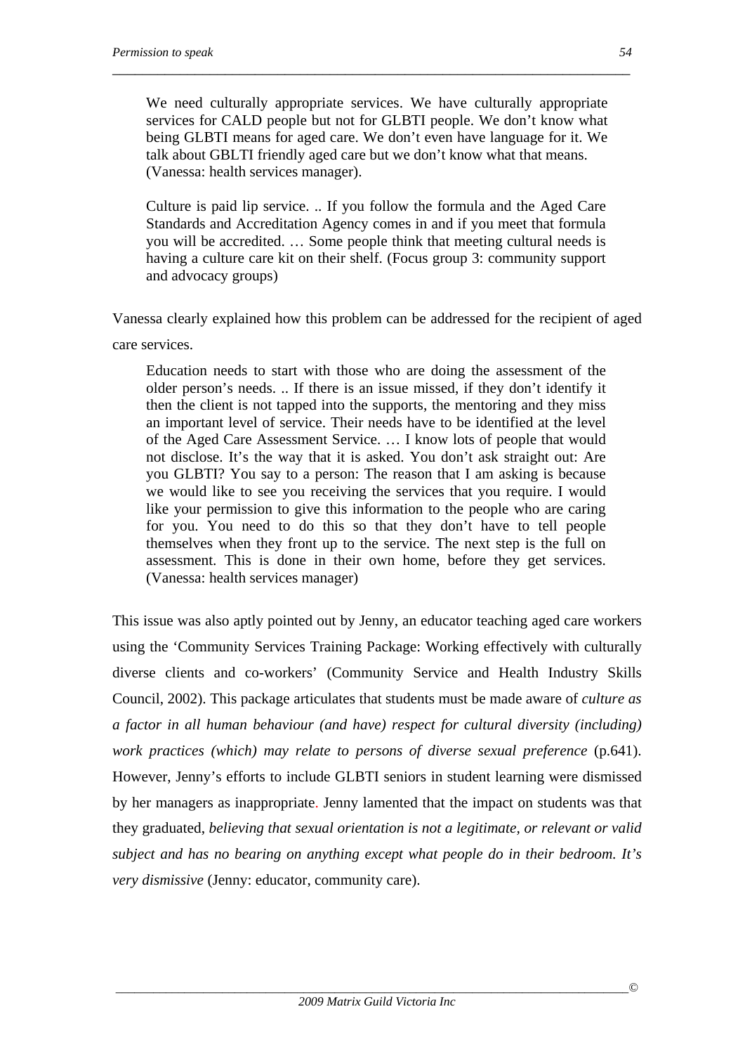> We need culturally appropriate services. We have culturally appropriate services for CALD people but not for GLBTI people. We don't know what being GLBTI means for aged care. We don't even have language for it. We talk about GBLTI friendly aged care but we don't know what that means. (Vanessa: health services manager).

> Culture is paid lip service. .. If you follow the formula and the Aged Care Standards and Accreditation Agency comes in and if you meet that formula you will be accredited. … Some people think that meeting cultural needs is having a culture care kit on their shelf. (Focus group 3: community support and advocacy groups)

Vanessa clearly explained how this problem can be addressed for the recipient of aged care services.

> Education needs to start with those who are doing the assessment of the older person's needs. .. If there is an issue missed, if they don't identify it then the client is not tapped into the supports, the mentoring and they miss an important level of service. Their needs have to be identified at the level of the Aged Care Assessment Service. … I know lots of people that would not disclose. It's the way that it is asked. You don't ask straight out: Are you GLBTI? You say to a person: The reason that I am asking is because we would like to see you receiving the services that you require. I would like your permission to give this information to the people who are caring for you. You need to do this so that they don't have to tell people themselves when they front up to the service. The next step is the full on assessment. This is done in their own home, before they get services. (Vanessa: health services manager)

This issue was also aptly pointed out by Jenny, an educator teaching aged care workers using the 'Community Services Training Package: Working effectively with culturally diverse clients and co-workers' (Community Service and Health Industry Skills Council, 2002). This package articulates that students must be made aware of *culture as a factor in all human behaviour (and have) respect for cultural diversity (including) work practices (which) may relate to persons of diverse sexual preference* (p.641). However, Jenny's efforts to include GLBTI seniors in student learning were dismissed by her managers as inappropriate. Jenny lamented that the impact on students was that they graduated, *believing that sexual orientation is not a legitimate, or relevant or valid subject and has no bearing on anything except what people do in their bedroom. It's very dismissive* (Jenny: educator, community care).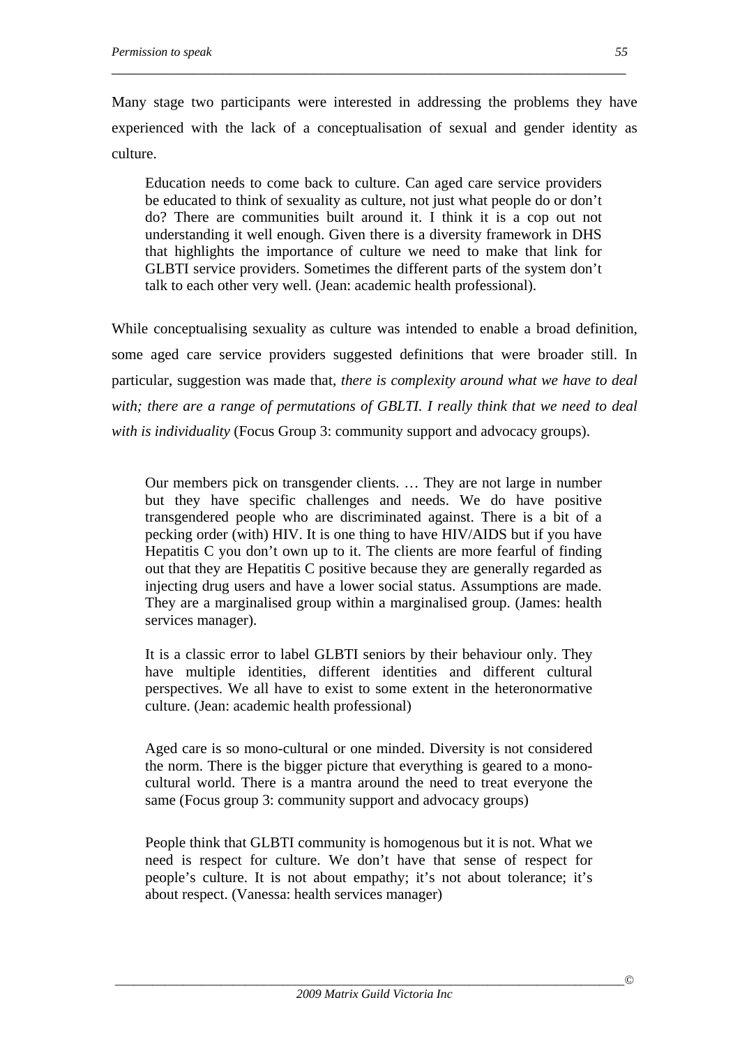Many stage two participants were interested in addressing the problems they have experienced with the lack of a conceptualisation of sexual and gender identity as culture.

> Education needs to come back to culture. Can aged care service providers be educated to think of sexuality as culture, not just what people do or don't do? There are communities built around it. I think it is a cop out not understanding it well enough. Given there is a diversity framework in DHS that highlights the importance of culture we need to make that link for GLBTI service providers. Sometimes the different parts of the system don't talk to each other very well. (Jean: academic health professional).

While conceptualising sexuality as culture was intended to enable a broad definition, some aged care service providers suggested definitions that were broader still. In particular, suggestion was made that, *there is complexity around what we have to deal with; there are a range of permutations of GBLTI. I really think that we need to deal with is individuality* (Focus Group 3: community support and advocacy groups).

> Our members pick on transgender clients. … They are not large in number but they have specific challenges and needs. We do have positive transgendered people who are discriminated against. There is a bit of a pecking order (with) HIV. It is one thing to have HIV/AIDS but if you have Hepatitis C you don't own up to it. The clients are more fearful of finding out that they are Hepatitis C positive because they are generally regarded as injecting drug users and have a lower social status. Assumptions are made. They are a marginalised group within a marginalised group. (James: health services manager).

> It is a classic error to label GLBTI seniors by their behaviour only. They have multiple identities, different identities and different cultural perspectives. We all have to exist to some extent in the heteronormative culture. (Jean: academic health professional)

> Aged care is so mono-cultural or one minded. Diversity is not considered the norm. There is the bigger picture that everything is geared to a mono-cultural world. There is a mantra around the need to treat everyone the same (Focus group 3: community support and advocacy groups)

> People think that GLBTI community is homogenous but it is not. What we need is respect for culture. We don't have that sense of respect for people's culture. It is not about empathy; it's not about tolerance; it's about respect. (Vanessa: health services manager)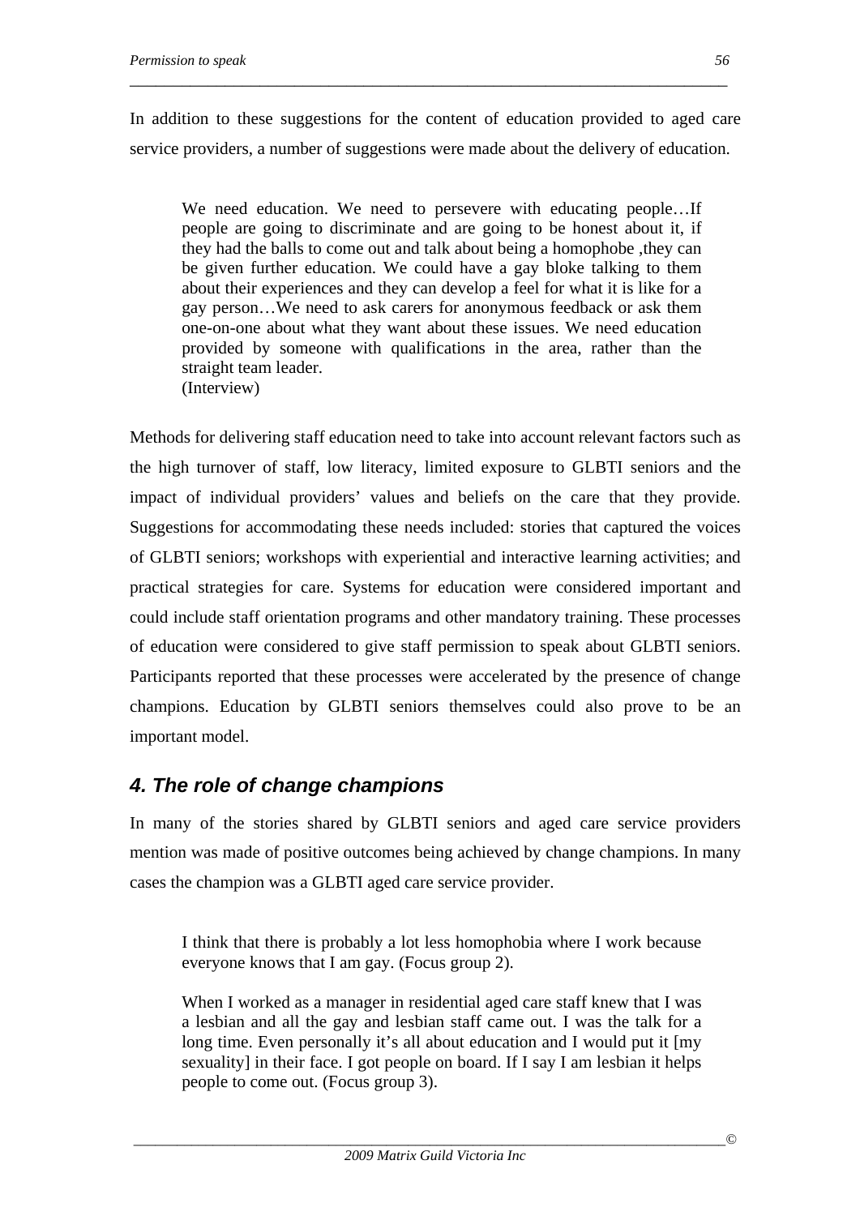In addition to these suggestions for the content of education provided to aged care service providers, a number of suggestions were made about the delivery of education.

> We need education. We need to persevere with educating people…If people are going to discriminate and are going to be honest about it, if they had the balls to come out and talk about being a homophobe ,they can be given further education. We could have a gay bloke talking to them about their experiences and they can develop a feel for what it is like for a gay person…We need to ask carers for anonymous feedback or ask them one-on-one about what they want about these issues. We need education provided by someone with qualifications in the area, rather than the straight team leader.
> (Interview)

Methods for delivering staff education need to take into account relevant factors such as the high turnover of staff, low literacy, limited exposure to GLBTI seniors and the impact of individual providers' values and beliefs on the care that they provide. Suggestions for accommodating these needs included: stories that captured the voices of GLBTI seniors; workshops with experiential and interactive learning activities; and practical strategies for care. Systems for education were considered important and could include staff orientation programs and other mandatory training. These processes of education were considered to give staff permission to speak about GLBTI seniors. Participants reported that these processes were accelerated by the presence of change champions. Education by GLBTI seniors themselves could also prove to be an important model.

## *4. The role of change champions*

In many of the stories shared by GLBTI seniors and aged care service providers mention was made of positive outcomes being achieved by change champions. In many cases the champion was a GLBTI aged care service provider.

> I think that there is probably a lot less homophobia where I work because everyone knows that I am gay. (Focus group 2).
>
> When I worked as a manager in residential aged care staff knew that I was a lesbian and all the gay and lesbian staff came out. I was the talk for a long time. Even personally it's all about education and I would put it [my sexuality] in their face. I got people on board. If I say I am lesbian it helps people to come out. (Focus group 3).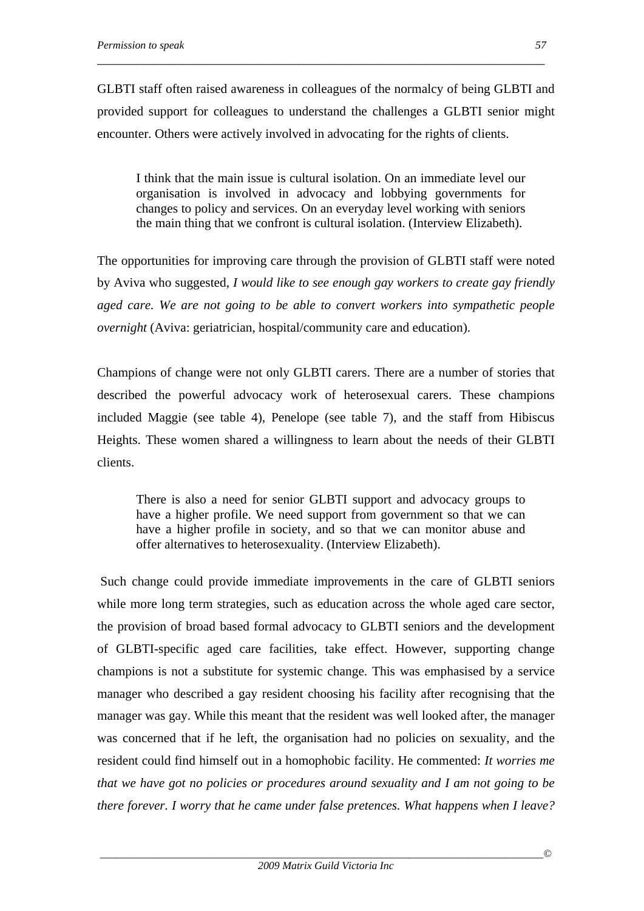GLBTI staff often raised awareness in colleagues of the normalcy of being GLBTI and provided support for colleagues to understand the challenges a GLBTI senior might encounter. Others were actively involved in advocating for the rights of clients.

> I think that the main issue is cultural isolation. On an immediate level our organisation is involved in advocacy and lobbying governments for changes to policy and services. On an everyday level working with seniors the main thing that we confront is cultural isolation. (Interview Elizabeth).

The opportunities for improving care through the provision of GLBTI staff were noted by Aviva who suggested, *I would like to see enough gay workers to create gay friendly aged care. We are not going to be able to convert workers into sympathetic people overnight* (Aviva: geriatrician, hospital/community care and education).

Champions of change were not only GLBTI carers. There are a number of stories that described the powerful advocacy work of heterosexual carers. These champions included Maggie (see table 4), Penelope (see table 7), and the staff from Hibiscus Heights. These women shared a willingness to learn about the needs of their GLBTI clients.

> There is also a need for senior GLBTI support and advocacy groups to have a higher profile. We need support from government so that we can have a higher profile in society, and so that we can monitor abuse and offer alternatives to heterosexuality. (Interview Elizabeth).

Such change could provide immediate improvements in the care of GLBTI seniors while more long term strategies, such as education across the whole aged care sector, the provision of broad based formal advocacy to GLBTI seniors and the development of GLBTI-specific aged care facilities, take effect. However, supporting change champions is not a substitute for systemic change. This was emphasised by a service manager who described a gay resident choosing his facility after recognising that the manager was gay. While this meant that the resident was well looked after, the manager was concerned that if he left, the organisation had no policies on sexuality, and the resident could find himself out in a homophobic facility. He commented: *It worries me that we have got no policies or procedures around sexuality and I am not going to be there forever. I worry that he came under false pretences. What happens when I leave?*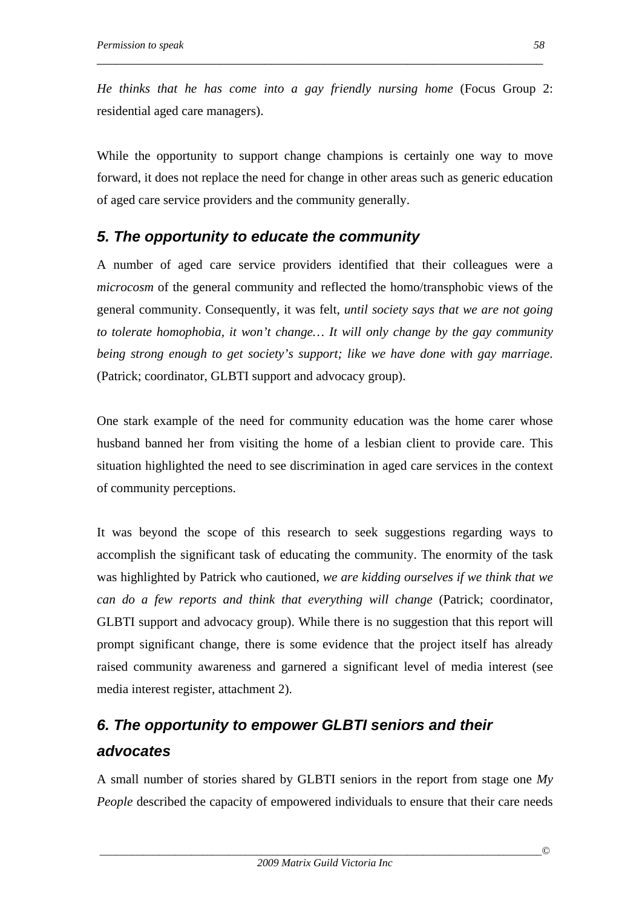*He thinks that he has come into a gay friendly nursing home* (Focus Group 2: residential aged care managers).

While the opportunity to support change champions is certainly one way to move forward, it does not replace the need for change in other areas such as generic education of aged care service providers and the community generally.

### *5. The opportunity to educate the community*

A number of aged care service providers identified that their colleagues were a *microcosm* of the general community and reflected the homo/transphobic views of the general community. Consequently, it was felt, *until society says that we are not going to tolerate homophobia, it won't change… It will only change by the gay community being strong enough to get society's support; like we have done with gay marriage*. (Patrick; coordinator, GLBTI support and advocacy group).

One stark example of the need for community education was the home carer whose husband banned her from visiting the home of a lesbian client to provide care. This situation highlighted the need to see discrimination in aged care services in the context of community perceptions.

It was beyond the scope of this research to seek suggestions regarding ways to accomplish the significant task of educating the community. The enormity of the task was highlighted by Patrick who cautioned, *we are kidding ourselves if we think that we can do a few reports and think that everything will change* (Patrick; coordinator, GLBTI support and advocacy group). While there is no suggestion that this report will prompt significant change, there is some evidence that the project itself has already raised community awareness and garnered a significant level of media interest (see media interest register, attachment 2).

### *6. The opportunity to empower GLBTI seniors and their advocates*

A small number of stories shared by GLBTI seniors in the report from stage one *My People* described the capacity of empowered individuals to ensure that their care needs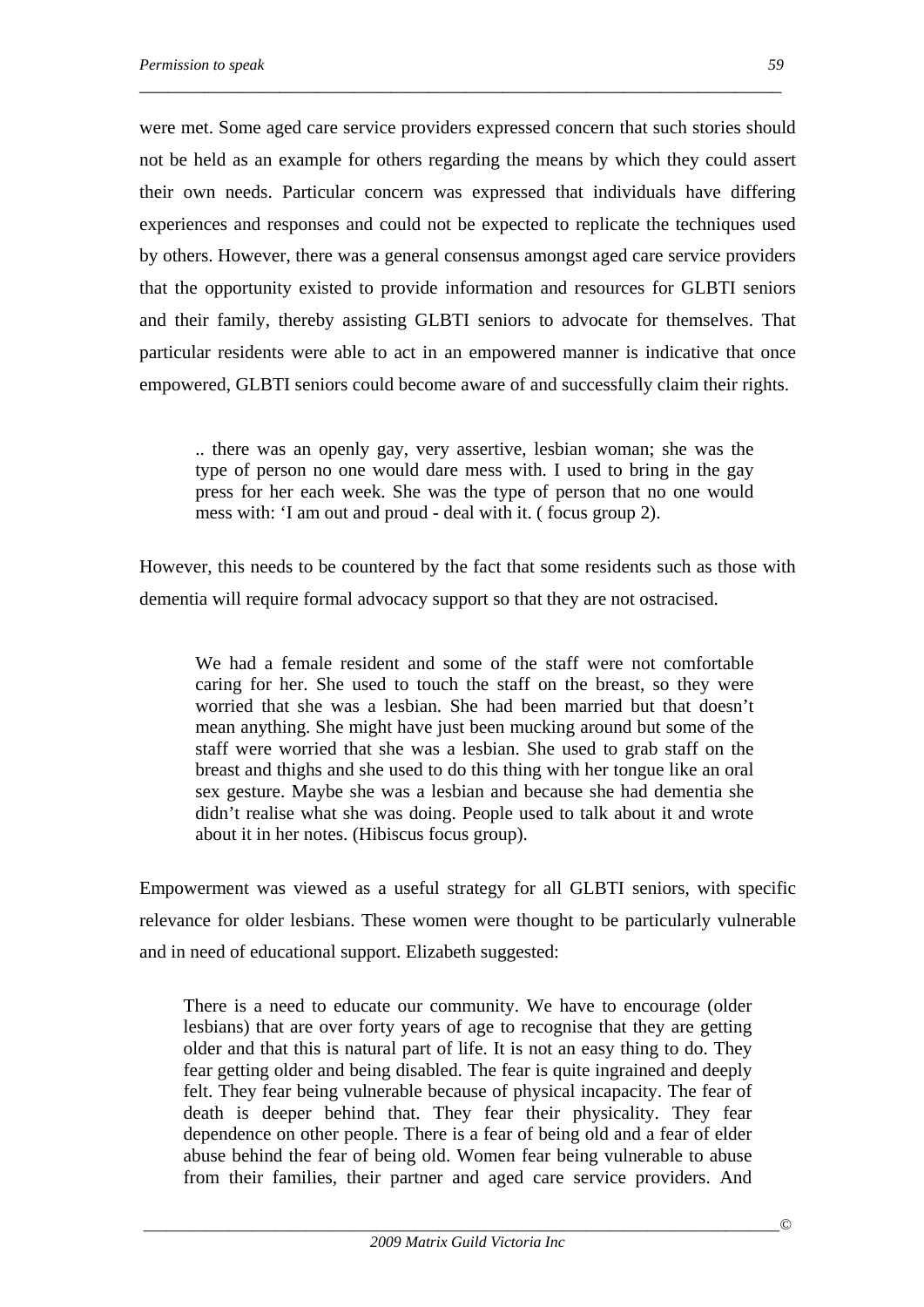were met. Some aged care service providers expressed concern that such stories should not be held as an example for others regarding the means by which they could assert their own needs. Particular concern was expressed that individuals have differing experiences and responses and could not be expected to replicate the techniques used by others. However, there was a general consensus amongst aged care service providers that the opportunity existed to provide information and resources for GLBTI seniors and their family, thereby assisting GLBTI seniors to advocate for themselves. That particular residents were able to act in an empowered manner is indicative that once empowered, GLBTI seniors could become aware of and successfully claim their rights.

> .. there was an openly gay, very assertive, lesbian woman; she was the type of person no one would dare mess with. I used to bring in the gay press for her each week. She was the type of person that no one would mess with: 'I am out and proud - deal with it. ( focus group 2).

However, this needs to be countered by the fact that some residents such as those with dementia will require formal advocacy support so that they are not ostracised.

> We had a female resident and some of the staff were not comfortable caring for her. She used to touch the staff on the breast, so they were worried that she was a lesbian. She had been married but that doesn't mean anything. She might have just been mucking around but some of the staff were worried that she was a lesbian. She used to grab staff on the breast and thighs and she used to do this thing with her tongue like an oral sex gesture. Maybe she was a lesbian and because she had dementia she didn't realise what she was doing. People used to talk about it and wrote about it in her notes. (Hibiscus focus group).

Empowerment was viewed as a useful strategy for all GLBTI seniors, with specific relevance for older lesbians. These women were thought to be particularly vulnerable and in need of educational support. Elizabeth suggested:

> There is a need to educate our community. We have to encourage (older lesbians) that are over forty years of age to recognise that they are getting older and that this is natural part of life. It is not an easy thing to do. They fear getting older and being disabled. The fear is quite ingrained and deeply felt. They fear being vulnerable because of physical incapacity. The fear of death is deeper behind that. They fear their physicality. They fear dependence on other people. There is a fear of being old and a fear of elder abuse behind the fear of being old. Women fear being vulnerable to abuse from their families, their partner and aged care service providers. And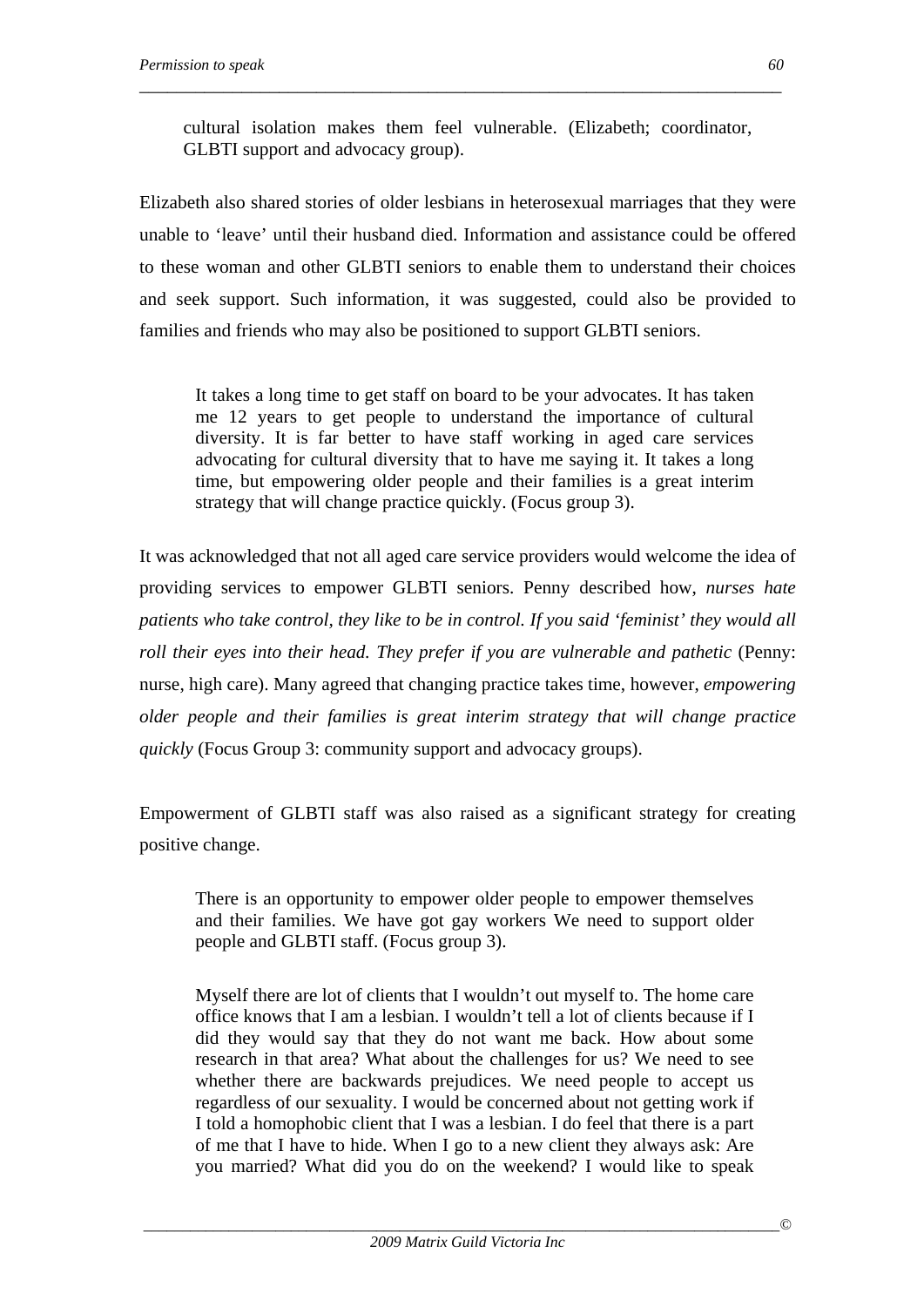> cultural isolation makes them feel vulnerable. (Elizabeth; coordinator, GLBTI support and advocacy group).

Elizabeth also shared stories of older lesbians in heterosexual marriages that they were unable to 'leave' until their husband died. Information and assistance could be offered to these woman and other GLBTI seniors to enable them to understand their choices and seek support. Such information, it was suggested, could also be provided to families and friends who may also be positioned to support GLBTI seniors.

> It takes a long time to get staff on board to be your advocates. It has taken me 12 years to get people to understand the importance of cultural diversity. It is far better to have staff working in aged care services advocating for cultural diversity that to have me saying it. It takes a long time, but empowering older people and their families is a great interim strategy that will change practice quickly. (Focus group 3).

It was acknowledged that not all aged care service providers would welcome the idea of providing services to empower GLBTI seniors. Penny described how, *nurses hate patients who take control, they like to be in control. If you said 'feminist' they would all roll their eyes into their head. They prefer if you are vulnerable and pathetic* (Penny: nurse, high care). Many agreed that changing practice takes time, however, *empowering older people and their families is great interim strategy that will change practice quickly* (Focus Group 3: community support and advocacy groups).

Empowerment of GLBTI staff was also raised as a significant strategy for creating positive change.

> There is an opportunity to empower older people to empower themselves and their families. We have got gay workers We need to support older people and GLBTI staff. (Focus group 3).

> Myself there are lot of clients that I wouldn't out myself to. The home care office knows that I am a lesbian. I wouldn't tell a lot of clients because if I did they would say that they do not want me back. How about some research in that area? What about the challenges for us? We need to see whether there are backwards prejudices. We need people to accept us regardless of our sexuality. I would be concerned about not getting work if I told a homophobic client that I was a lesbian. I do feel that there is a part of me that I have to hide. When I go to a new client they always ask: Are you married? What did you do on the weekend? I would like to speak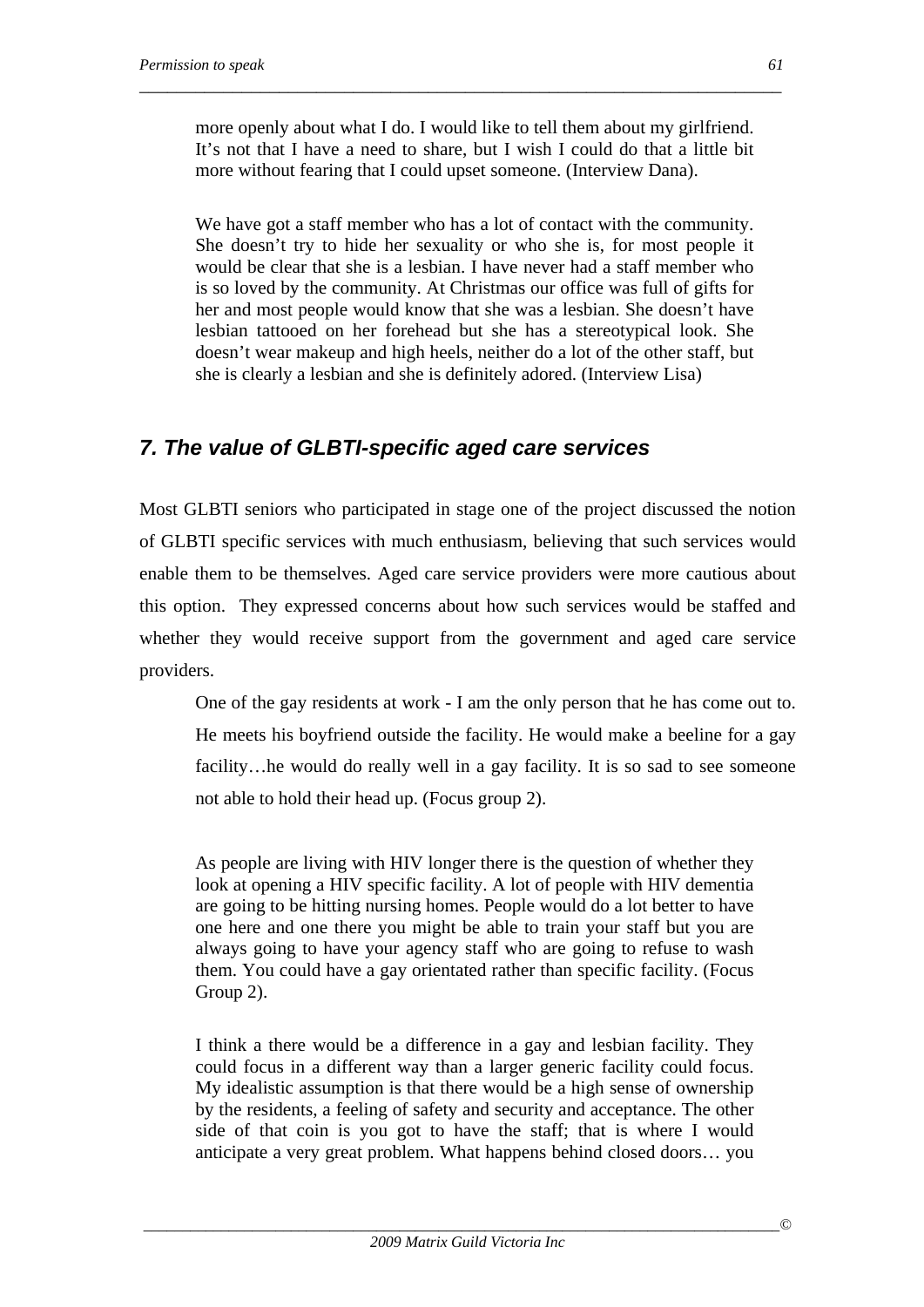> more openly about what I do. I would like to tell them about my girlfriend. It's not that I have a need to share, but I wish I could do that a little bit more without fearing that I could upset someone. (Interview Dana).

> We have got a staff member who has a lot of contact with the community. She doesn't try to hide her sexuality or who she is, for most people it would be clear that she is a lesbian. I have never had a staff member who is so loved by the community. At Christmas our office was full of gifts for her and most people would know that she was a lesbian. She doesn't have lesbian tattooed on her forehead but she has a stereotypical look. She doesn't wear makeup and high heels, neither do a lot of the other staff, but she is clearly a lesbian and she is definitely adored. (Interview Lisa)

## *7. The value of GLBTI-specific aged care services*

Most GLBTI seniors who participated in stage one of the project discussed the notion of GLBTI specific services with much enthusiasm, believing that such services would enable them to be themselves. Aged care service providers were more cautious about this option. They expressed concerns about how such services would be staffed and whether they would receive support from the government and aged care service providers.

> One of the gay residents at work - I am the only person that he has come out to. He meets his boyfriend outside the facility. He would make a beeline for a gay facility…he would do really well in a gay facility. It is so sad to see someone not able to hold their head up. (Focus group 2).

> As people are living with HIV longer there is the question of whether they look at opening a HIV specific facility. A lot of people with HIV dementia are going to be hitting nursing homes. People would do a lot better to have one here and one there you might be able to train your staff but you are always going to have your agency staff who are going to refuse to wash them. You could have a gay orientated rather than specific facility. (Focus Group 2).

> I think a there would be a difference in a gay and lesbian facility. They could focus in a different way than a larger generic facility could focus. My idealistic assumption is that there would be a high sense of ownership by the residents, a feeling of safety and security and acceptance. The other side of that coin is you got to have the staff; that is where I would anticipate a very great problem. What happens behind closed doors… you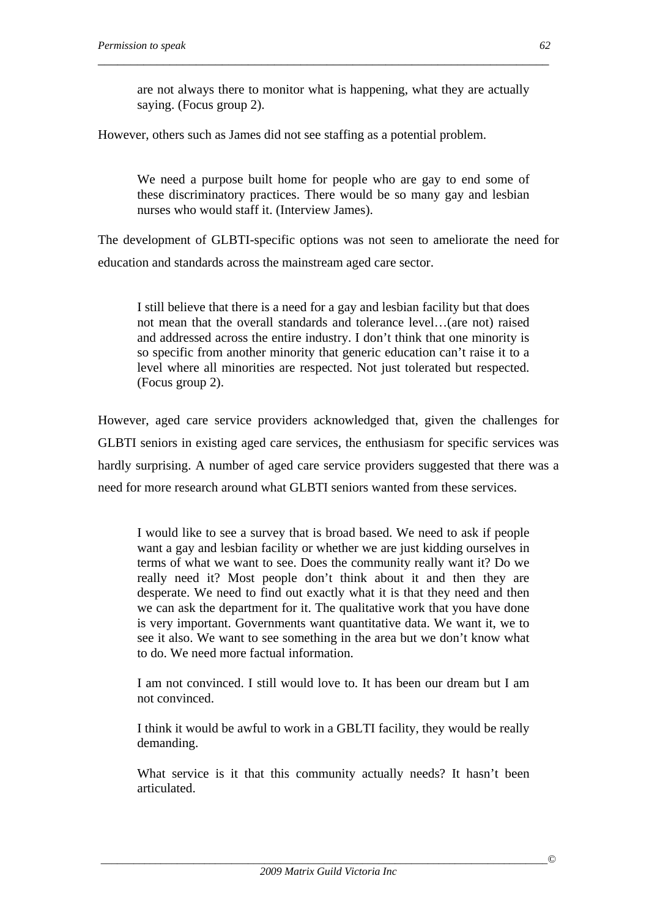> are not always there to monitor what is happening, what they are actually saying. (Focus group 2).

However, others such as James did not see staffing as a potential problem.

> We need a purpose built home for people who are gay to end some of these discriminatory practices. There would be so many gay and lesbian nurses who would staff it. (Interview James).

The development of GLBTI-specific options was not seen to ameliorate the need for education and standards across the mainstream aged care sector.

> I still believe that there is a need for a gay and lesbian facility but that does not mean that the overall standards and tolerance level…(are not) raised and addressed across the entire industry. I don't think that one minority is so specific from another minority that generic education can't raise it to a level where all minorities are respected. Not just tolerated but respected. (Focus group 2).

However, aged care service providers acknowledged that, given the challenges for GLBTI seniors in existing aged care services, the enthusiasm for specific services was hardly surprising. A number of aged care service providers suggested that there was a need for more research around what GLBTI seniors wanted from these services.

> I would like to see a survey that is broad based. We need to ask if people want a gay and lesbian facility or whether we are just kidding ourselves in terms of what we want to see. Does the community really want it? Do we really need it? Most people don't think about it and then they are desperate. We need to find out exactly what it is that they need and then we can ask the department for it. The qualitative work that you have done is very important. Governments want quantitative data. We want it, we to see it also. We want to see something in the area but we don't know what to do. We need more factual information.
>
> I am not convinced. I still would love to. It has been our dream but I am not convinced.
>
> I think it would be awful to work in a GBLTI facility, they would be really demanding.
>
> What service is it that this community actually needs? It hasn't been articulated.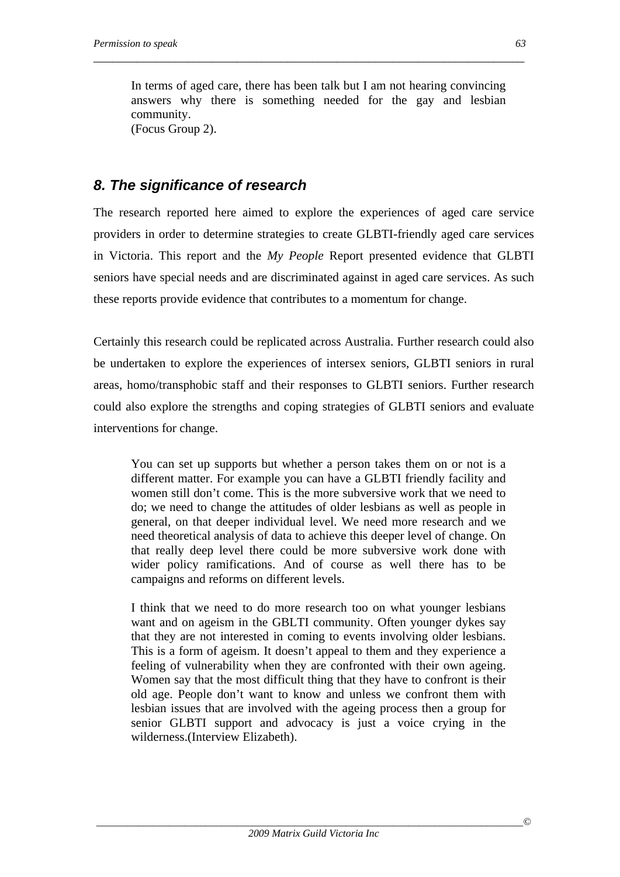> In terms of aged care, there has been talk but I am not hearing convincing answers why there is something needed for the gay and lesbian community.
> (Focus Group 2).

## *8. The significance of research*

The research reported here aimed to explore the experiences of aged care service providers in order to determine strategies to create GLBTI-friendly aged care services in Victoria. This report and the *My People* Report presented evidence that GLBTI seniors have special needs and are discriminated against in aged care services. As such these reports provide evidence that contributes to a momentum for change.

Certainly this research could be replicated across Australia. Further research could also be undertaken to explore the experiences of intersex seniors, GLBTI seniors in rural areas, homo/transphobic staff and their responses to GLBTI seniors. Further research could also explore the strengths and coping strategies of GLBTI seniors and evaluate interventions for change.

> You can set up supports but whether a person takes them on or not is a different matter. For example you can have a GLBTI friendly facility and women still don't come. This is the more subversive work that we need to do; we need to change the attitudes of older lesbians as well as people in general, on that deeper individual level. We need more research and we need theoretical analysis of data to achieve this deeper level of change. On that really deep level there could be more subversive work done with wider policy ramifications. And of course as well there has to be campaigns and reforms on different levels.
>
> I think that we need to do more research too on what younger lesbians want and on ageism in the GBLTI community. Often younger dykes say that they are not interested in coming to events involving older lesbians. This is a form of ageism. It doesn't appeal to them and they experience a feeling of vulnerability when they are confronted with their own ageing. Women say that the most difficult thing that they have to confront is their old age. People don't want to know and unless we confront them with lesbian issues that are involved with the ageing process then a group for senior GLBTI support and advocacy is just a voice crying in the wilderness.(Interview Elizabeth).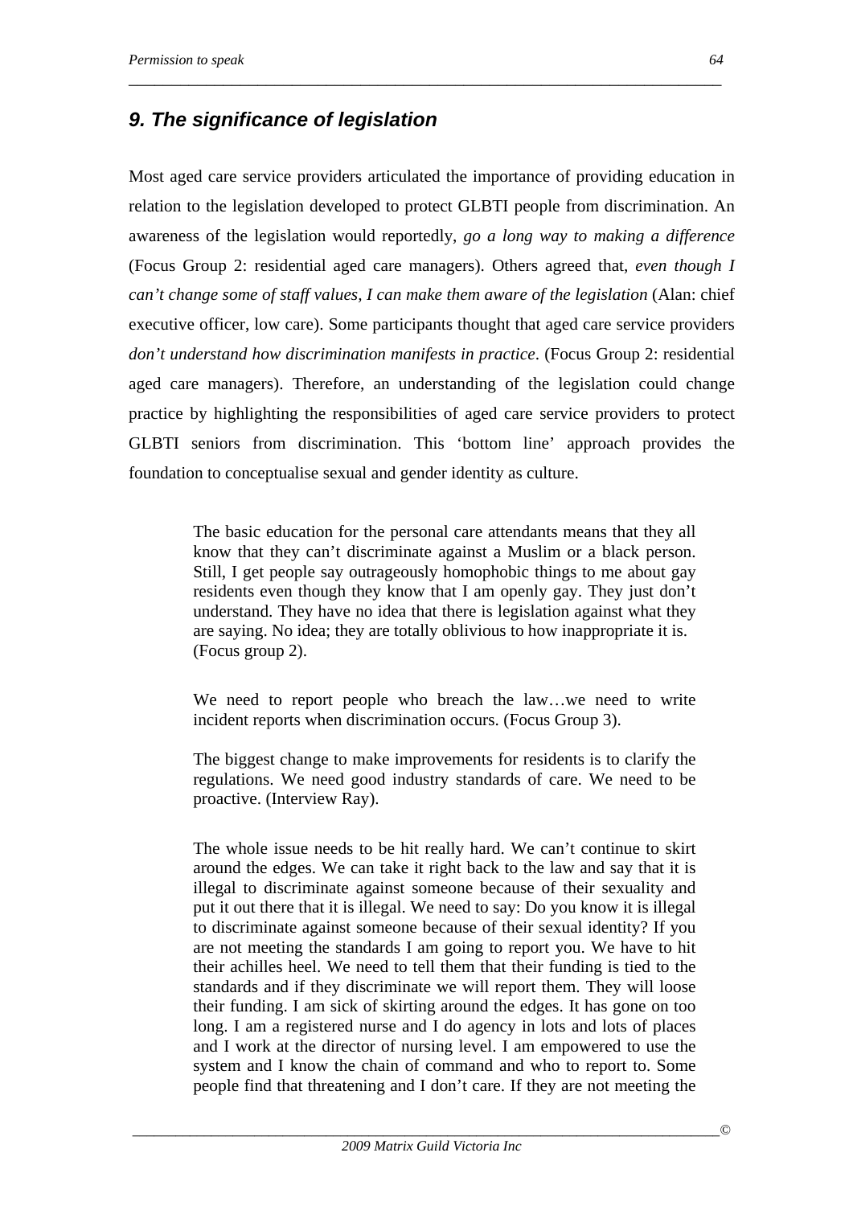## *9. The significance of legislation*

Most aged care service providers articulated the importance of providing education in relation to the legislation developed to protect GLBTI people from discrimination. An awareness of the legislation would reportedly, *go a long way to making a difference* (Focus Group 2: residential aged care managers). Others agreed that, *even though I can't change some of staff values, I can make them aware of the legislation* (Alan: chief executive officer, low care). Some participants thought that aged care service providers *don't understand how discrimination manifests in practice*. (Focus Group 2: residential aged care managers). Therefore, an understanding of the legislation could change practice by highlighting the responsibilities of aged care service providers to protect GLBTI seniors from discrimination. This 'bottom line' approach provides the foundation to conceptualise sexual and gender identity as culture.

> The basic education for the personal care attendants means that they all know that they can't discriminate against a Muslim or a black person. Still, I get people say outrageously homophobic things to me about gay residents even though they know that I am openly gay. They just don't understand. They have no idea that there is legislation against what they are saying. No idea; they are totally oblivious to how inappropriate it is. (Focus group 2).

> We need to report people who breach the law…we need to write incident reports when discrimination occurs. (Focus Group 3).

> The biggest change to make improvements for residents is to clarify the regulations. We need good industry standards of care. We need to be proactive. (Interview Ray).

> The whole issue needs to be hit really hard. We can't continue to skirt around the edges. We can take it right back to the law and say that it is illegal to discriminate against someone because of their sexuality and put it out there that it is illegal. We need to say: Do you know it is illegal to discriminate against someone because of their sexual identity? If you are not meeting the standards I am going to report you. We have to hit their achilles heel. We need to tell them that their funding is tied to the standards and if they discriminate we will report them. They will loose their funding. I am sick of skirting around the edges. It has gone on too long. I am a registered nurse and I do agency in lots and lots of places and I work at the director of nursing level. I am empowered to use the system and I know the chain of command and who to report to. Some people find that threatening and I don't care. If they are not meeting the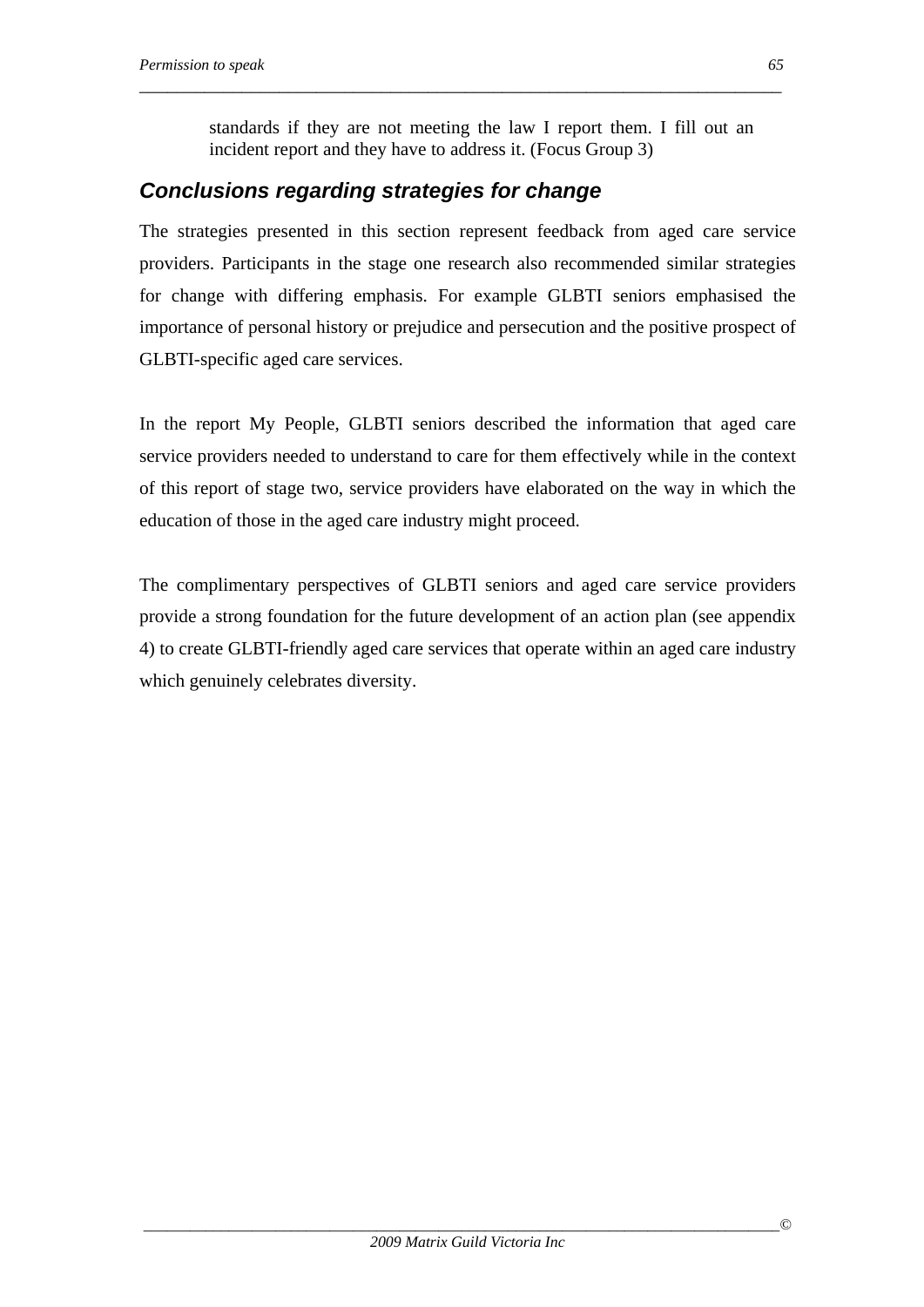> standards if they are not meeting the law I report them. I fill out an incident report and they have to address it. (Focus Group 3)

## *Conclusions regarding strategies for change*

The strategies presented in this section represent feedback from aged care service providers. Participants in the stage one research also recommended similar strategies for change with differing emphasis. For example GLBTI seniors emphasised the importance of personal history or prejudice and persecution and the positive prospect of GLBTI-specific aged care services.

In the report My People, GLBTI seniors described the information that aged care service providers needed to understand to care for them effectively while in the context of this report of stage two, service providers have elaborated on the way in which the education of those in the aged care industry might proceed.

The complimentary perspectives of GLBTI seniors and aged care service providers provide a strong foundation for the future development of an action plan (see appendix 4) to create GLBTI-friendly aged care services that operate within an aged care industry which genuinely celebrates diversity.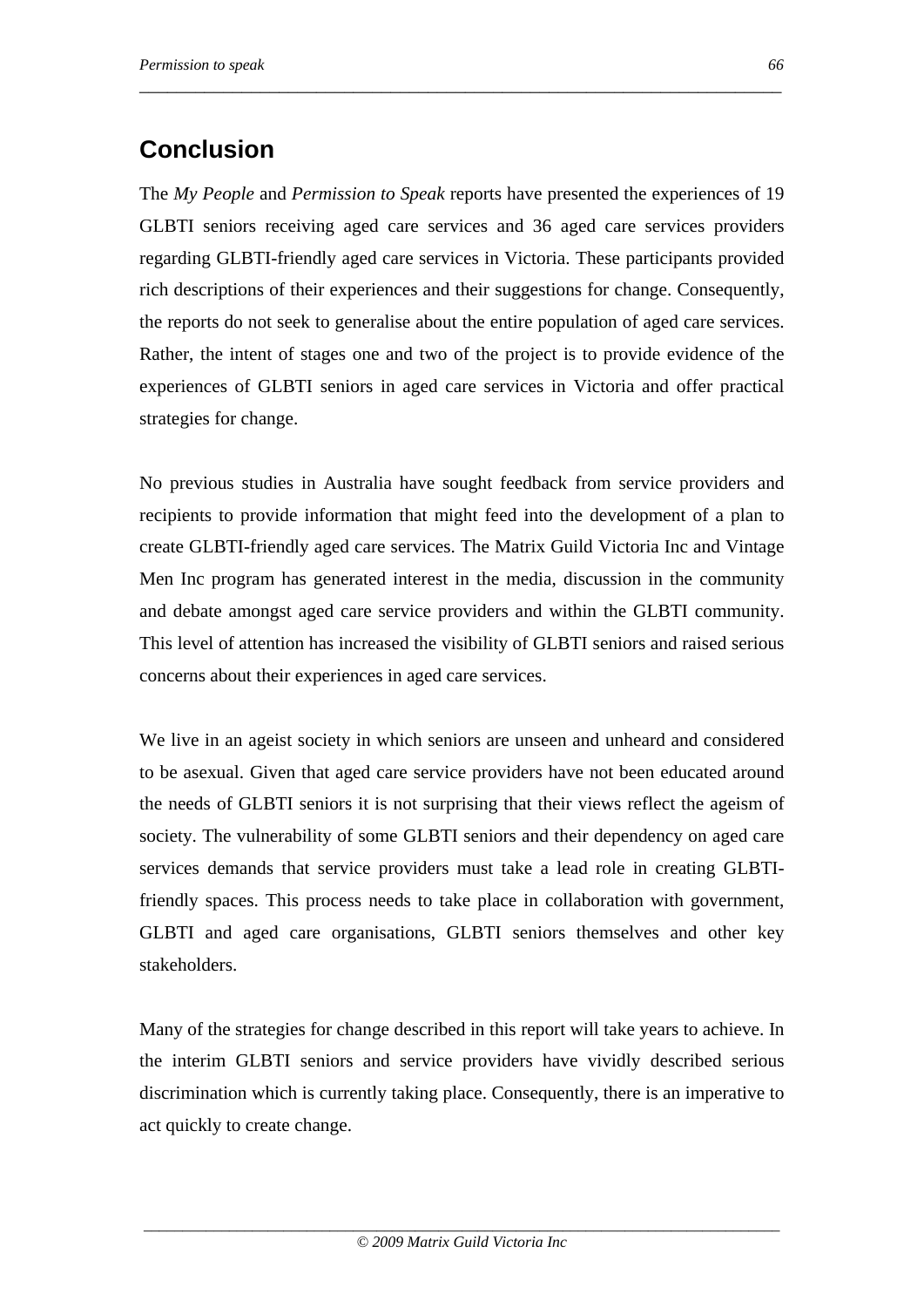## Conclusion

The *My People* and *Permission to Speak* reports have presented the experiences of 19 GLBTI seniors receiving aged care services and 36 aged care services providers regarding GLBTI-friendly aged care services in Victoria. These participants provided rich descriptions of their experiences and their suggestions for change. Consequently, the reports do not seek to generalise about the entire population of aged care services. Rather, the intent of stages one and two of the project is to provide evidence of the experiences of GLBTI seniors in aged care services in Victoria and offer practical strategies for change.

No previous studies in Australia have sought feedback from service providers and recipients to provide information that might feed into the development of a plan to create GLBTI-friendly aged care services. The Matrix Guild Victoria Inc and Vintage Men Inc program has generated interest in the media, discussion in the community and debate amongst aged care service providers and within the GLBTI community. This level of attention has increased the visibility of GLBTI seniors and raised serious concerns about their experiences in aged care services.

We live in an ageist society in which seniors are unseen and unheard and considered to be asexual. Given that aged care service providers have not been educated around the needs of GLBTI seniors it is not surprising that their views reflect the ageism of society. The vulnerability of some GLBTI seniors and their dependency on aged care services demands that service providers must take a lead role in creating GLBTI-friendly spaces. This process needs to take place in collaboration with government, GLBTI and aged care organisations, GLBTI seniors themselves and other key stakeholders.

Many of the strategies for change described in this report will take years to achieve. In the interim GLBTI seniors and service providers have vividly described serious discrimination which is currently taking place. Consequently, there is an imperative to act quickly to create change.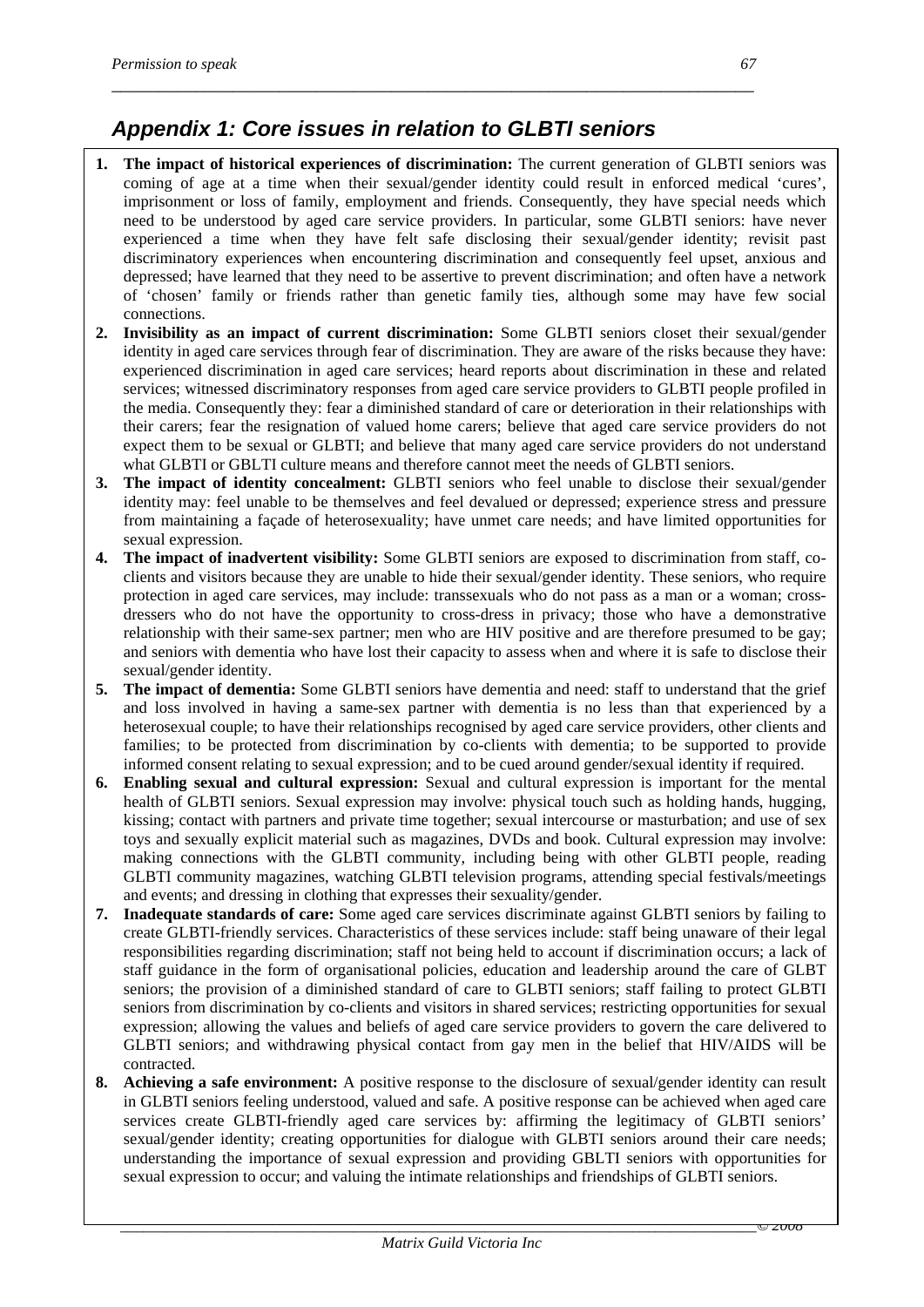## *Appendix 1: Core issues in relation to GLBTI seniors*

1. **The impact of historical experiences of discrimination:** The current generation of GLBTI seniors was coming of age at a time when their sexual/gender identity could result in enforced medical 'cures', imprisonment or loss of family, employment and friends. Consequently, they have special needs which need to be understood by aged care service providers. In particular, some GLBTI seniors: have never experienced a time when they have felt safe disclosing their sexual/gender identity; revisit past discriminatory experiences when encountering discrimination and consequently feel upset, anxious and depressed; have learned that they need to be assertive to prevent discrimination; and often have a network of 'chosen' family or friends rather than genetic family ties, although some may have few social connections.
2. **Invisibility as an impact of current discrimination:** Some GLBTI seniors closet their sexual/gender identity in aged care services through fear of discrimination. They are aware of the risks because they have: experienced discrimination in aged care services; heard reports about discrimination in these and related services; witnessed discriminatory responses from aged care service providers to GLBTI people profiled in the media. Consequently they: fear a diminished standard of care or deterioration in their relationships with their carers; fear the resignation of valued home carers; believe that aged care service providers do not expect them to be sexual or GLBTI; and believe that many aged care service providers do not understand what GLBTI or GBLTI culture means and therefore cannot meet the needs of GLBTI seniors.
3. **The impact of identity concealment:** GLBTI seniors who feel unable to disclose their sexual/gender identity may: feel unable to be themselves and feel devalued or depressed; experience stress and pressure from maintaining a façade of heterosexuality; have unmet care needs; and have limited opportunities for sexual expression.
4. **The impact of inadvertent visibility:** Some GLBTI seniors are exposed to discrimination from staff, co-clients and visitors because they are unable to hide their sexual/gender identity. These seniors, who require protection in aged care services, may include: transsexuals who do not pass as a man or a woman; cross-dressers who do not have the opportunity to cross-dress in privacy; those who have a demonstrative relationship with their same-sex partner; men who are HIV positive and are therefore presumed to be gay; and seniors with dementia who have lost their capacity to assess when and where it is safe to disclose their sexual/gender identity.
5. **The impact of dementia:** Some GLBTI seniors have dementia and need: staff to understand that the grief and loss involved in having a same-sex partner with dementia is no less than that experienced by a heterosexual couple; to have their relationships recognised by aged care service providers, other clients and families; to be protected from discrimination by co-clients with dementia; to be supported to provide informed consent relating to sexual expression; and to be cued around gender/sexual identity if required.
6. **Enabling sexual and cultural expression:** Sexual and cultural expression is important for the mental health of GLBTI seniors. Sexual expression may involve: physical touch such as holding hands, hugging, kissing; contact with partners and private time together; sexual intercourse or masturbation; and use of sex toys and sexually explicit material such as magazines, DVDs and book. Cultural expression may involve: making connections with the GLBTI community, including being with other GLBTI people, reading GLBTI community magazines, watching GLBTI television programs, attending special festivals/meetings and events; and dressing in clothing that expresses their sexuality/gender.
7. **Inadequate standards of care:** Some aged care services discriminate against GLBTI seniors by failing to create GLBTI-friendly services. Characteristics of these services include: staff being unaware of their legal responsibilities regarding discrimination; staff not being held to account if discrimination occurs; a lack of staff guidance in the form of organisational policies, education and leadership around the care of GLBT seniors; the provision of a diminished standard of care to GLBTI seniors; staff failing to protect GLBTI seniors from discrimination by co-clients and visitors in shared services; restricting opportunities for sexual expression; allowing the values and beliefs of aged care service providers to govern the care delivered to GLBTI seniors; and withdrawing physical contact from gay men in the belief that HIV/AIDS will be contracted.
8. **Achieving a safe environment:** A positive response to the disclosure of sexual/gender identity can result in GLBTI seniors feeling understood, valued and safe. A positive response can be achieved when aged care services create GLBTI-friendly aged care services by: affirming the legitimacy of GLBTI seniors' sexual/gender identity; creating opportunities for dialogue with GLBTI seniors around their care needs; understanding the importance of sexual expression and providing GBLTI seniors with opportunities for sexual expression to occur; and valuing the intimate relationships and friendships of GLBTI seniors.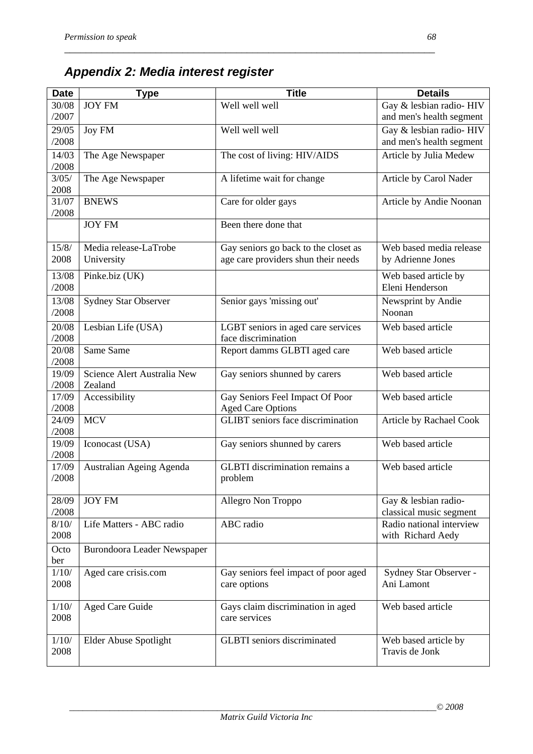## *Appendix 2: Media interest register*

| Date | Type | Title | Details |
|---|---|---|---|
| 30/08/2007 | JOY FM | Well well well | Gay & lesbian radio- HIV and men's health segment |
| 29/05/2008 | Joy FM | Well well well | Gay & lesbian radio- HIV and men's health segment |
| 14/03/2008 | The Age Newspaper | The cost of living: HIV/AIDS | Article by Julia Medew |
| 3/05/2008 | The Age Newspaper | A lifetime wait for change | Article by Carol Nader |
| 31/07/2008 | BNEWS | Care for older gays | Article by Andie Noonan |
| | JOY FM | Been there done that | |
| 15/8/2008 | Media release-LaTrobe University | Gay seniors go back to the closet as age care providers shun their needs | Web based media release by Adrienne Jones |
| 13/08/2008 | Pinke.biz (UK) | | Web based article by Eleni Henderson |
| 13/08/2008 | Sydney Star Observer | Senior gays 'missing out' | Newsprint by Andie Noonan |
| 20/08/2008 | Lesbian Life (USA) | LGBT seniors in aged care services face discrimination | Web based article |
| 20/08/2008 | Same Same | Report damms GLBTI aged care | Web based article |
| 19/09/2008 | Science Alert Australia New Zealand | Gay seniors shunned by carers | Web based article |
| 17/09/2008 | Accessibility | Gay Seniors Feel Impact Of Poor Aged Care Options | Web based article |
| 24/09/2008 | MCV | GLIBT seniors face discrimination | Article by Rachael Cook |
| 19/09/2008 | Iconocast (USA) | Gay seniors shunned by carers | Web based article |
| 17/09/2008 | Australian Ageing Agenda | GLBTI discrimination remains a problem | Web based article |
| 28/09/2008 | JOY FM | Allegro Non Troppo | Gay & lesbian radio- classical music segment |
| 8/10/2008 | Life Matters - ABC radio | ABC radio | Radio national interview with Richard Aedy |
| October | Burondoora Leader Newspaper | | |
| 1/10/2008 | Aged care crisis.com | Gay seniors feel impact of poor aged care options | Sydney Star Observer - Ani Lamont |
| 1/10/2008 | Aged Care Guide | Gays claim discrimination in aged care services | Web based article |
| 1/10/2008 | Elder Abuse Spotlight | GLBTI seniors discriminated | Web based article by Travis de Jonk |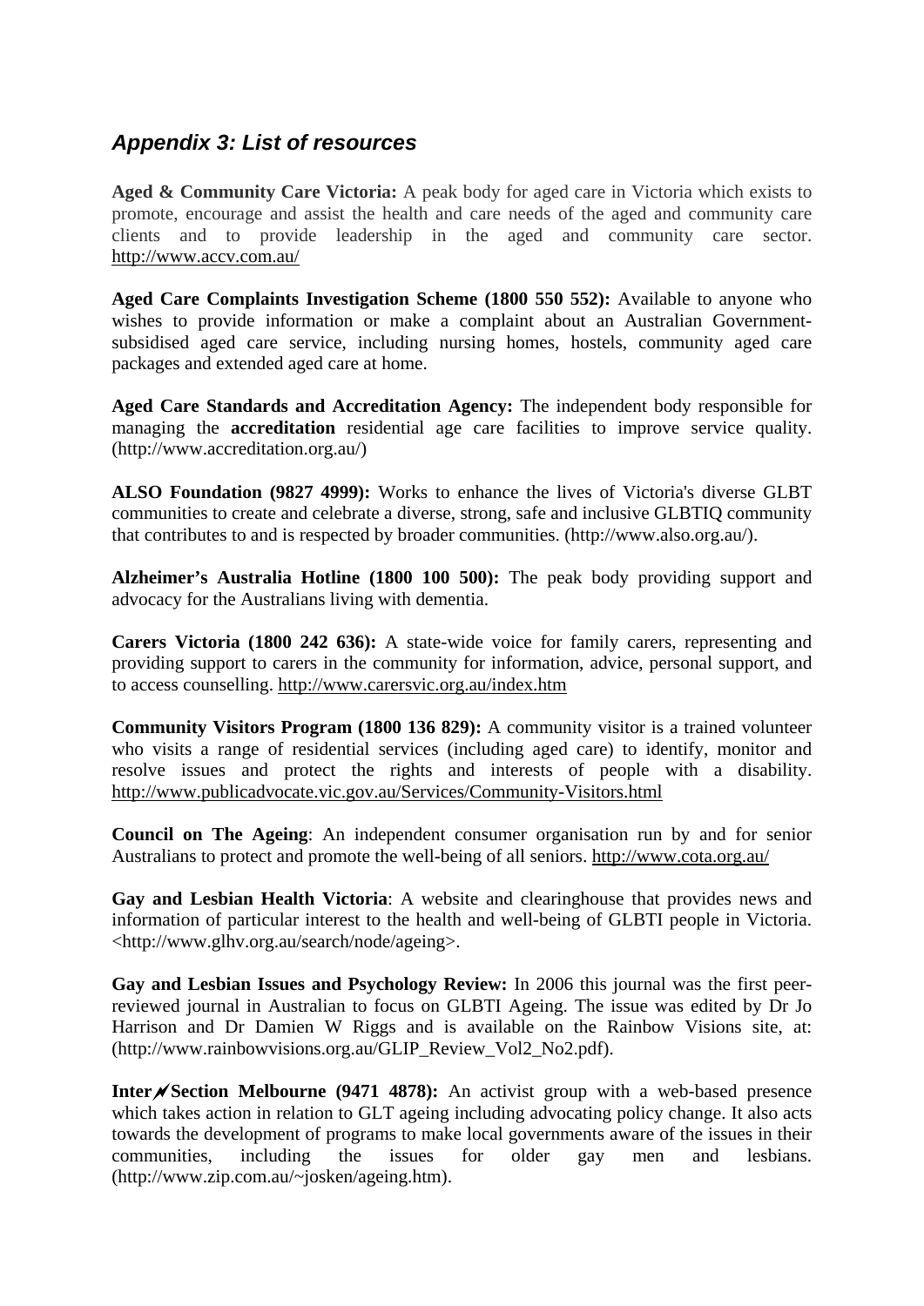## *Appendix 3: List of resources*

**Aged & Community Care Victoria:** A peak body for aged care in Victoria which exists to promote, encourage and assist the health and care needs of the aged and community care clients and to provide leadership in the aged and community care sector. http://www.accv.com.au/

**Aged Care Complaints Investigation Scheme (1800 550 552):** Available to anyone who wishes to provide information or make a complaint about an Australian Government-subsidised aged care service, including nursing homes, hostels, community aged care packages and extended aged care at home.

**Aged Care Standards and Accreditation Agency:** The independent body responsible for managing the **accreditation** residential age care facilities to improve service quality. (http://www.accreditation.org.au/)

**ALSO Foundation (9827 4999):** Works to enhance the lives of Victoria's diverse GLBT communities to create and celebrate a diverse, strong, safe and inclusive GLBTIQ community that contributes to and is respected by broader communities. (http://www.also.org.au/).

**Alzheimer's Australia Hotline (1800 100 500):** The peak body providing support and advocacy for the Australians living with dementia.

**Carers Victoria (1800 242 636):** A state-wide voice for family carers, representing and providing support to carers in the community for information, advice, personal support, and to access counselling. http://www.carersvic.org.au/index.htm

**Community Visitors Program (1800 136 829):** A community visitor is a trained volunteer who visits a range of residential services (including aged care) to identify, monitor and resolve issues and protect the rights and interests of people with a disability. http://www.publicadvocate.vic.gov.au/Services/Community-Visitors.html

**Council on The Ageing**: An independent consumer organisation run by and for senior Australians to protect and promote the well-being of all seniors. http://www.cota.org.au/

**Gay and Lesbian Health Victoria**: A website and clearinghouse that provides news and information of particular interest to the health and well-being of GLBTI people in Victoria. <http://www.glhv.org.au/search/node/ageing>.

**Gay and Lesbian Issues and Psychology Review:** In 2006 this journal was the first peer-reviewed journal in Australian to focus on GLBTI Ageing. The issue was edited by Dr Jo Harrison and Dr Damien W Riggs and is available on the Rainbow Visions site, at: (http://www.rainbowvisions.org.au/GLIP_Review_Vol2_No2.pdf).

**Inter⁄Section Melbourne (9471 4878):** An activist group with a web-based presence which takes action in relation to GLT ageing including advocating policy change. It also acts towards the development of programs to make local governments aware of the issues in their communities, including the issues for older gay men and lesbians. (http://www.zip.com.au/~josken/ageing.htm).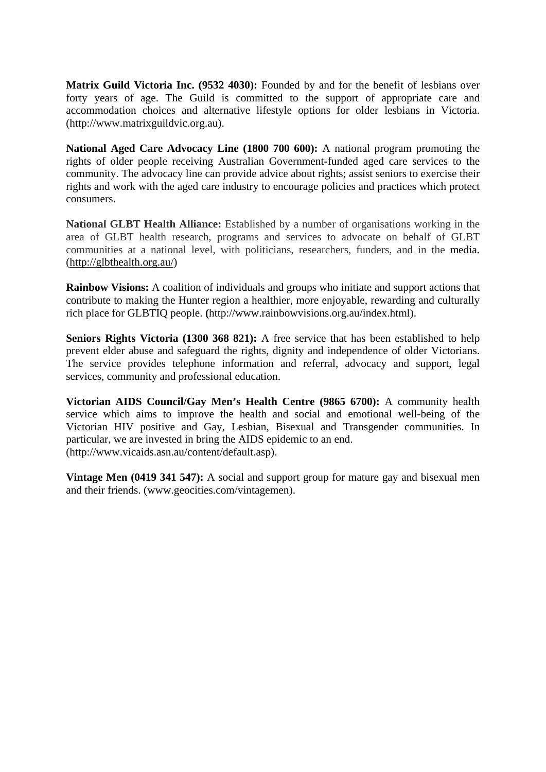**Matrix Guild Victoria Inc. (9532 4030):** Founded by and for the benefit of lesbians over forty years of age. The Guild is committed to the support of appropriate care and accommodation choices and alternative lifestyle options for older lesbians in Victoria. (http://www.matrixguildvic.org.au).

**National Aged Care Advocacy Line (1800 700 600):** A national program promoting the rights of older people receiving Australian Government-funded aged care services to the community. The advocacy line can provide advice about rights; assist seniors to exercise their rights and work with the aged care industry to encourage policies and practices which protect consumers.

**National GLBT Health Alliance:** Established by a number of organisations working in the area of GLBT health research, programs and services to advocate on behalf of GLBT communities at a national level, with politicians, researchers, funders, and in the media. (http://glbthealth.org.au/)

**Rainbow Visions:** A coalition of individuals and groups who initiate and support actions that contribute to making the Hunter region a healthier, more enjoyable, rewarding and culturally rich place for GLBTIQ people. **(**http://www.rainbowvisions.org.au/index.html).

**Seniors Rights Victoria (1300 368 821):** A free service that has been established to help prevent elder abuse and safeguard the rights, dignity and independence of older Victorians. The service provides telephone information and referral, advocacy and support, legal services, community and professional education.

**Victorian AIDS Council/Gay Men's Health Centre (9865 6700):** A community health service which aims to improve the health and social and emotional well-being of the Victorian HIV positive and Gay, Lesbian, Bisexual and Transgender communities. In particular, we are invested in bring the AIDS epidemic to an end. (http://www.vicaids.asn.au/content/default.asp).

**Vintage Men (0419 341 547):** A social and support group for mature gay and bisexual men and their friends. (www.geocities.com/vintagemen).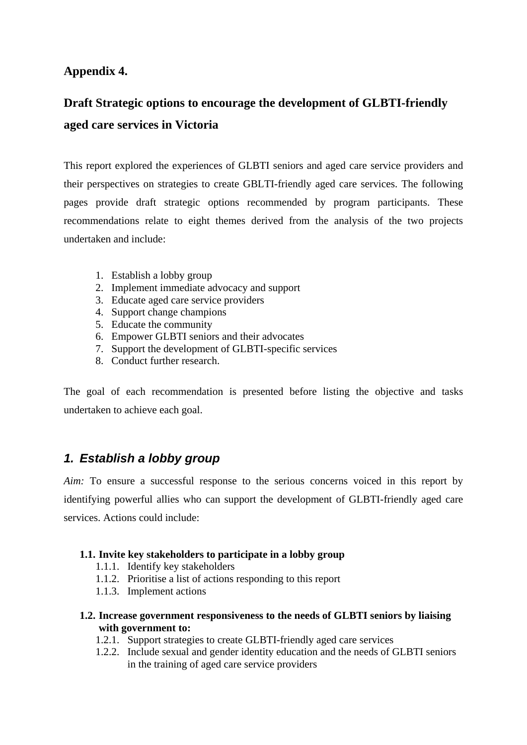## Appendix 4.

## Draft Strategic options to encourage the development of GLBTI-friendly aged care services in Victoria

This report explored the experiences of GLBTI seniors and aged care service providers and their perspectives on strategies to create GBLTI-friendly aged care services. The following pages provide draft strategic options recommended by program participants. These recommendations relate to eight themes derived from the analysis of the two projects undertaken and include:

1. Establish a lobby group
2. Implement immediate advocacy and support
3. Educate aged care service providers
4. Support change champions
5. Educate the community
6. Empower GLBTI seniors and their advocates
7. Support the development of GLBTI-specific services
8. Conduct further research.

The goal of each recommendation is presented before listing the objective and tasks undertaken to achieve each goal.

### *1. Establish a lobby group*

*Aim:* To ensure a successful response to the serious concerns voiced in this report by identifying powerful allies who can support the development of GLBTI-friendly aged care services. Actions could include:

**1.1. Invite key stakeholders to participate in a lobby group**

- 1.1.1. Identify key stakeholders
- 1.1.2. Prioritise a list of actions responding to this report
- 1.1.3. Implement actions

**1.2. Increase government responsiveness to the needs of GLBTI seniors by liaising with government to:**

- 1.2.1. Support strategies to create GLBTI-friendly aged care services
- 1.2.2. Include sexual and gender identity education and the needs of GLBTI seniors in the training of aged care service providers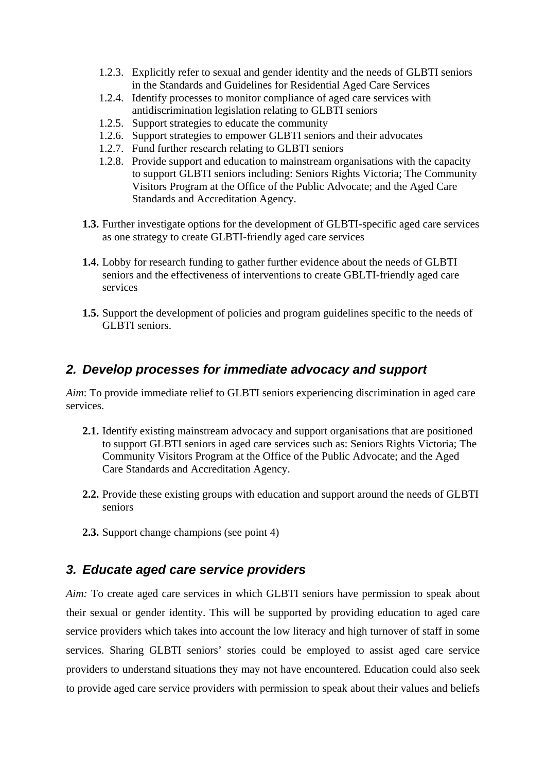- 1.2.3. Explicitly refer to sexual and gender identity and the needs of GLBTI seniors in the Standards and Guidelines for Residential Aged Care Services
- 1.2.4. Identify processes to monitor compliance of aged care services with antidiscrimination legislation relating to GLBTI seniors
- 1.2.5. Support strategies to educate the community
- 1.2.6. Support strategies to empower GLBTI seniors and their advocates
- 1.2.7. Fund further research relating to GLBTI seniors
- 1.2.8. Provide support and education to mainstream organisations with the capacity to support GLBTI seniors including: Seniors Rights Victoria; The Community Visitors Program at the Office of the Public Advocate; and the Aged Care Standards and Accreditation Agency.

**1.3.** Further investigate options for the development of GLBTI-specific aged care services as one strategy to create GLBTI-friendly aged care services

**1.4.** Lobby for research funding to gather further evidence about the needs of GLBTI seniors and the effectiveness of interventions to create GBLTI-friendly aged care services

**1.5.** Support the development of policies and program guidelines specific to the needs of GLBTI seniors.

## *2. Develop processes for immediate advocacy and support*

*Aim*: To provide immediate relief to GLBTI seniors experiencing discrimination in aged care services.

**2.1.** Identify existing mainstream advocacy and support organisations that are positioned to support GLBTI seniors in aged care services such as: Seniors Rights Victoria; The Community Visitors Program at the Office of the Public Advocate; and the Aged Care Standards and Accreditation Agency.

**2.2.** Provide these existing groups with education and support around the needs of GLBTI seniors

**2.3.** Support change champions (see point 4)

## *3. Educate aged care service providers*

*Aim:* To create aged care services in which GLBTI seniors have permission to speak about their sexual or gender identity. This will be supported by providing education to aged care service providers which takes into account the low literacy and high turnover of staff in some services. Sharing GLBTI seniors' stories could be employed to assist aged care service providers to understand situations they may not have encountered. Education could also seek to provide aged care service providers with permission to speak about their values and beliefs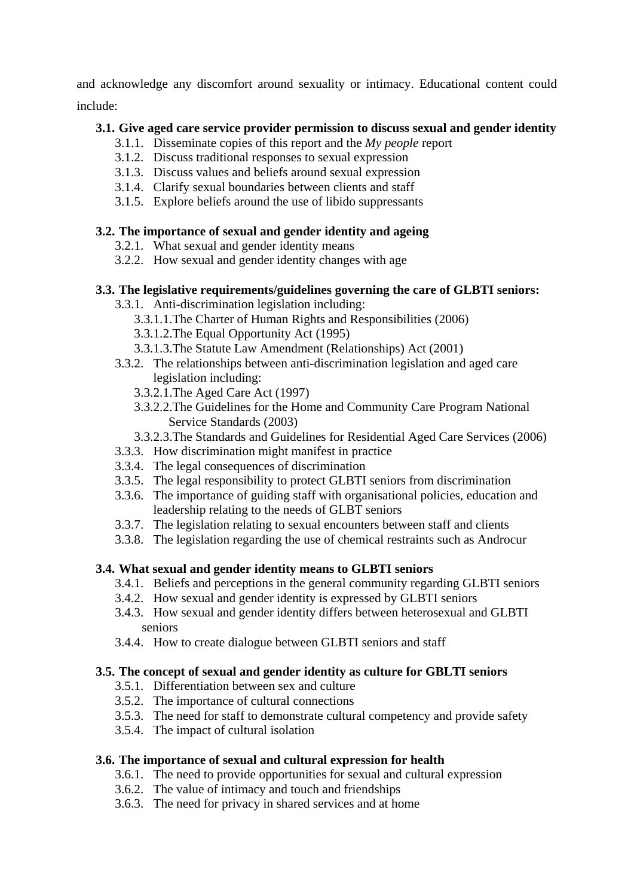and acknowledge any discomfort around sexuality or intimacy. Educational content could include:

**3.1. Give aged care service provider permission to discuss sexual and gender identity**

- 3.1.1. Disseminate copies of this report and the *My people* report
- 3.1.2. Discuss traditional responses to sexual expression
- 3.1.3. Discuss values and beliefs around sexual expression
- 3.1.4. Clarify sexual boundaries between clients and staff
- 3.1.5. Explore beliefs around the use of libido suppressants

**3.2. The importance of sexual and gender identity and ageing**

- 3.2.1. What sexual and gender identity means
- 3.2.2. How sexual and gender identity changes with age

**3.3. The legislative requirements/guidelines governing the care of GLBTI seniors:**

- 3.3.1. Anti-discrimination legislation including:
  - 3.3.1.1. The Charter of Human Rights and Responsibilities (2006)
  - 3.3.1.2. The Equal Opportunity Act (1995)
  - 3.3.1.3. The Statute Law Amendment (Relationships) Act (2001)
- 3.3.2. The relationships between anti-discrimination legislation and aged care legislation including:
  - 3.3.2.1. The Aged Care Act (1997)
  - 3.3.2.2. The Guidelines for the Home and Community Care Program National Service Standards (2003)
  - 3.3.2.3. The Standards and Guidelines for Residential Aged Care Services (2006)
- 3.3.3. How discrimination might manifest in practice
- 3.3.4. The legal consequences of discrimination
- 3.3.5. The legal responsibility to protect GLBTI seniors from discrimination
- 3.3.6. The importance of guiding staff with organisational policies, education and leadership relating to the needs of GLBT seniors
- 3.3.7. The legislation relating to sexual encounters between staff and clients
- 3.3.8. The legislation regarding the use of chemical restraints such as Androcur

**3.4. What sexual and gender identity means to GLBTI seniors**

- 3.4.1. Beliefs and perceptions in the general community regarding GLBTI seniors
- 3.4.2. How sexual and gender identity is expressed by GLBTI seniors
- 3.4.3. How sexual and gender identity differs between heterosexual and GLBTI seniors
- 3.4.4. How to create dialogue between GLBTI seniors and staff

**3.5. The concept of sexual and gender identity as culture for GBLTI seniors**

- 3.5.1. Differentiation between sex and culture
- 3.5.2. The importance of cultural connections
- 3.5.3. The need for staff to demonstrate cultural competency and provide safety
- 3.5.4. The impact of cultural isolation

**3.6. The importance of sexual and cultural expression for health**

- 3.6.1. The need to provide opportunities for sexual and cultural expression
- 3.6.2. The value of intimacy and touch and friendships
- 3.6.3. The need for privacy in shared services and at home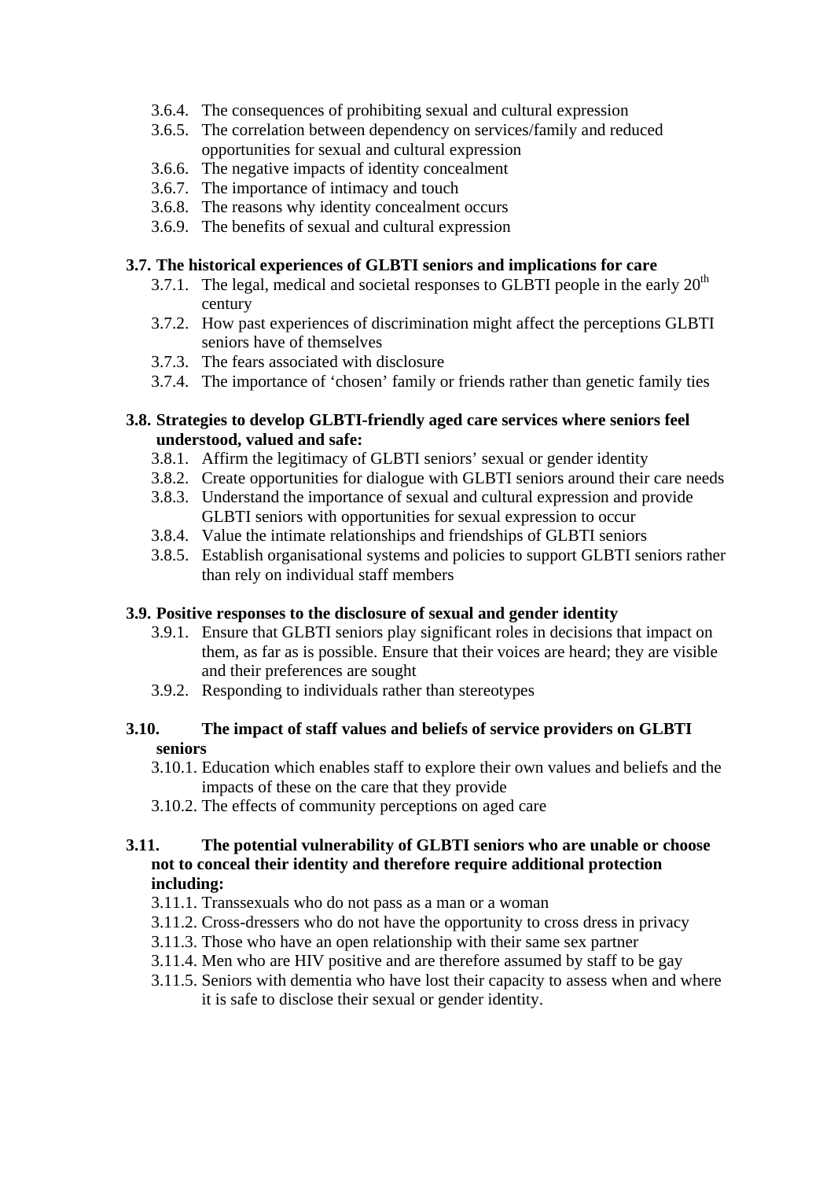- 3.6.4. The consequences of prohibiting sexual and cultural expression
- 3.6.5. The correlation between dependency on services/family and reduced opportunities for sexual and cultural expression
- 3.6.6. The negative impacts of identity concealment
- 3.6.7. The importance of intimacy and touch
- 3.6.8. The reasons why identity concealment occurs
- 3.6.9. The benefits of sexual and cultural expression

**3.7. The historical experiences of GLBTI seniors and implications for care**

- 3.7.1. The legal, medical and societal responses to GLBTI people in the early 20th century
- 3.7.2. How past experiences of discrimination might affect the perceptions GLBTI seniors have of themselves
- 3.7.3. The fears associated with disclosure
- 3.7.4. The importance of 'chosen' family or friends rather than genetic family ties

**3.8. Strategies to develop GLBTI-friendly aged care services where seniors feel understood, valued and safe:**

- 3.8.1. Affirm the legitimacy of GLBTI seniors' sexual or gender identity
- 3.8.2. Create opportunities for dialogue with GLBTI seniors around their care needs
- 3.8.3. Understand the importance of sexual and cultural expression and provide GLBTI seniors with opportunities for sexual expression to occur
- 3.8.4. Value the intimate relationships and friendships of GLBTI seniors
- 3.8.5. Establish organisational systems and policies to support GLBTI seniors rather than rely on individual staff members

**3.9. Positive responses to the disclosure of sexual and gender identity**

- 3.9.1. Ensure that GLBTI seniors play significant roles in decisions that impact on them, as far as is possible. Ensure that their voices are heard; they are visible and their preferences are sought
- 3.9.2. Responding to individuals rather than stereotypes

**3.10. The impact of staff values and beliefs of service providers on GLBTI seniors**

- 3.10.1. Education which enables staff to explore their own values and beliefs and the impacts of these on the care that they provide
- 3.10.2. The effects of community perceptions on aged care

**3.11. The potential vulnerability of GLBTI seniors who are unable or choose not to conceal their identity and therefore require additional protection including:**

- 3.11.1. Transsexuals who do not pass as a man or a woman
- 3.11.2. Cross-dressers who do not have the opportunity to cross dress in privacy
- 3.11.3. Those who have an open relationship with their same sex partner
- 3.11.4. Men who are HIV positive and are therefore assumed by staff to be gay
- 3.11.5. Seniors with dementia who have lost their capacity to assess when and where it is safe to disclose their sexual or gender identity.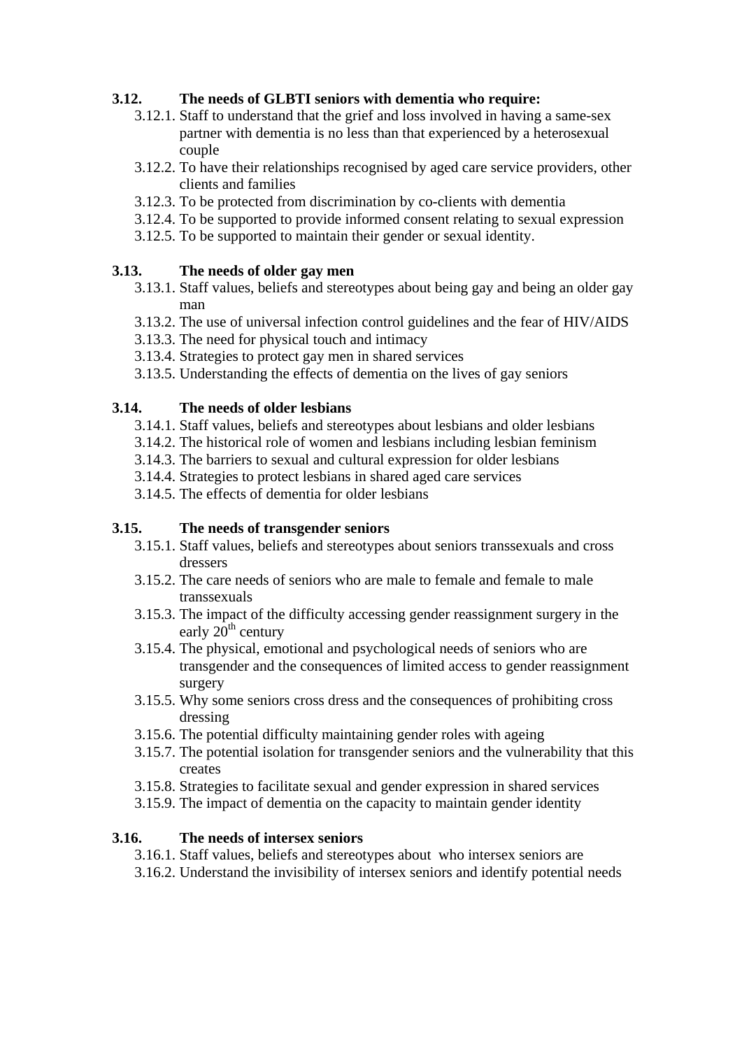**3.12. The needs of GLBTI seniors with dementia who require:**

- 3.12.1. Staff to understand that the grief and loss involved in having a same-sex partner with dementia is no less than that experienced by a heterosexual couple
- 3.12.2. To have their relationships recognised by aged care service providers, other clients and families
- 3.12.3. To be protected from discrimination by co-clients with dementia
- 3.12.4. To be supported to provide informed consent relating to sexual expression
- 3.12.5. To be supported to maintain their gender or sexual identity.

**3.13. The needs of older gay men**

- 3.13.1. Staff values, beliefs and stereotypes about being gay and being an older gay man
- 3.13.2. The use of universal infection control guidelines and the fear of HIV/AIDS
- 3.13.3. The need for physical touch and intimacy
- 3.13.4. Strategies to protect gay men in shared services
- 3.13.5. Understanding the effects of dementia on the lives of gay seniors

**3.14. The needs of older lesbians**

- 3.14.1. Staff values, beliefs and stereotypes about lesbians and older lesbians
- 3.14.2. The historical role of women and lesbians including lesbian feminism
- 3.14.3. The barriers to sexual and cultural expression for older lesbians
- 3.14.4. Strategies to protect lesbians in shared aged care services
- 3.14.5. The effects of dementia for older lesbians

**3.15. The needs of transgender seniors**

- 3.15.1. Staff values, beliefs and stereotypes about seniors transsexuals and cross dressers
- 3.15.2. The care needs of seniors who are male to female and female to male transsexuals
- 3.15.3. The impact of the difficulty accessing gender reassignment surgery in the early 20th century
- 3.15.4. The physical, emotional and psychological needs of seniors who are transgender and the consequences of limited access to gender reassignment surgery
- 3.15.5. Why some seniors cross dress and the consequences of prohibiting cross dressing
- 3.15.6. The potential difficulty maintaining gender roles with ageing
- 3.15.7. The potential isolation for transgender seniors and the vulnerability that this creates
- 3.15.8. Strategies to facilitate sexual and gender expression in shared services
- 3.15.9. The impact of dementia on the capacity to maintain gender identity

**3.16. The needs of intersex seniors**

- 3.16.1. Staff values, beliefs and stereotypes about who intersex seniors are
- 3.16.2. Understand the invisibility of intersex seniors and identify potential needs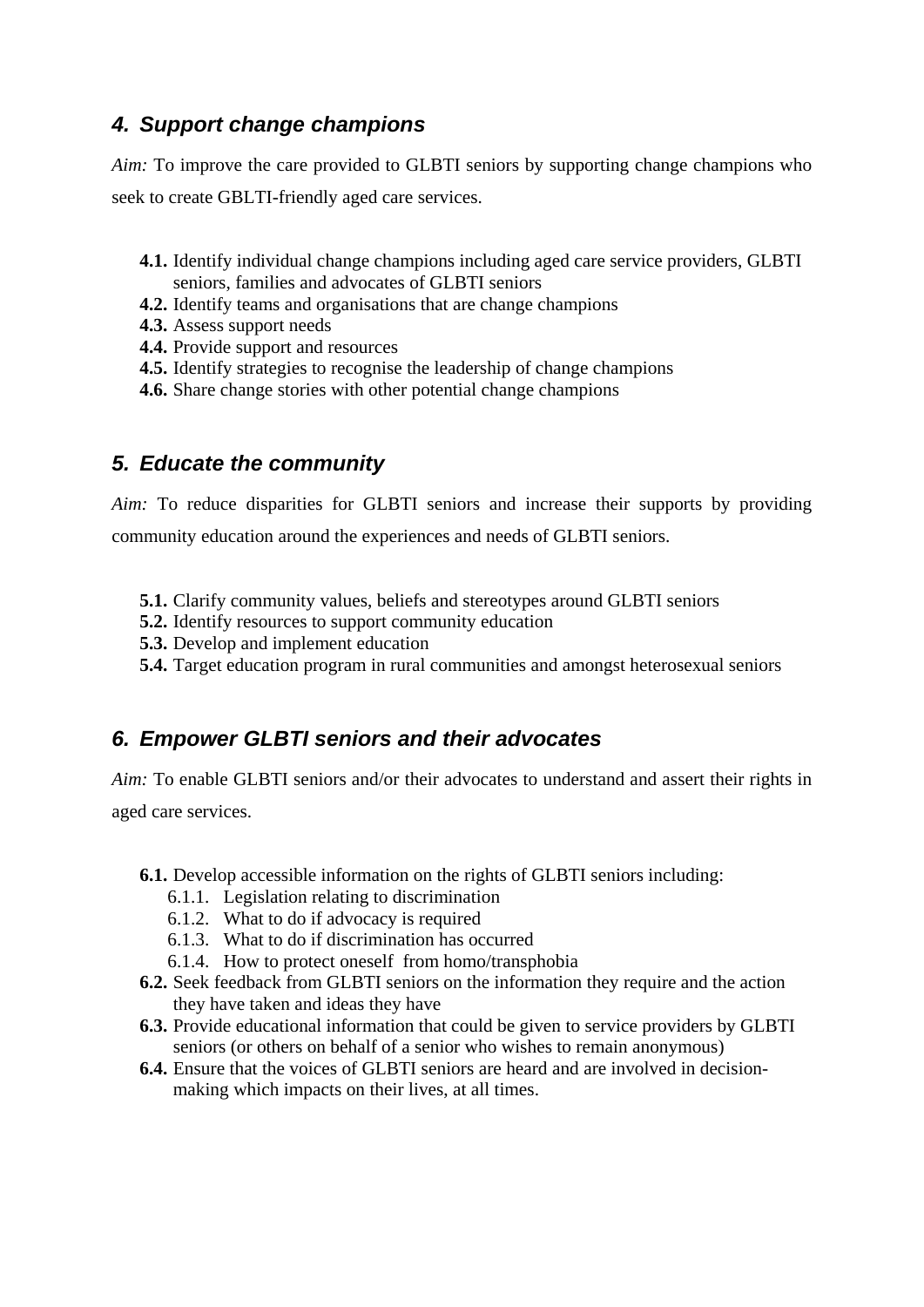## 4. Support change champions

*Aim:* To improve the care provided to GLBTI seniors by supporting change champions who seek to create GBLTI-friendly aged care services.

- **4.1.** Identify individual change champions including aged care service providers, GLBTI seniors, families and advocates of GLBTI seniors
- **4.2.** Identify teams and organisations that are change champions
- **4.3.** Assess support needs
- **4.4.** Provide support and resources
- **4.5.** Identify strategies to recognise the leadership of change champions
- **4.6.** Share change stories with other potential change champions

## 5. Educate the community

*Aim:* To reduce disparities for GLBTI seniors and increase their supports by providing community education around the experiences and needs of GLBTI seniors.

- **5.1.** Clarify community values, beliefs and stereotypes around GLBTI seniors
- **5.2.** Identify resources to support community education
- **5.3.** Develop and implement education
- **5.4.** Target education program in rural communities and amongst heterosexual seniors

## 6. Empower GLBTI seniors and their advocates

*Aim:* To enable GLBTI seniors and/or their advocates to understand and assert their rights in aged care services.

- **6.1.** Develop accessible information on the rights of GLBTI seniors including:
  - 6.1.1. Legislation relating to discrimination
  - 6.1.2. What to do if advocacy is required
  - 6.1.3. What to do if discrimination has occurred
  - 6.1.4. How to protect oneself from homo/transphobia
- **6.2.** Seek feedback from GLBTI seniors on the information they require and the action they have taken and ideas they have
- **6.3.** Provide educational information that could be given to service providers by GLBTI seniors (or others on behalf of a senior who wishes to remain anonymous)
- **6.4.** Ensure that the voices of GLBTI seniors are heard and are involved in decision-making which impacts on their lives, at all times.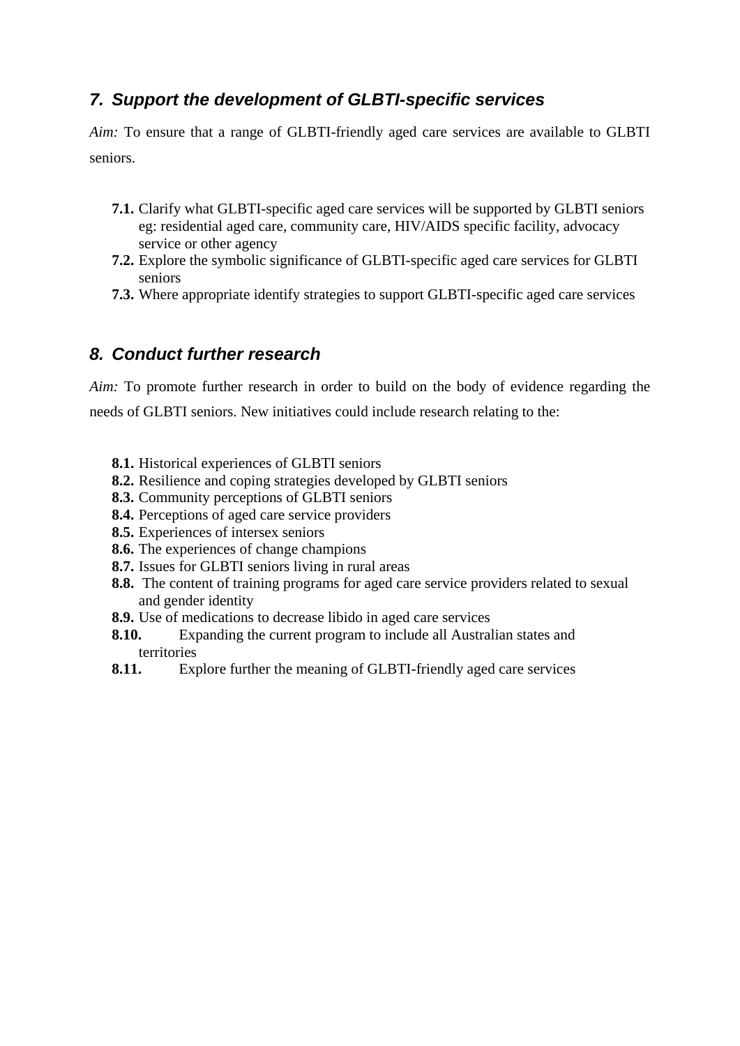## 7. Support the development of GLBTI-specific services

*Aim:* To ensure that a range of GLBTI-friendly aged care services are available to GLBTI seniors.

- **7.1.** Clarify what GLBTI-specific aged care services will be supported by GLBTI seniors eg: residential aged care, community care, HIV/AIDS specific facility, advocacy service or other agency
- **7.2.** Explore the symbolic significance of GLBTI-specific aged care services for GLBTI seniors
- **7.3.** Where appropriate identify strategies to support GLBTI-specific aged care services

## 8. Conduct further research

*Aim:* To promote further research in order to build on the body of evidence regarding the needs of GLBTI seniors. New initiatives could include research relating to the:

- **8.1.** Historical experiences of GLBTI seniors
- **8.2.** Resilience and coping strategies developed by GLBTI seniors
- **8.3.** Community perceptions of GLBTI seniors
- **8.4.** Perceptions of aged care service providers
- **8.5.** Experiences of intersex seniors
- **8.6.** The experiences of change champions
- **8.7.** Issues for GLBTI seniors living in rural areas
- **8.8.** The content of training programs for aged care service providers related to sexual and gender identity
- **8.9.** Use of medications to decrease libido in aged care services
- **8.10.** Expanding the current program to include all Australian states and territories
- **8.11.** Explore further the meaning of GLBTI-friendly aged care services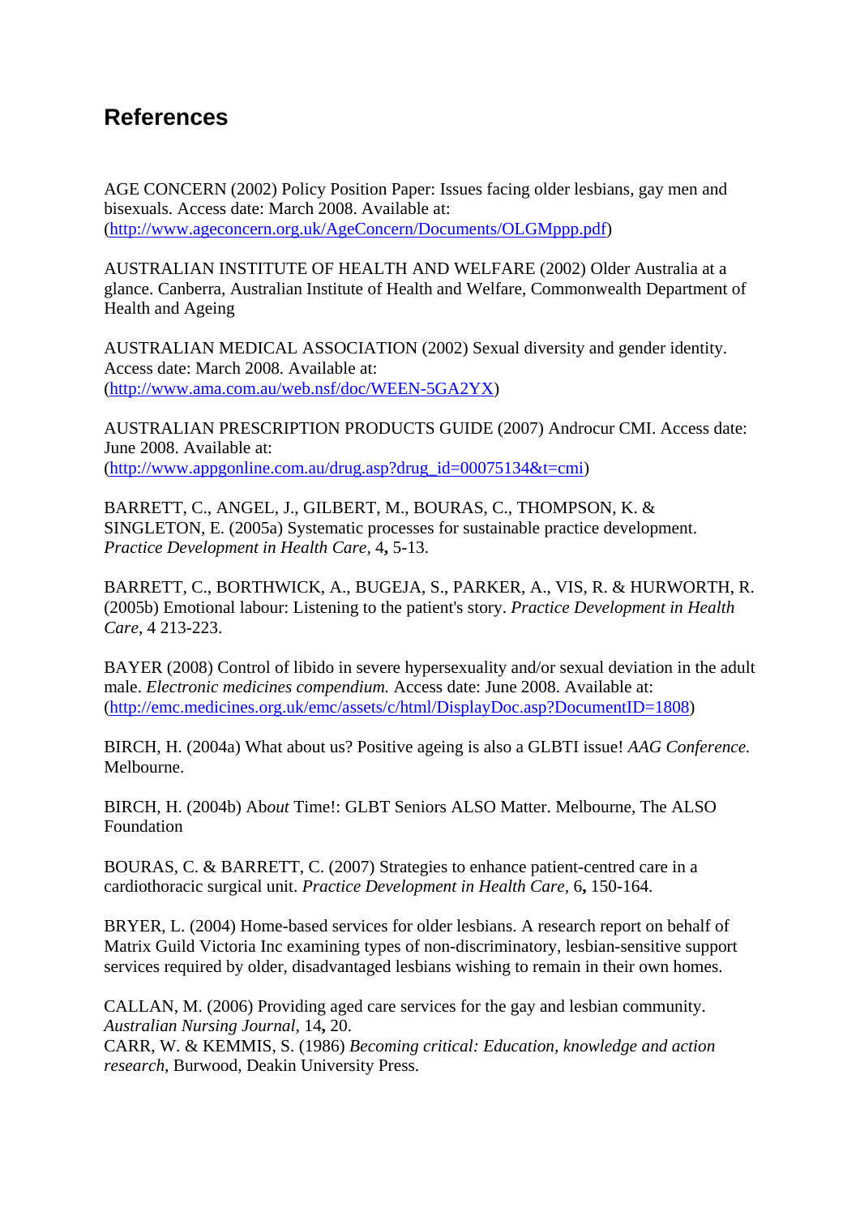# References

AGE CONCERN (2002) Policy Position Paper: Issues facing older lesbians, gay men and bisexuals. Access date: March 2008. Available at: (http://www.ageconcern.org.uk/AgeConcern/Documents/OLGMppp.pdf)

AUSTRALIAN INSTITUTE OF HEALTH AND WELFARE (2002) Older Australia at a glance. Canberra, Australian Institute of Health and Welfare, Commonwealth Department of Health and Ageing

AUSTRALIAN MEDICAL ASSOCIATION (2002) Sexual diversity and gender identity. Access date: March 2008. Available at: (http://www.ama.com.au/web.nsf/doc/WEEN-5GA2YX)

AUSTRALIAN PRESCRIPTION PRODUCTS GUIDE (2007) Androcur CMI. Access date: June 2008. Available at: (http://www.appgonline.com.au/drug.asp?drug_id=00075134&t=cmi)

BARRETT, C., ANGEL, J., GILBERT, M., BOURAS, C., THOMPSON, K. & SINGLETON, E. (2005a) Systematic processes for sustainable practice development. *Practice Development in Health Care,* 4**,** 5-13.

BARRETT, C., BORTHWICK, A., BUGEJA, S., PARKER, A., VIS, R. & HURWORTH, R. (2005b) Emotional labour: Listening to the patient's story. *Practice Development in Health Care,* 4 213-223.

BAYER (2008) Control of libido in severe hypersexuality and/or sexual deviation in the adult male. *Electronic medicines compendium.* Access date: June 2008. Available at: (http://emc.medicines.org.uk/emc/assets/c/html/DisplayDoc.asp?DocumentID=1808)

BIRCH, H. (2004a) What about us? Positive ageing is also a GLBTI issue! *AAG Conference.* Melbourne.

BIRCH, H. (2004b) Ab*out* Time!: GLBT Seniors ALSO Matter. Melbourne, The ALSO Foundation

BOURAS, C. & BARRETT, C. (2007) Strategies to enhance patient-centred care in a cardiothoracic surgical unit. *Practice Development in Health Care,* 6**,** 150-164.

BRYER, L. (2004) Home-based services for older lesbians. A research report on behalf of Matrix Guild Victoria Inc examining types of non-discriminatory, lesbian-sensitive support services required by older, disadvantaged lesbians wishing to remain in their own homes.

CALLAN, M. (2006) Providing aged care services for the gay and lesbian community. *Australian Nursing Journal,* 14**,** 20.

CARR, W. & KEMMIS, S. (1986) *Becoming critical: Education, knowledge and action research,* Burwood, Deakin University Press.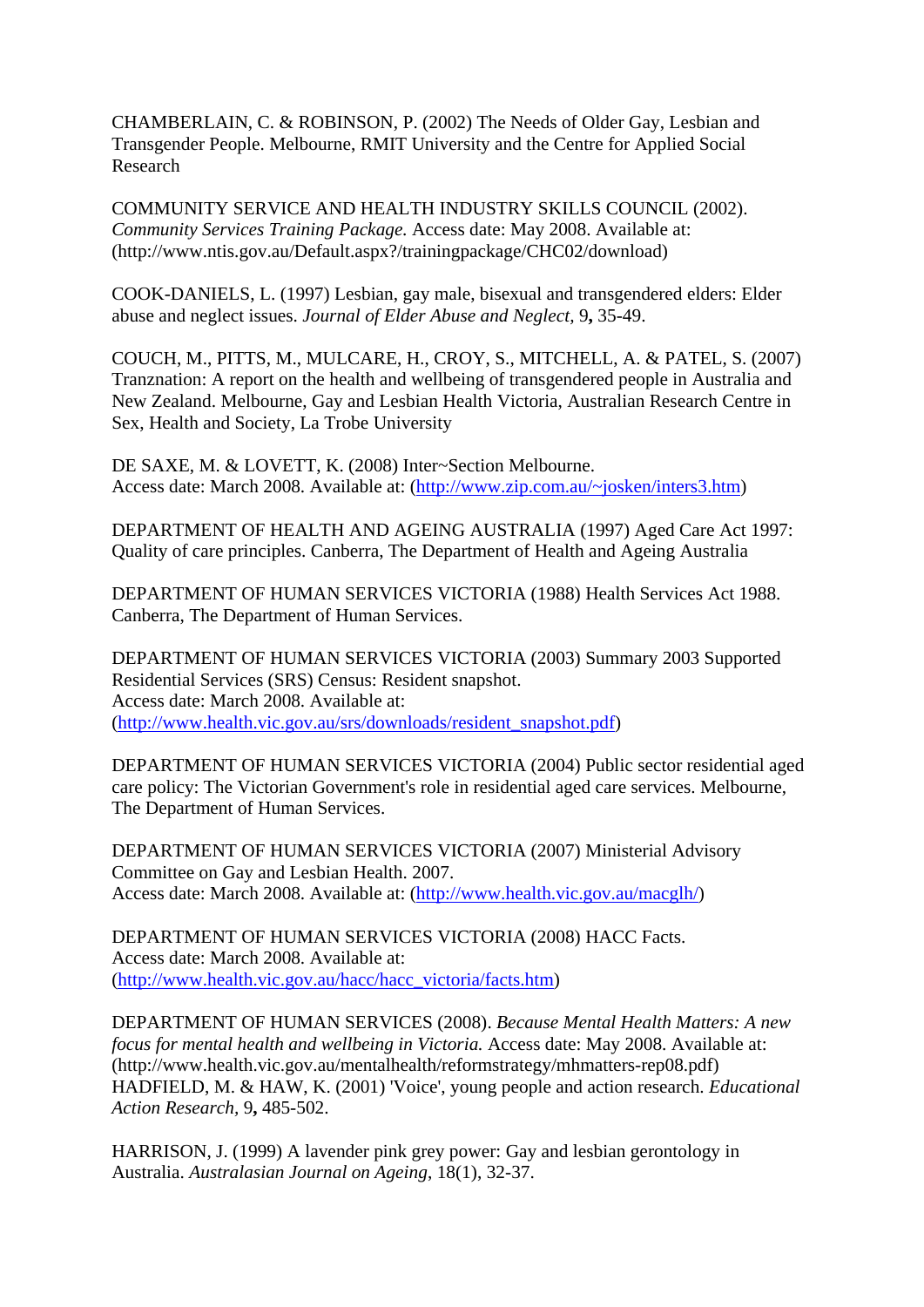CHAMBERLAIN, C. & ROBINSON, P. (2002) The Needs of Older Gay, Lesbian and Transgender People. Melbourne, RMIT University and the Centre for Applied Social Research

COMMUNITY SERVICE AND HEALTH INDUSTRY SKILLS COUNCIL (2002). *Community Services Training Package.* Access date: May 2008. Available at: (http://www.ntis.gov.au/Default.aspx?/trainingpackage/CHC02/download)

COOK-DANIELS, L. (1997) Lesbian, gay male, bisexual and transgendered elders: Elder abuse and neglect issues. *Journal of Elder Abuse and Neglect,* 9**,** 35-49.

COUCH, M., PITTS, M., MULCARE, H., CROY, S., MITCHELL, A. & PATEL, S. (2007) Tranznation: A report on the health and wellbeing of transgendered people in Australia and New Zealand. Melbourne, Gay and Lesbian Health Victoria, Australian Research Centre in Sex, Health and Society, La Trobe University

DE SAXE, M. & LOVETT, K. (2008) Inter~Section Melbourne.
Access date: March 2008. Available at: (http://www.zip.com.au/~josken/inters3.htm)

DEPARTMENT OF HEALTH AND AGEING AUSTRALIA (1997) Aged Care Act 1997: Quality of care principles. Canberra, The Department of Health and Ageing Australia

DEPARTMENT OF HUMAN SERVICES VICTORIA (1988) Health Services Act 1988. Canberra, The Department of Human Services.

DEPARTMENT OF HUMAN SERVICES VICTORIA (2003) Summary 2003 Supported Residential Services (SRS) Census: Resident snapshot.
Access date: March 2008. Available at:
(http://www.health.vic.gov.au/srs/downloads/resident_snapshot.pdf)

DEPARTMENT OF HUMAN SERVICES VICTORIA (2004) Public sector residential aged care policy: The Victorian Government's role in residential aged care services. Melbourne, The Department of Human Services.

DEPARTMENT OF HUMAN SERVICES VICTORIA (2007) Ministerial Advisory Committee on Gay and Lesbian Health. 2007.
Access date: March 2008. Available at: (http://www.health.vic.gov.au/macglh/)

DEPARTMENT OF HUMAN SERVICES VICTORIA (2008) HACC Facts.
Access date: March 2008. Available at:
(http://www.health.vic.gov.au/hacc/hacc_victoria/facts.htm)

DEPARTMENT OF HUMAN SERVICES (2008). *Because Mental Health Matters: A new focus for mental health and wellbeing in Victoria.* Access date: May 2008. Available at: (http://www.health.vic.gov.au/mentalhealth/reformstrategy/mhmatters-rep08.pdf)

HADFIELD, M. & HAW, K. (2001) 'Voice', young people and action research. *Educational Action Research,* 9**,** 485-502.

HARRISON, J. (1999) A lavender pink grey power: Gay and lesbian gerontology in Australia. *Australasian Journal on Ageing*, 18(1), 32-37.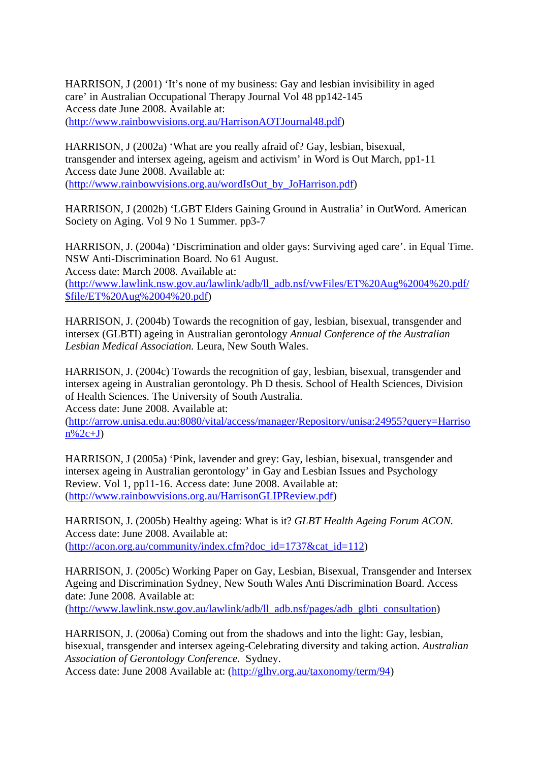HARRISON, J (2001) 'It's none of my business: Gay and lesbian invisibility in aged care' in Australian Occupational Therapy Journal Vol 48 pp142-145
Access date June 2008. Available at:
(http://www.rainbowvisions.org.au/HarrisonAOTJournal48.pdf)

HARRISON, J (2002a) 'What are you really afraid of? Gay, lesbian, bisexual, transgender and intersex ageing, ageism and activism' in Word is Out March, pp1-11
Access date June 2008. Available at:
(http://www.rainbowvisions.org.au/wordIsOut_by_JoHarrison.pdf)

HARRISON, J (2002b) 'LGBT Elders Gaining Ground in Australia' in OutWord. American Society on Aging. Vol 9 No 1 Summer. pp3-7

HARRISON, J. (2004a) 'Discrimination and older gays: Surviving aged care'. in Equal Time. NSW Anti-Discrimination Board. No 61 August.
Access date: March 2008. Available at:
(http://www.lawlink.nsw.gov.au/lawlink/adb/ll_adb.nsf/vwFiles/ET%20Aug%2004%20.pdf/$file/ET%20Aug%2004%20.pdf)

HARRISON, J. (2004b) Towards the recognition of gay, lesbian, bisexual, transgender and intersex (GLBTI) ageing in Australian gerontology *Annual Conference of the Australian Lesbian Medical Association.* Leura, New South Wales.

HARRISON, J. (2004c) Towards the recognition of gay, lesbian, bisexual, transgender and intersex ageing in Australian gerontology. Ph D thesis. School of Health Sciences, Division of Health Sciences. The University of South Australia.
Access date: June 2008. Available at:
(http://arrow.unisa.edu.au:8080/vital/access/manager/Repository/unisa:24955?query=Harrison%2c+J)

HARRISON, J (2005a) 'Pink, lavender and grey: Gay, lesbian, bisexual, transgender and intersex ageing in Australian gerontology' in Gay and Lesbian Issues and Psychology Review. Vol 1, pp11-16. Access date: June 2008. Available at:
(http://www.rainbowvisions.org.au/HarrisonGLIPReview.pdf)

HARRISON, J. (2005b) Healthy ageing: What is it? *GLBT Health Ageing Forum ACON.*
Access date: June 2008. Available at:
(http://acon.org.au/community/index.cfm?doc_id=1737&cat_id=112)

HARRISON, J. (2005c) Working Paper on Gay, Lesbian, Bisexual, Transgender and Intersex Ageing and Discrimination Sydney, New South Wales Anti Discrimination Board. Access date: June 2008. Available at:
(http://www.lawlink.nsw.gov.au/lawlink/adb/ll_adb.nsf/pages/adb_glbti_consultation)

HARRISON, J. (2006a) Coming out from the shadows and into the light: Gay, lesbian, bisexual, transgender and intersex ageing-Celebrating diversity and taking action. *Australian Association of Gerontology Conference.* Sydney.
Access date: June 2008 Available at: (http://glhv.org.au/taxonomy/term/94)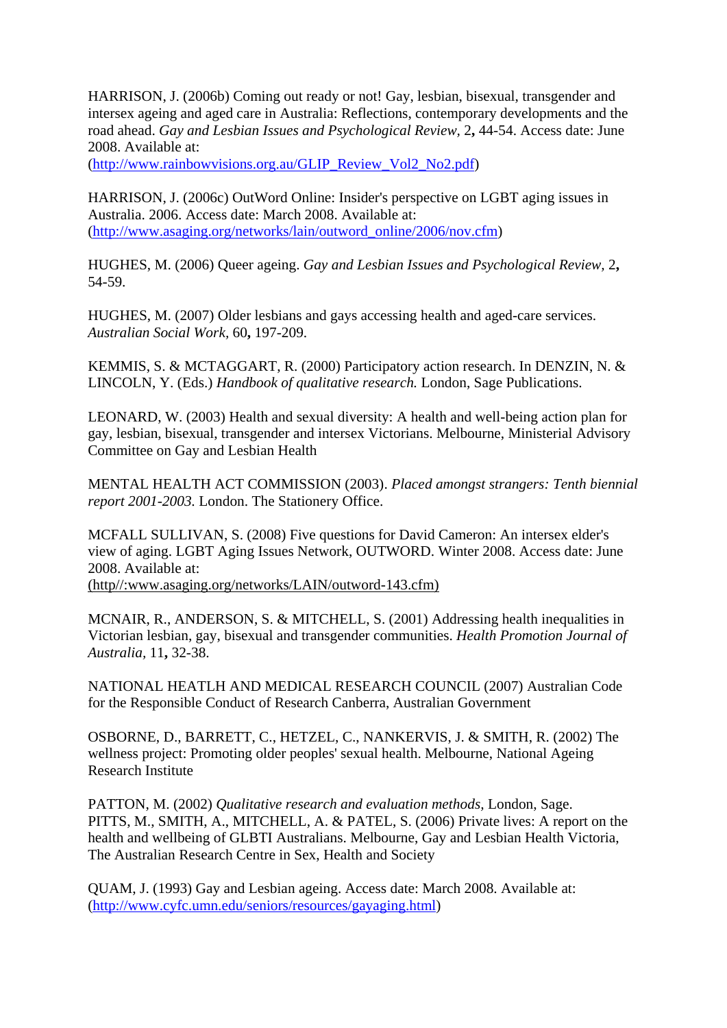HARRISON, J. (2006b) Coming out ready or not! Gay, lesbian, bisexual, transgender and intersex ageing and aged care in Australia: Reflections, contemporary developments and the road ahead. *Gay and Lesbian Issues and Psychological Review*, 2**,** 44-54. Access date: June 2008. Available at: (http://www.rainbowvisions.org.au/GLIP_Review_Vol2_No2.pdf)

HARRISON, J. (2006c) OutWord Online: Insider's perspective on LGBT aging issues in Australia. 2006. Access date: March 2008. Available at: (http://www.asaging.org/networks/lain/outword_online/2006/nov.cfm)

HUGHES, M. (2006) Queer ageing. *Gay and Lesbian Issues and Psychological Review*, 2**,** 54-59.

HUGHES, M. (2007) Older lesbians and gays accessing health and aged-care services. *Australian Social Work,* 60**,** 197-209.

KEMMIS, S. & MCTAGGART, R. (2000) Participatory action research. In DENZIN, N. & LINCOLN, Y. (Eds.) *Handbook of qualitative research.* London, Sage Publications.

LEONARD, W. (2003) Health and sexual diversity: A health and well-being action plan for gay, lesbian, bisexual, transgender and intersex Victorians. Melbourne, Ministerial Advisory Committee on Gay and Lesbian Health

MENTAL HEALTH ACT COMMISSION (2003). *Placed amongst strangers: Tenth biennial report 2001-2003.* London. The Stationery Office.

MCFALL SULLIVAN, S. (2008) Five questions for David Cameron: An intersex elder's view of aging. LGBT Aging Issues Network, OUTWORD. Winter 2008. Access date: June 2008. Available at: (http//:www.asaging.org/networks/LAIN/outword-143.cfm)

MCNAIR, R., ANDERSON, S. & MITCHELL, S. (2001) Addressing health inequalities in Victorian lesbian, gay, bisexual and transgender communities. *Health Promotion Journal of Australia,* 11**,** 32-38.

NATIONAL HEATLH AND MEDICAL RESEARCH COUNCIL (2007) Australian Code for the Responsible Conduct of Research Canberra, Australian Government

OSBORNE, D., BARRETT, C., HETZEL, C., NANKERVIS, J. & SMITH, R. (2002) The wellness project: Promoting older peoples' sexual health. Melbourne, National Ageing Research Institute

PATTON, M. (2002) *Qualitative research and evaluation methods,* London, Sage.

PITTS, M., SMITH, A., MITCHELL, A. & PATEL, S. (2006) Private lives: A report on the health and wellbeing of GLBTI Australians. Melbourne, Gay and Lesbian Health Victoria, The Australian Research Centre in Sex, Health and Society

QUAM, J. (1993) Gay and Lesbian ageing. Access date: March 2008. Available at: (http://www.cyfc.umn.edu/seniors/resources/gayaging.html)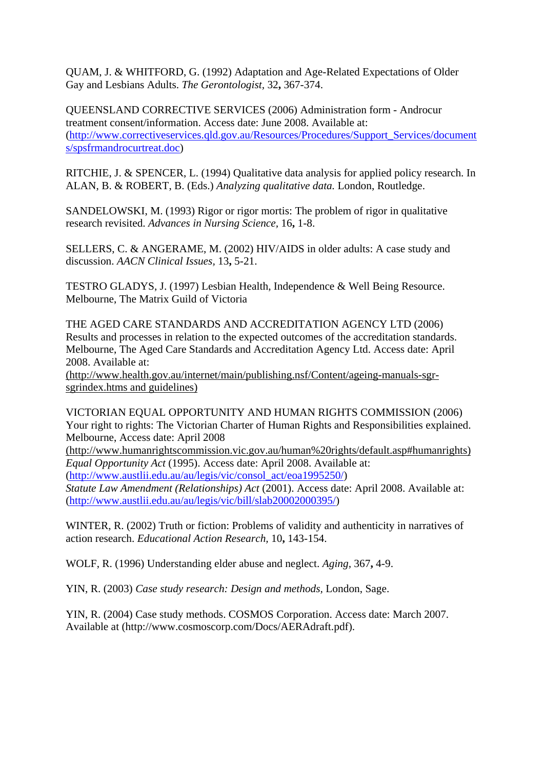QUAM, J. & WHITFORD, G. (1992) Adaptation and Age-Related Expectations of Older Gay and Lesbians Adults. *The Gerontologist,* 32**,** 367-374.

QUEENSLAND CORRECTIVE SERVICES (2006) Administration form - Androcur treatment consent/information. Access date: June 2008. Available at: (http://www.correctiveservices.qld.gov.au/Resources/Procedures/Support_Services/documents/spsfrmandrocurtreat.doc)

RITCHIE, J. & SPENCER, L. (1994) Qualitative data analysis for applied policy research. In ALAN, B. & ROBERT, B. (Eds.) *Analyzing qualitative data.* London, Routledge.

SANDELOWSKI, M. (1993) Rigor or rigor mortis: The problem of rigor in qualitative research revisited. *Advances in Nursing Science,* 16**,** 1-8.

SELLERS, C. & ANGERAME, M. (2002) HIV/AIDS in older adults: A case study and discussion. *AACN Clinical Issues,* 13**,** 5-21.

TESTRO GLADYS, J. (1997) Lesbian Health, Independence & Well Being Resource. Melbourne, The Matrix Guild of Victoria

THE AGED CARE STANDARDS AND ACCREDITATION AGENCY LTD (2006) Results and processes in relation to the expected outcomes of the accreditation standards. Melbourne, The Aged Care Standards and Accreditation Agency Ltd. Access date: April 2008. Available at: (http://www.health.gov.au/internet/main/publishing.nsf/Content/ageing-manuals-sgr-sgrindex.htms and guidelines)

VICTORIAN EQUAL OPPORTUNITY AND HUMAN RIGHTS COMMISSION (2006) Your right to rights: The Victorian Charter of Human Rights and Responsibilities explained. Melbourne, Access date: April 2008 (http://www.humanrightscommission.vic.gov.au/human%20rights/default.asp#humanrights)
*Equal Opportunity Act* (1995). Access date: April 2008. Available at: (http://www.austlii.edu.au/au/legis/vic/consol_act/eoa1995250/)
*Statute Law Amendment (Relationships) Act* (2001). Access date: April 2008. Available at: (http://www.austlii.edu.au/au/legis/vic/bill/slab20002000395/)

WINTER, R. (2002) Truth or fiction: Problems of validity and authenticity in narratives of action research. *Educational Action Research,* 10**,** 143-154.

WOLF, R. (1996) Understanding elder abuse and neglect. *Aging,* 367**,** 4-9.

YIN, R. (2003) *Case study research: Design and methods,* London, Sage.

YIN, R. (2004) Case study methods. COSMOS Corporation. Access date: March 2007. Available at (http://www.cosmoscorp.com/Docs/AERAdraft.pdf).